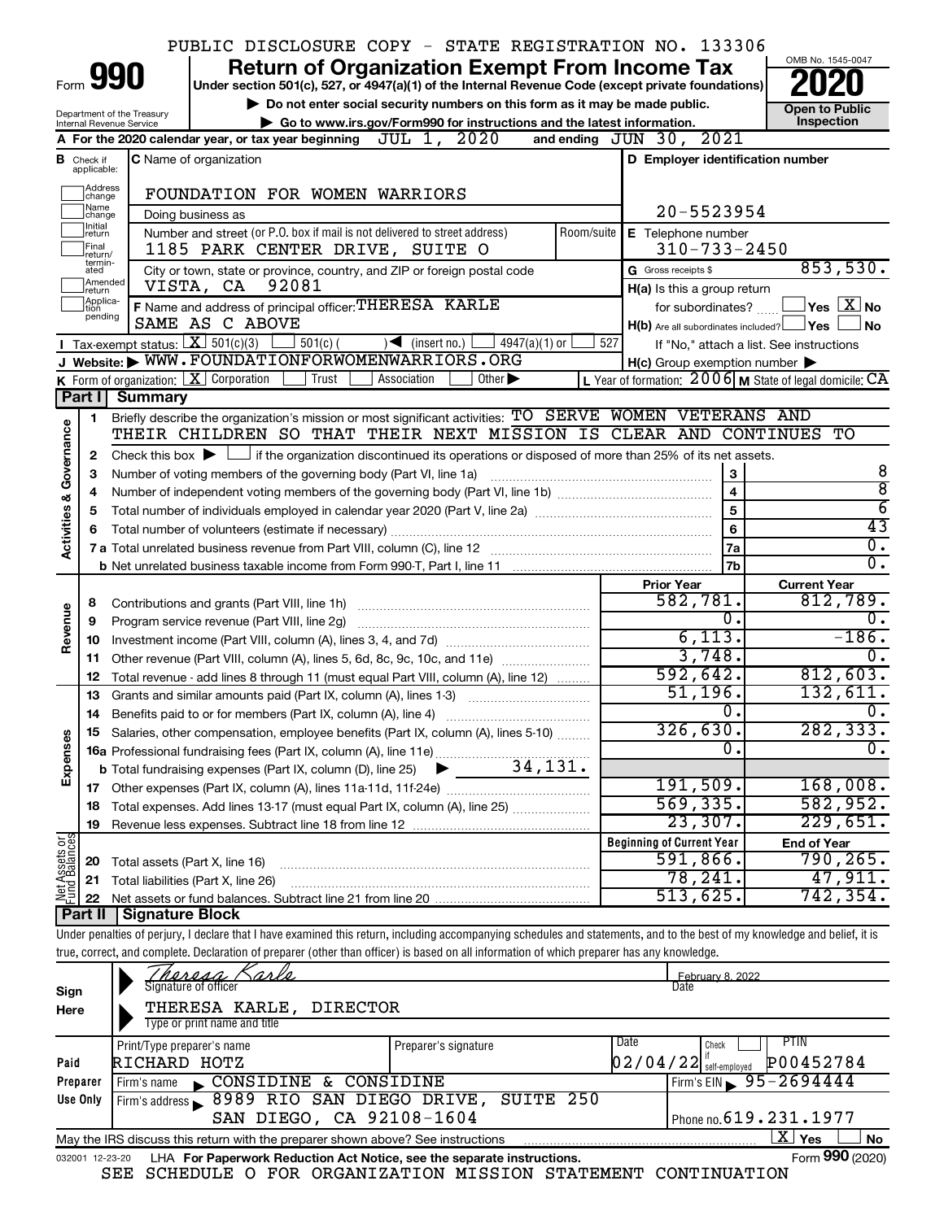PUBLIC DISCLOSURE COPY - STATE REGISTRATION NO. 133306

# Form 990 — Return of Organization Exempt From Income Tax (2020)

Under section 501(c), 527, or 4947(a)(1) of the Internal Revenue Code (except private foundations)

▶ Do not enter social security numbers on this form as it may be made public.

▶ Go to www.irs.gov/Form990 for instructions and the latest information.

Department of the Treasury, Internal Revenue Service

OMB No. 1545-0047 — Open to Public Inspection

**A** For the 2020 calendar year, or tax year beginning JUL 1, 2020 and ending JUN 30, 2021

**B** Check if applicable: ☐ Address change ☐ Name change ☐ Initial return ☐ Final return/terminated ☐ Amended return ☐ Application pending

**C** Name of organization: FOUNDATION FOR WOMEN WARRIORS

Doing business as

Number and street (or P.O. box if mail is not delivered to street address): 1185 PARK CENTER DRIVE, SUITE O

City or town, state or province, country, and ZIP or foreign postal code: VISTA, CA 92081

**D** Employer identification number: 20-5523954

**E** Telephone number: 310-733-2450

**G** Gross receipts $ 853,530.

**F** Name and address of principal officer: THERESA KARLE, SAME AS C ABOVE

**H(a)** Is this a group return for subordinates? ☐ Yes ☒ No

**H(b)** Are all subordinates included? ☐ Yes ☐ No — If "No," attach a list. See instructions

**H(c)** Group exemption number ▶

**I** Tax-exempt status: ☒ 501(c)(3) ☐ 501(c) ( ) ◀ (insert no.) ☐ 4947(a)(1) or ☐ 527

**J** Website: ▶ WWW.FOUNDATIONFORWOMENWARRIORS.ORG

**K** Form of organization: ☒ Corporation ☐ Trust ☐ Association ☐ Other ▶

**L** Year of formation: 2006 **M** State of legal domicile: CA

## Part I Summary

**Activities & Governance**

1 Briefly describe the organization's mission or most significant activities: TO SERVE WOMEN VETERANS AND THEIR CHILDREN SO THAT THEIR NEXT MISSION IS CLEAR AND CONTINUES TO

2 Check this box ▶ ☐ if the organization discontinued its operations or disposed of more than 25% of its net assets.

| | | | |
|---|---|---|---|
| 3 | Number of voting members of the governing body (Part VI, line 1a) | 3 | 8 |
| 4 | Number of independent voting members of the governing body (Part VI, line 1b) | 4 | 8 |
| 5 | Total number of individuals employed in calendar year 2020 (Part V, line 2a) | 5 | 6 |
| 6 | Total number of volunteers (estimate if necessary) | 6 | 43 |
| 7a | Total unrelated business revenue from Part VIII, column (C), line 12 | 7a | 0. |
| b | Net unrelated business taxable income from Form 990-T, Part I, line 11 | 7b | 0. |

| | | | Prior Year | Current Year |
|---|---|---|---|---|
| **Revenue** | 8 | Contributions and grants (Part VIII, line 1h) | 582,781. | 812,789. |
| | 9 | Program service revenue (Part VIII, line 2g) | 0. | 0. |
| | 10 | Investment income (Part VIII, column (A), lines 3, 4, and 7d) | 6,113. | -186. |
| | 11 | Other revenue (Part VIII, column (A), lines 5, 6d, 8c, 9c, 10c, and 11e) | 3,748. | 0. |
| | 12 | Total revenue - add lines 8 through 11 (must equal Part VIII, column (A), line 12) | 592,642. | 812,603. |
| **Expenses** | 13 | Grants and similar amounts paid (Part IX, column (A), lines 1-3) | 51,196. | 132,611. |
| | 14 | Benefits paid to or for members (Part IX, column (A), line 4) | 0. | 0. |
| | 15 | Salaries, other compensation, employee benefits (Part IX, column (A), lines 5-10) | 326,630. | 282,333. |
| | 16a | Professional fundraising fees (Part IX, column (A), line 11e) | 0. | 0. |
| | b | Total fundraising expenses (Part IX, column (D), line 25) ▶ 34,131. | | |
| | 17 | Other expenses (Part IX, column (A), lines 11a-11d, 11f-24e) | 191,509. | 168,008. |
| | 18 | Total expenses. Add lines 13-17 (must equal Part IX, column (A), line 25) | 569,335. | 582,952. |
| | 19 | Revenue less expenses. Subtract line 18 from line 12 | 23,307. | 229,651. |

| | | | Beginning of Current Year | End of Year |
|---|---|---|---|---|
| **Net Assets or Fund Balances** | 20 | Total assets (Part X, line 16) | 591,866. | 790,265. |
| | 21 | Total liabilities (Part X, line 26) | 78,241. | 47,911. |
| | 22 | Net assets or fund balances. Subtract line 21 from line 20 | 513,625. | 742,354. |

## Part II Signature Block

Under penalties of perjury, I declare that I have examined this return, including accompanying schedules and statements, and to the best of my knowledge and belief, it is true, correct, and complete. Declaration of preparer (other than officer) is based on all information of which preparer has any knowledge.

**Sign Here**

Signature of officer: Theresa Karle — Date: February 8, 2022

THERESA KARLE, DIRECTOR — Type or print name and title

**Paid Preparer Use Only**

| Print/Type preparer's name | Preparer's signature | Date | Check ☐ if self-employed | PTIN |
|---|---|---|---|---|
| RICHARD HOTZ | | 02/04/22 | | P00452784 |

Firm's name ▶ CONSIDINE & CONSIDINE — Firm's EIN ▶ 95-2694444

Firm's address ▶ 8989 RIO SAN DIEGO DRIVE, SUITE 250, SAN DIEGO, CA 92108-1604 — Phone no. 619.231.1977

May the IRS discuss this return with the preparer shown above? See instructions ☒ Yes ☐ No

032001 12-23-20 LHA For Paperwork Reduction Act Notice, see the separate instructions. Form **990** (2020)

SEE SCHEDULE O FOR ORGANIZATION MISSION STATEMENT CONTINUATION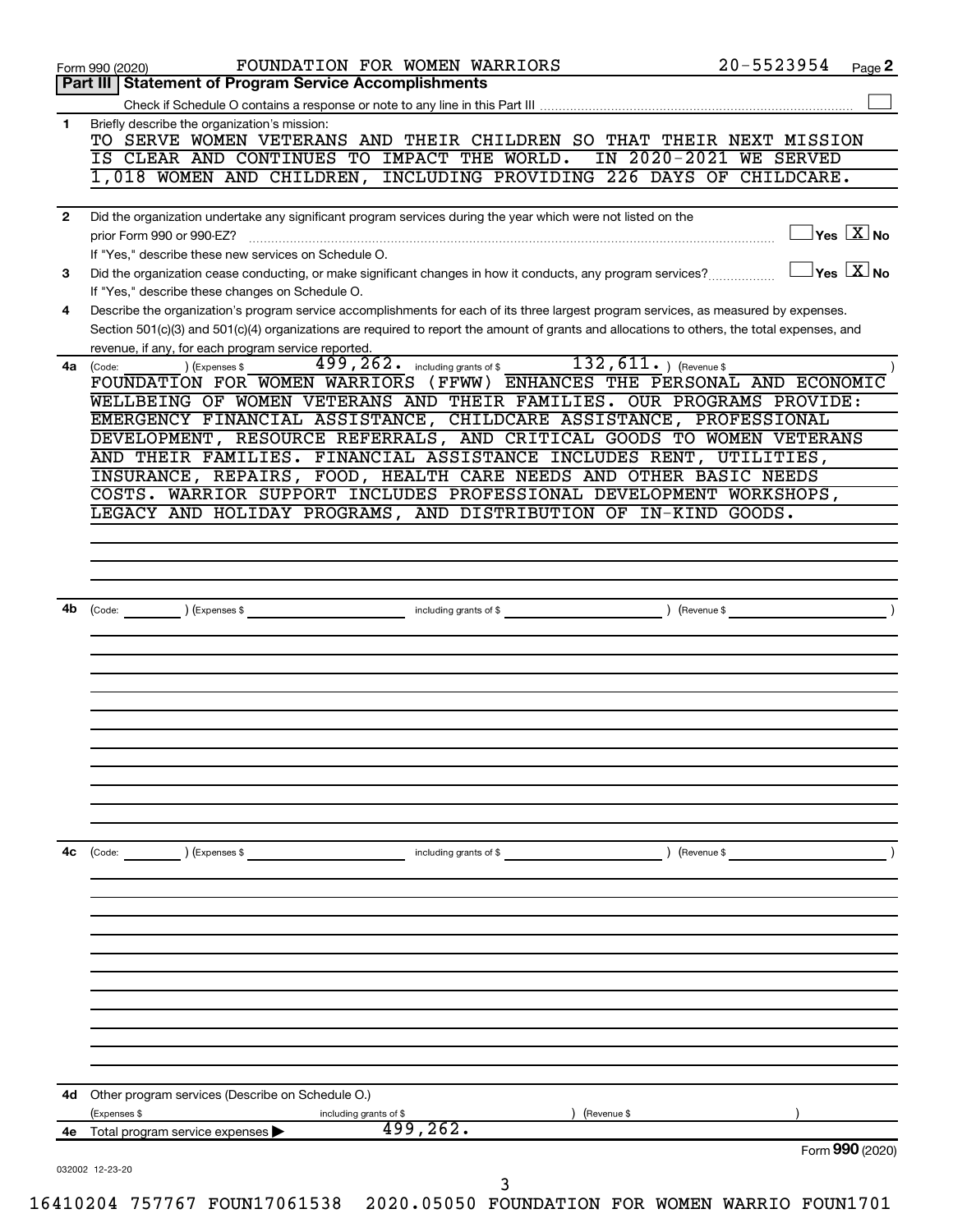Form 990 (2020) FOUNDATION FOR WOMEN WARRIORS 20-5523954 Page **2**

## Part III | Statement of Program Service Accomplishments

Check if Schedule O contains a response or note to any line in this Part III ☐

**1** Briefly describe the organization's mission:

TO SERVE WOMEN VETERANS AND THEIR CHILDREN SO THAT THEIR NEXT MISSION IS CLEAR AND CONTINUES TO IMPACT THE WORLD. IN 2020-2021 WE SERVED 1,018 WOMEN AND CHILDREN, INCLUDING PROVIDING 226 DAYS OF CHILDCARE.

**2** Did the organization undertake any significant program services during the year which were not listed on the prior Form 990 or 990-EZ? ☐ Yes ☒ No

If "Yes," describe these new services on Schedule O.

**3** Did the organization cease conducting, or make significant changes in how it conducts, any program services? ☐ Yes ☒ No

If "Yes," describe these changes on Schedule O.

**4** Describe the organization's program service accomplishments for each of its three largest program services, as measured by expenses. Section 501(c)(3) and 501(c)(4) organizations are required to report the amount of grants and allocations to others, the total expenses, and revenue, if any, for each program service reported.

**4a** (Code: ) (Expenses $ 499,262. including grants of $ 132,611. ) (Revenue $ )

FOUNDATION FOR WOMEN WARRIORS (FFWW) ENHANCES THE PERSONAL AND ECONOMIC WELLBEING OF WOMEN VETERANS AND THEIR FAMILIES. OUR PROGRAMS PROVIDE: EMERGENCY FINANCIAL ASSISTANCE, CHILDCARE ASSISTANCE, PROFESSIONAL DEVELOPMENT, RESOURCE REFERRALS, AND CRITICAL GOODS TO WOMEN VETERANS AND THEIR FAMILIES. FINANCIAL ASSISTANCE INCLUDES RENT, UTILITIES, INSURANCE, REPAIRS, FOOD, HEALTH CARE NEEDS AND OTHER BASIC NEEDS COSTS. WARRIOR SUPPORT INCLUDES PROFESSIONAL DEVELOPMENT WORKSHOPS, LEGACY AND HOLIDAY PROGRAMS, AND DISTRIBUTION OF IN-KIND GOODS.

**4b** (Code: ) (Expenses $ including grants of $ ) (Revenue $ )

**4c** (Code: ) (Expenses $ including grants of $ ) (Revenue $ )

**4d** Other program services (Describe on Schedule O.)

(Expenses $ including grants of $ ) (Revenue $ )

**4e** Total program service expenses ▶ 499,262.

Form **990** (2020)

032002 12-23-20

16410204 757767 FOUN17061538 2020.05050 FOUNDATION FOR WOMEN WARRIO FOUN1701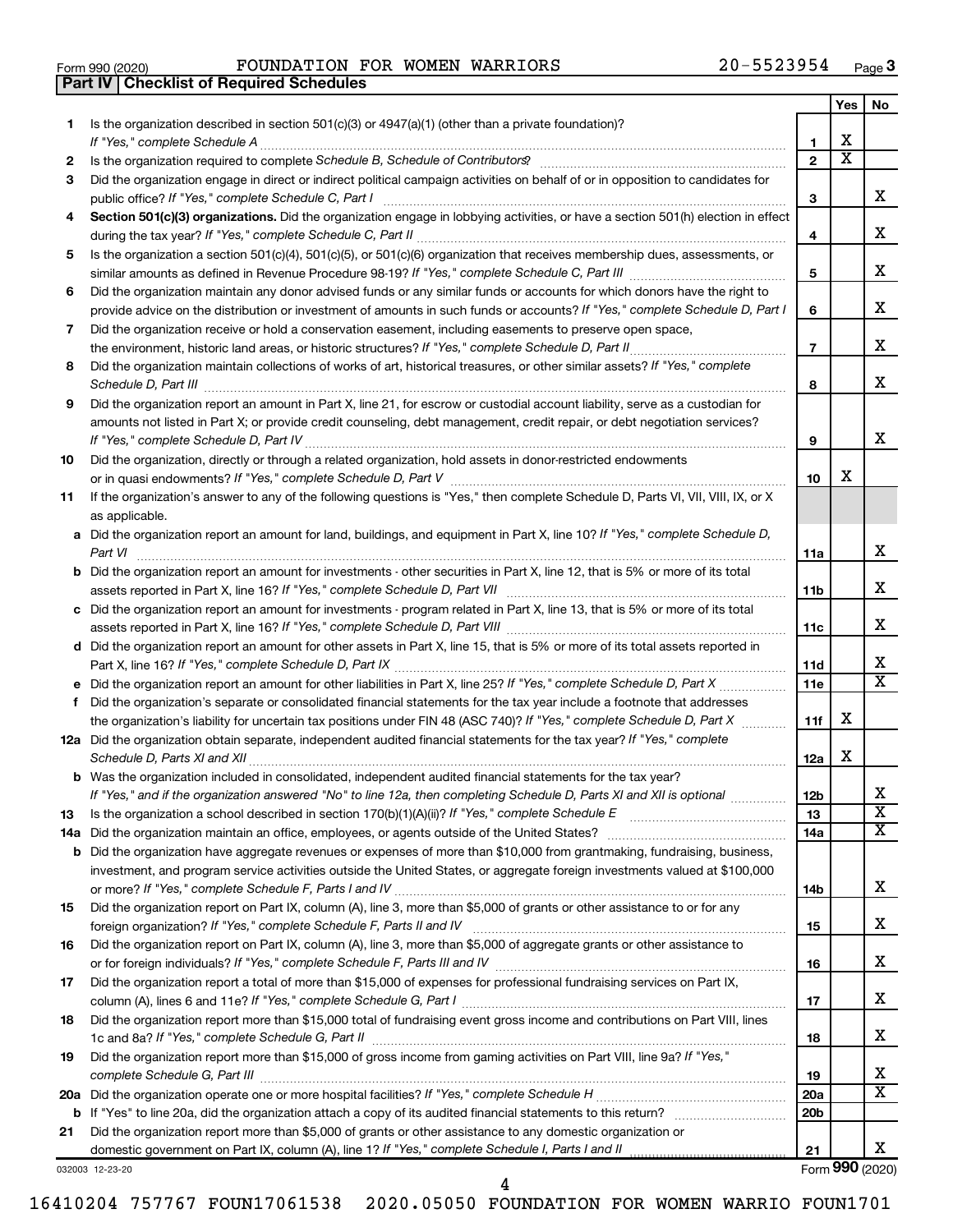Form 990 (2020) FOUNDATION FOR WOMEN WARRIORS 20-5523954 Page 3

**Part IV Checklist of Required Schedules**

| | | | Yes | No |
|---|---|---|---|---|
| 1 | Is the organization described in section 501(c)(3) or 4947(a)(1) (other than a private foundation)? *If "Yes," complete Schedule A* | 1 | X | |
| 2 | Is the organization required to complete *Schedule B, Schedule of Contributors*? | 2 | X | |
| 3 | Did the organization engage in direct or indirect political campaign activities on behalf of or in opposition to candidates for public office? *If "Yes," complete Schedule C, Part I* | 3 | | X |
| 4 | **Section 501(c)(3) organizations.** Did the organization engage in lobbying activities, or have a section 501(h) election in effect during the tax year? *If "Yes," complete Schedule C, Part II* | 4 | | X |
| 5 | Is the organization a section 501(c)(4), 501(c)(5), or 501(c)(6) organization that receives membership dues, assessments, or similar amounts as defined in Revenue Procedure 98-19? *If "Yes," complete Schedule C, Part III* | 5 | | X |
| 6 | Did the organization maintain any donor advised funds or any similar funds or accounts for which donors have the right to provide advice on the distribution or investment of amounts in such funds or accounts? *If "Yes," complete Schedule D, Part I* | 6 | | X |
| 7 | Did the organization receive or hold a conservation easement, including easements to preserve open space, the environment, historic land areas, or historic structures? *If "Yes," complete Schedule D, Part II* | 7 | | X |
| 8 | Did the organization maintain collections of works of art, historical treasures, or other similar assets? *If "Yes," complete Schedule D, Part III* | 8 | | X |
| 9 | Did the organization report an amount in Part X, line 21, for escrow or custodial account liability, serve as a custodian for amounts not listed in Part X; or provide credit counseling, debt management, credit repair, or debt negotiation services? *If "Yes," complete Schedule D, Part IV* | 9 | | X |
| 10 | Did the organization, directly or through a related organization, hold assets in donor-restricted endowments or in quasi endowments? *If "Yes," complete Schedule D, Part V* | 10 | X | |
| 11 | If the organization's answer to any of the following questions is "Yes," then complete Schedule D, Parts VI, VII, VIII, IX, or X as applicable. | | | |
| a | Did the organization report an amount for land, buildings, and equipment in Part X, line 10? *If "Yes," complete Schedule D, Part VI* | 11a | | X |
| b | Did the organization report an amount for investments - other securities in Part X, line 12, that is 5% or more of its total assets reported in Part X, line 16? *If "Yes," complete Schedule D, Part VII* | 11b | | X |
| c | Did the organization report an amount for investments - program related in Part X, line 13, that is 5% or more of its total assets reported in Part X, line 16? *If "Yes," complete Schedule D, Part VIII* | 11c | | X |
| d | Did the organization report an amount for other assets in Part X, line 15, that is 5% or more of its total assets reported in Part X, line 16? *If "Yes," complete Schedule D, Part IX* | 11d | | X |
| e | Did the organization report an amount for other liabilities in Part X, line 25? *If "Yes," complete Schedule D, Part X* | 11e | | X |
| f | Did the organization's separate or consolidated financial statements for the tax year include a footnote that addresses the organization's liability for uncertain tax positions under FIN 48 (ASC 740)? *If "Yes," complete Schedule D, Part X* | 11f | X | |
| 12a | Did the organization obtain separate, independent audited financial statements for the tax year? *If "Yes," complete Schedule D, Parts XI and XII* | 12a | X | |
| b | Was the organization included in consolidated, independent audited financial statements for the tax year? *If "Yes," and if the organization answered "No" to line 12a, then completing Schedule D, Parts XI and XII is optional* | 12b | | X |
| 13 | Is the organization a school described in section 170(b)(1)(A)(ii)? *If "Yes," complete Schedule E* | 13 | | X |
| 14a | Did the organization maintain an office, employees, or agents outside of the United States? | 14a | | X |
| b | Did the organization have aggregate revenues or expenses of more than $10,000 from grantmaking, fundraising, business, investment, and program service activities outside the United States, or aggregate foreign investments valued at $100,000 or more? *If "Yes," complete Schedule F, Parts I and IV* | 14b | | X |
| 15 | Did the organization report on Part IX, column (A), line 3, more than $5,000 of grants or other assistance to or for any foreign organization? *If "Yes," complete Schedule F, Parts II and IV* | 15 | | X |
| 16 | Did the organization report on Part IX, column (A), line 3, more than $5,000 of aggregate grants or other assistance to or for foreign individuals? *If "Yes," complete Schedule F, Parts III and IV* | 16 | | X |
| 17 | Did the organization report a total of more than $15,000 of expenses for professional fundraising services on Part IX, column (A), lines 6 and 11e? *If "Yes," complete Schedule G, Part I* | 17 | | X |
| 18 | Did the organization report more than $15,000 total of fundraising event gross income and contributions on Part VIII, lines 1c and 8a? *If "Yes," complete Schedule G, Part II* | 18 | | X |
| 19 | Did the organization report more than $15,000 of gross income from gaming activities on Part VIII, line 9a? *If "Yes," complete Schedule G, Part III* | 19 | | X |
| 20a | Did the organization operate one or more hospital facilities? *If "Yes," complete Schedule H* | 20a | | X |
| b | If "Yes" to line 20a, did the organization attach a copy of its audited financial statements to this return? | 20b | | |
| 21 | Did the organization report more than $5,000 of grants or other assistance to any domestic organization or domestic government on Part IX, column (A), line 1? *If "Yes," complete Schedule I, Parts I and II* | 21 | | X |

032003 12-23-20 Form **990** (2020)

16410204 757767 FOUN17061538 2020.05050 FOUNDATION FOR WOMEN WARRIO FOUN1701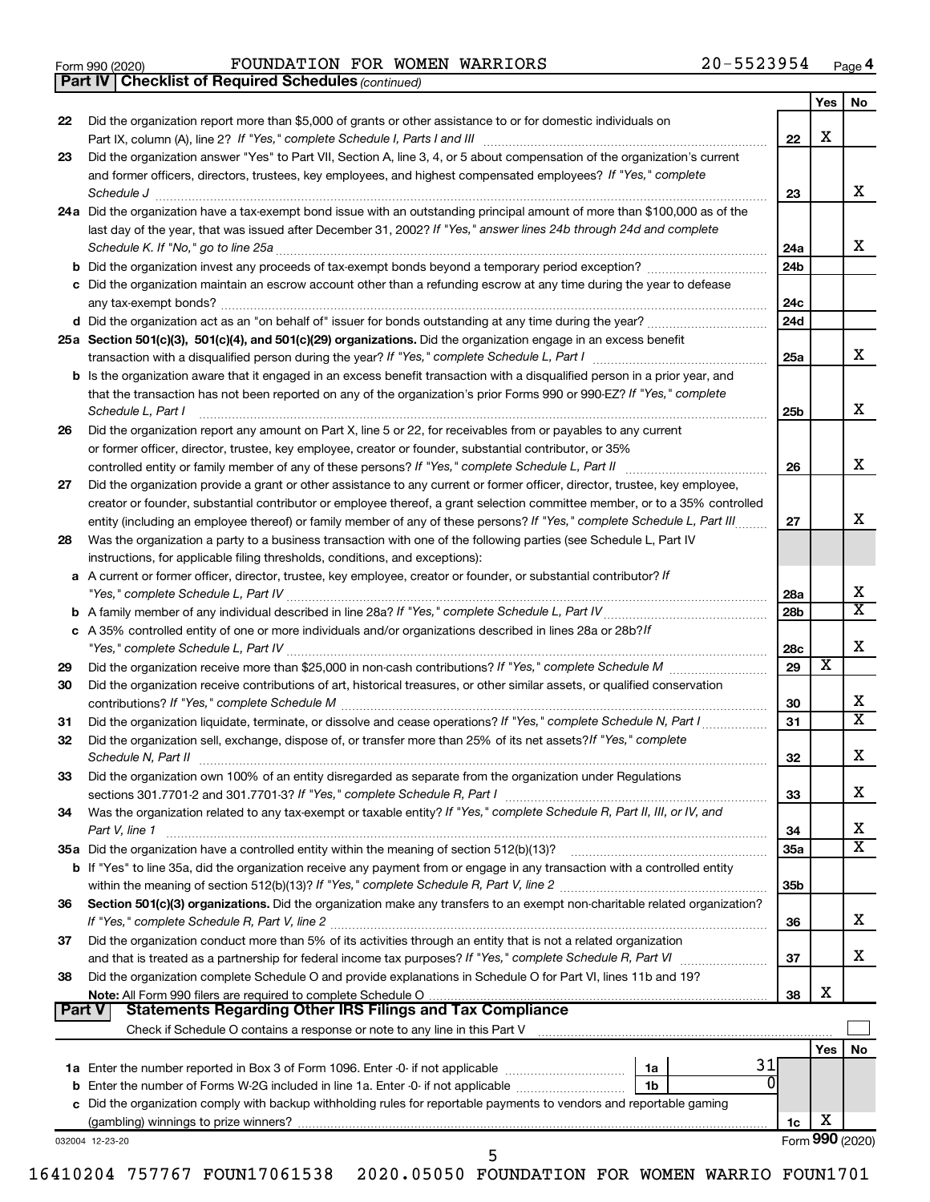Form 990 (2020) FOUNDATION FOR WOMEN WARRIORS 20-5523954 Page **4**

**Part IV | Checklist of Required Schedules** *(continued)*

| | | | Yes | No |
|---|---|---|---|---|
| 22 | Did the organization report more than $5,000 of grants or other assistance to or for domestic individuals on Part IX, column (A), line 2? *If "Yes," complete Schedule I, Parts I and III* | 22 | X | |
| 23 | Did the organization answer "Yes" to Part VII, Section A, line 3, 4, or 5 about compensation of the organization's current and former officers, directors, trustees, key employees, and highest compensated employees? *If "Yes," complete Schedule J* | 23 | | X |
| 24a | Did the organization have a tax-exempt bond issue with an outstanding principal amount of more than $100,000 as of the last day of the year, that was issued after December 31, 2002? *If "Yes," answer lines 24b through 24d and complete Schedule K. If "No," go to line 25a* | 24a | | X |
| b | Did the organization invest any proceeds of tax-exempt bonds beyond a temporary period exception? | 24b | | |
| c | Did the organization maintain an escrow account other than a refunding escrow at any time during the year to defease any tax-exempt bonds? | 24c | | |
| d | Did the organization act as an "on behalf of" issuer for bonds outstanding at any time during the year? | 24d | | |
| 25a | **Section 501(c)(3), 501(c)(4), and 501(c)(29) organizations.** Did the organization engage in an excess benefit transaction with a disqualified person during the year? *If "Yes," complete Schedule L, Part I* | 25a | | X |
| b | Is the organization aware that it engaged in an excess benefit transaction with a disqualified person in a prior year, and that the transaction has not been reported on any of the organization's prior Forms 990 or 990-EZ? *If "Yes," complete Schedule L, Part I* | 25b | | X |
| 26 | Did the organization report any amount on Part X, line 5 or 22, for receivables from or payables to any current or former officer, director, trustee, key employee, creator or founder, substantial contributor, or 35% controlled entity or family member of any of these persons? *If "Yes," complete Schedule L, Part II* | 26 | | X |
| 27 | Did the organization provide a grant or other assistance to any current or former officer, director, trustee, key employee, creator or founder, substantial contributor or employee thereof, a grant selection committee member, or to a 35% controlled entity (including an employee thereof) or family member of any of these persons? *If "Yes," complete Schedule L, Part III* | 27 | | X |
| 28 | Was the organization a party to a business transaction with one of the following parties (see Schedule L, Part IV instructions, for applicable filing thresholds, conditions, and exceptions): | | | |
| a | A current or former officer, director, trustee, key employee, creator or founder, or substantial contributor? *If "Yes," complete Schedule L, Part IV* | 28a | | X |
| b | A family member of any individual described in line 28a? *If "Yes," complete Schedule L, Part IV* | 28b | | X |
| c | A 35% controlled entity of one or more individuals and/or organizations described in lines 28a or 28b? *If "Yes," complete Schedule L, Part IV* | 28c | | X |
| 29 | Did the organization receive more than $25,000 in non-cash contributions? *If "Yes," complete Schedule M* | 29 | X | |
| 30 | Did the organization receive contributions of art, historical treasures, or other similar assets, or qualified conservation contributions? *If "Yes," complete Schedule M* | 30 | | X |
| 31 | Did the organization liquidate, terminate, or dissolve and cease operations? *If "Yes," complete Schedule N, Part I* | 31 | | X |
| 32 | Did the organization sell, exchange, dispose of, or transfer more than 25% of its net assets? *If "Yes," complete Schedule N, Part II* | 32 | | X |
| 33 | Did the organization own 100% of an entity disregarded as separate from the organization under Regulations sections 301.7701-2 and 301.7701-3? *If "Yes," complete Schedule R, Part I* | 33 | | X |
| 34 | Was the organization related to any tax-exempt or taxable entity? *If "Yes," complete Schedule R, Part II, III, or IV, and Part V, line 1* | 34 | | X |
| 35a | Did the organization have a controlled entity within the meaning of section 512(b)(13)? | 35a | | X |
| b | If "Yes" to line 35a, did the organization receive any payment from or engage in any transaction with a controlled entity within the meaning of section 512(b)(13)? *If "Yes," complete Schedule R, Part V, line 2* | 35b | | |
| 36 | **Section 501(c)(3) organizations.** Did the organization make any transfers to an exempt non-charitable related organization? *If "Yes," complete Schedule R, Part V, line 2* | 36 | | X |
| 37 | Did the organization conduct more than 5% of its activities through an entity that is not a related organization and that is treated as a partnership for federal income tax purposes? *If "Yes," complete Schedule R, Part VI* | 37 | | X |
| 38 | Did the organization complete Schedule O and provide explanations in Schedule O for Part VI, lines 11b and 19? **Note:** All Form 990 filers are required to complete Schedule O | 38 | X | |

**Part V | Statements Regarding Other IRS Filings and Tax Compliance**

Check if Schedule O contains a response or note to any line in this Part V ☐

| | | | | | Yes | No |
|---|---|---|---|---|---|---|
| 1a | Enter the number reported in Box 3 of Form 1096. Enter -0- if not applicable | 1a | 31 | | | |
| b | Enter the number of Forms W-2G included in line 1a. Enter -0- if not applicable | 1b | 0 | | | |
| c | Did the organization comply with backup withholding rules for reportable payments to vendors and reportable gaming (gambling) winnings to prize winners? | | | 1c | X | |

032004 12-23-20 Form **990** (2020)

16410204 757767 FOUN17061538 2020.05050 FOUNDATION FOR WOMEN WARRIO FOUN1701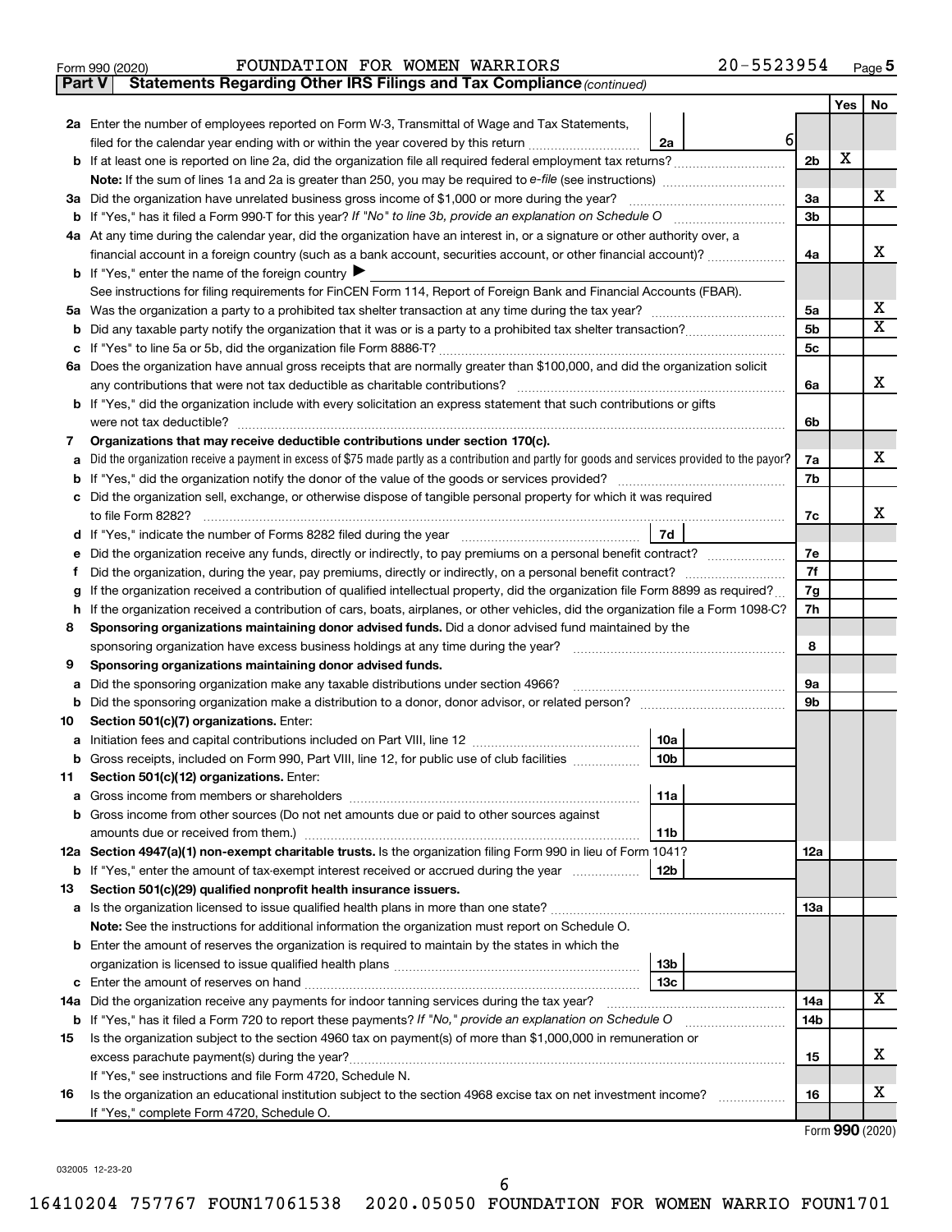Form 990 (2020) FOUNDATION FOR WOMEN WARRIORS 20-5523954 Page 5

**Part V Statements Regarding Other IRS Filings and Tax Compliance** *(continued)*

| Line | Description | Box | Amount | Line ref | Yes | No |
|---|---|---|---|---|---|---|
| 2a | Enter the number of employees reported on Form W-3, Transmittal of Wage and Tax Statements, filed for the calendar year ending with or within the year covered by this return | 2a | 6 | | | |
| b | If at least one is reported on line 2a, did the organization file all required federal employment tax returns? | | | 2b | X | |
| | **Note:** If the sum of lines 1a and 2a is greater than 250, you may be required to *e-file* (see instructions) | | | | | |
| 3a | Did the organization have unrelated business gross income of $1,000 or more during the year? | | | 3a | | X |
| b | If "Yes," has it filed a Form 990-T for this year? *If "No" to line 3b, provide an explanation on Schedule O* | | | 3b | | |
| 4a | At any time during the calendar year, did the organization have an interest in, or a signature or other authority over, a financial account in a foreign country (such as a bank account, securities account, or other financial account)? | | | 4a | | X |
| b | If "Yes," enter the name of the foreign country ▶ | | | | | |
| | See instructions for filing requirements for FinCEN Form 114, Report of Foreign Bank and Financial Accounts (FBAR). | | | | | |
| 5a | Was the organization a party to a prohibited tax shelter transaction at any time during the tax year? | | | 5a | | X |
| b | Did any taxable party notify the organization that it was or is a party to a prohibited tax shelter transaction? | | | 5b | | X |
| c | If "Yes" to line 5a or 5b, did the organization file Form 8886-T? | | | 5c | | |
| 6a | Does the organization have annual gross receipts that are normally greater than $100,000, and did the organization solicit any contributions that were not tax deductible as charitable contributions? | | | 6a | | X |
| b | If "Yes," did the organization include with every solicitation an express statement that such contributions or gifts were not tax deductible? | | | 6b | | |
| 7 | **Organizations that may receive deductible contributions under section 170(c).** | | | | | |
| a | Did the organization receive a payment in excess of $75 made partly as a contribution and partly for goods and services provided to the payor? | | | 7a | | X |
| b | If "Yes," did the organization notify the donor of the value of the goods or services provided? | | | 7b | | |
| c | Did the organization sell, exchange, or otherwise dispose of tangible personal property for which it was required to file Form 8282? | | | 7c | | X |
| d | If "Yes," indicate the number of Forms 8282 filed during the year | 7d | | | | |
| e | Did the organization receive any funds, directly or indirectly, to pay premiums on a personal benefit contract? | | | 7e | | |
| f | Did the organization, during the year, pay premiums, directly or indirectly, on a personal benefit contract? | | | 7f | | |
| g | If the organization received a contribution of qualified intellectual property, did the organization file Form 8899 as required? | | | 7g | | |
| h | If the organization received a contribution of cars, boats, airplanes, or other vehicles, did the organization file a Form 1098-C? | | | 7h | | |
| 8 | **Sponsoring organizations maintaining donor advised funds.** Did a donor advised fund maintained by the sponsoring organization have excess business holdings at any time during the year? | | | 8 | | |
| 9 | **Sponsoring organizations maintaining donor advised funds.** | | | | | |
| a | Did the sponsoring organization make any taxable distributions under section 4966? | | | 9a | | |
| b | Did the sponsoring organization make a distribution to a donor, donor advisor, or related person? | | | 9b | | |
| 10 | **Section 501(c)(7) organizations.** Enter: | | | | | |
| a | Initiation fees and capital contributions included on Part VIII, line 12 | 10a | | | | |
| b | Gross receipts, included on Form 990, Part VIII, line 12, for public use of club facilities | 10b | | | | |
| 11 | **Section 501(c)(12) organizations.** Enter: | | | | | |
| a | Gross income from members or shareholders | 11a | | | | |
| b | Gross income from other sources (Do not net amounts due or paid to other sources against amounts due or received from them.) | 11b | | | | |
| 12a | **Section 4947(a)(1) non-exempt charitable trusts.** Is the organization filing Form 990 in lieu of Form 1041? | | | 12a | | |
| b | If "Yes," enter the amount of tax-exempt interest received or accrued during the year | 12b | | | | |
| 13 | **Section 501(c)(29) qualified nonprofit health insurance issuers.** | | | | | |
| a | Is the organization licensed to issue qualified health plans in more than one state? | | | 13a | | |
| | **Note:** See the instructions for additional information the organization must report on Schedule O. | | | | | |
| b | Enter the amount of reserves the organization is required to maintain by the states in which the organization is licensed to issue qualified health plans | 13b | | | | |
| c | Enter the amount of reserves on hand | 13c | | | | |
| 14a | Did the organization receive any payments for indoor tanning services during the tax year? | | | 14a | | X |
| b | If "Yes," has it filed a Form 720 to report these payments? *If "No," provide an explanation on Schedule O* | | | 14b | | |
| 15 | Is the organization subject to the section 4960 tax on payment(s) of more than $1,000,000 in remuneration or excess parachute payment(s) during the year? | | | 15 | | X |
| | If "Yes," see instructions and file Form 4720, Schedule N. | | | | | |
| 16 | Is the organization an educational institution subject to the section 4968 excise tax on net investment income? | | | 16 | | X |
| | If "Yes," complete Form 4720, Schedule O. | | | | | |

Form **990** (2020)

032005 12-23-20

16410204 757767 FOUN17061538 2020.05050 FOUNDATION FOR WOMEN WARRIO FOUN1701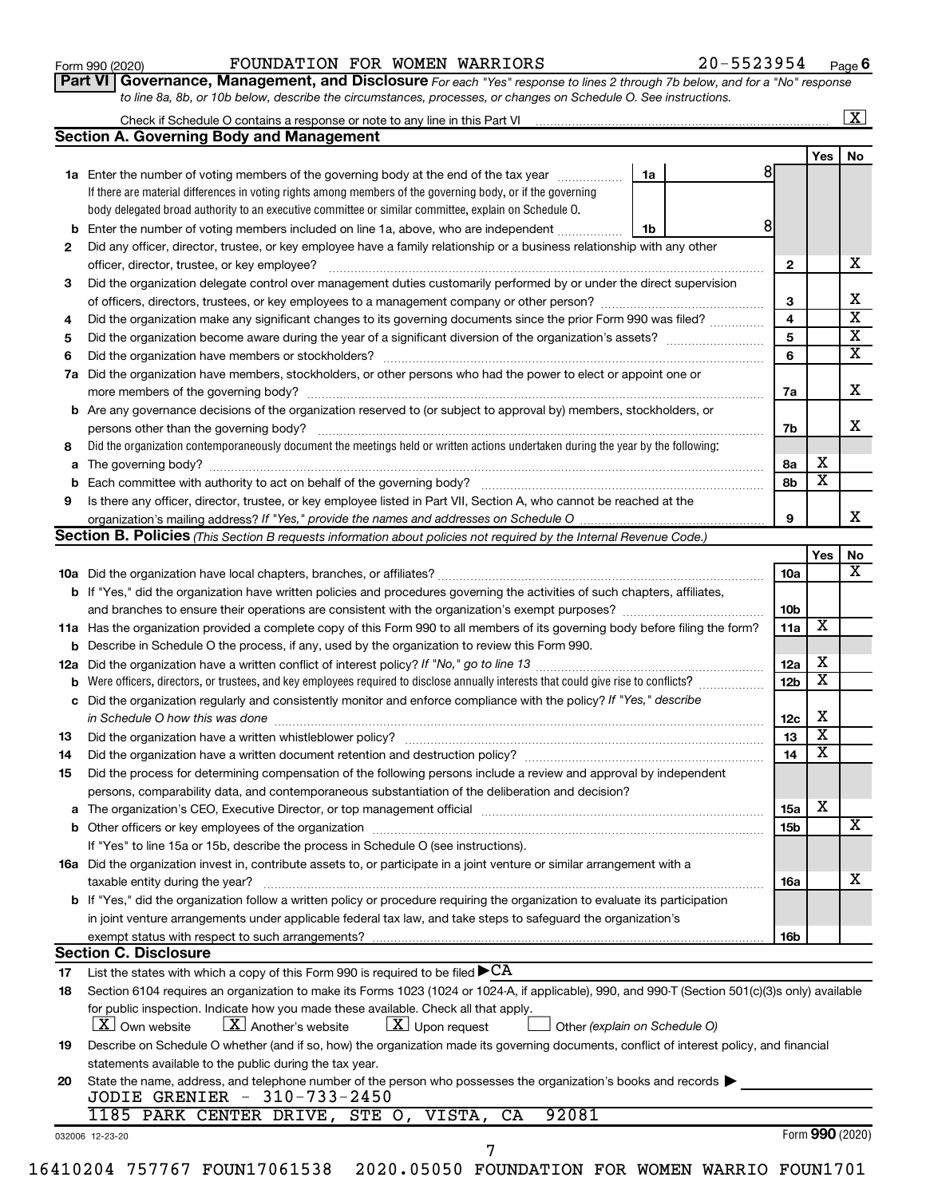Form 990 (2020) FOUNDATION FOR WOMEN WARRIORS 20-5523954 Page 6

**Part VI Governance, Management, and Disclosure** *For each "Yes" response to lines 2 through 7b below, and for a "No" response to line 8a, 8b, or 10b below, describe the circumstances, processes, or changes on Schedule O. See instructions.*

Check if Schedule O contains a response or note to any line in this Part VI ....... [X]

## Section A. Governing Body and Management

| | | | Yes | No |
|---|---|---|---|---|
| **1a** | Enter the number of voting members of the governing body at the end of the tax year ....... **1a** 8 | | | |
| | If there are material differences in voting rights among members of the governing body, or if the governing body delegated broad authority to an executive committee or similar committee, explain on Schedule O. | | | |
| **b** | Enter the number of voting members included on line 1a, above, who are independent ....... **1b** 8 | | | |
| **2** | Did any officer, director, trustee, or key employee have a family relationship or a business relationship with any other officer, director, trustee, or key employee? | **2** | | X |
| **3** | Did the organization delegate control over management duties customarily performed by or under the direct supervision of officers, directors, trustees, or key employees to a management company or other person? | **3** | | X |
| **4** | Did the organization make any significant changes to its governing documents since the prior Form 990 was filed? | **4** | | X |
| **5** | Did the organization become aware during the year of a significant diversion of the organization's assets? | **5** | | X |
| **6** | Did the organization have members or stockholders? | **6** | | X |
| **7a** | Did the organization have members, stockholders, or other persons who had the power to elect or appoint one or more members of the governing body? | **7a** | | X |
| **b** | Are any governance decisions of the organization reserved to (or subject to approval by) members, stockholders, or persons other than the governing body? | **7b** | | X |
| **8** | Did the organization contemporaneously document the meetings held or written actions undertaken during the year by the following: | | | |
| **a** | The governing body? | **8a** | X | |
| **b** | Each committee with authority to act on behalf of the governing body? | **8b** | X | |
| **9** | Is there any officer, director, trustee, or key employee listed in Part VII, Section A, who cannot be reached at the organization's mailing address? *If "Yes," provide the names and addresses on Schedule O* | **9** | | X |

## Section B. Policies *(This Section B requests information about policies not required by the Internal Revenue Code.)*

| | | | Yes | No |
|---|---|---|---|---|
| **10a** | Did the organization have local chapters, branches, or affiliates? | **10a** | | X |
| **b** | If "Yes," did the organization have written policies and procedures governing the activities of such chapters, affiliates, and branches to ensure their operations are consistent with the organization's exempt purposes? | **10b** | | |
| **11a** | Has the organization provided a complete copy of this Form 990 to all members of its governing body before filing the form? | **11a** | X | |
| **b** | Describe in Schedule O the process, if any, used by the organization to review this Form 990. | | | |
| **12a** | Did the organization have a written conflict of interest policy? *If "No," go to line 13* | **12a** | X | |
| **b** | Were officers, directors, or trustees, and key employees required to disclose annually interests that could give rise to conflicts? | **12b** | X | |
| **c** | Did the organization regularly and consistently monitor and enforce compliance with the policy? *If "Yes," describe in Schedule O how this was done* | **12c** | X | |
| **13** | Did the organization have a written whistleblower policy? | **13** | X | |
| **14** | Did the organization have a written document retention and destruction policy? | **14** | X | |
| **15** | Did the process for determining compensation of the following persons include a review and approval by independent persons, comparability data, and contemporaneous substantiation of the deliberation and decision? | | | |
| **a** | The organization's CEO, Executive Director, or top management official | **15a** | X | |
| **b** | Other officers or key employees of the organization | **15b** | | X |
| | If "Yes" to line 15a or 15b, describe the process in Schedule O (see instructions). | | | |
| **16a** | Did the organization invest in, contribute assets to, or participate in a joint venture or similar arrangement with a taxable entity during the year? | **16a** | | X |
| **b** | If "Yes," did the organization follow a written policy or procedure requiring the organization to evaluate its participation in joint venture arrangements under applicable federal tax law, and take steps to safeguard the organization's exempt status with respect to such arrangements? | **16b** | | |

## Section C. Disclosure

**17** List the states with which a copy of this Form 990 is required to be filed ▶ CA

**18** Section 6104 requires an organization to make its Forms 1023 (1024 or 1024-A, if applicable), 990, and 990-T (Section 501(c)(3)s only) available for public inspection. Indicate how you made these available. Check all that apply.

[X] Own website [X] Another's website [X] Upon request [ ] Other *(explain on Schedule O)*

**19** Describe on Schedule O whether (and if so, how) the organization made its governing documents, conflict of interest policy, and financial statements available to the public during the tax year.

**20** State the name, address, and telephone number of the person who possesses the organization's books and records ▶

JODIE GRENIER - 310-733-2450
1185 PARK CENTER DRIVE, STE O, VISTA, CA 92081

032006 12-23-20 Form **990** (2020)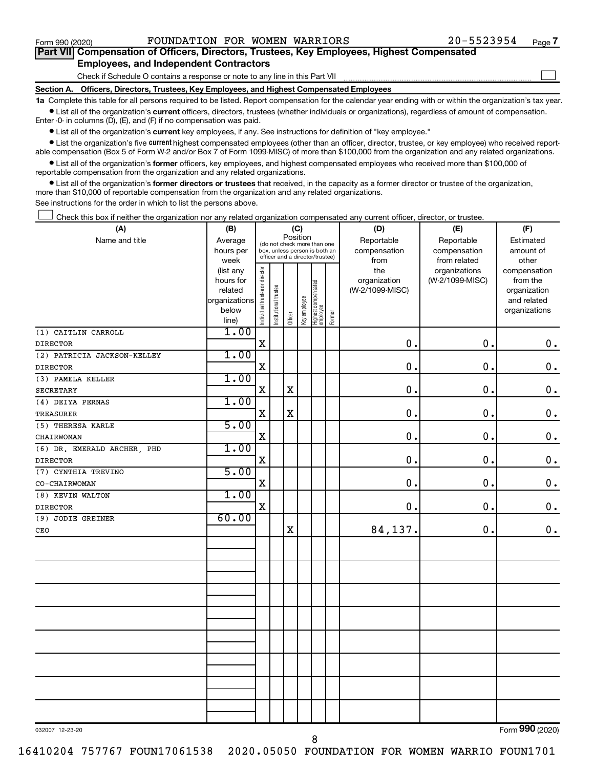Form 990 (2020) FOUNDATION FOR WOMEN WARRIORS 20-5523954 Page 7

**Part VII Compensation of Officers, Directors, Trustees, Key Employees, Highest Compensated Employees, and Independent Contractors**

Check if Schedule O contains a response or note to any line in this Part VII ☐

**Section A. Officers, Directors, Trustees, Key Employees, and Highest Compensated Employees**

**1a** Complete this table for all persons required to be listed. Report compensation for the calendar year ending with or within the organization's tax year.

- List all of the organization's **current** officers, directors, trustees (whether individuals or organizations), regardless of amount of compensation. Enter -0- in columns (D), (E), and (F) if no compensation was paid.
- List all of the organization's **current** key employees, if any. See instructions for definition of "key employee."
- List the organization's five **current** highest compensated employees (other than an officer, director, trustee, or key employee) who received reportable compensation (Box 5 of Form W-2 and/or Box 7 of Form 1099-MISC) of more than $100,000 from the organization and any related organizations.
- List all of the organization's **former** officers, key employees, and highest compensated employees who received more than $100,000 of reportable compensation from the organization and any related organizations.
- List all of the organization's **former directors or trustees** that received, in the capacity as a former director or trustee of the organization, more than $10,000 of reportable compensation from the organization and any related organizations.

See instructions for the order in which to list the persons above.

☐ Check this box if neither the organization nor any related organization compensated any current officer, director, or trustee.

| (A) Name and title | (B) Average hours per week (list any hours for related organizations below line) | (C) Position: Individual trustee or director | Institutional trustee | Officer | Key employee | Highest compensated employee | Former | (D) Reportable compensation from the organization (W-2/1099-MISC) | (E) Reportable compensation from related organizations (W-2/1099-MISC) | (F) Estimated amount of other compensation from the organization and related organizations |
|---|---|---|---|---|---|---|---|---|---|---|
| (1) CAITLIN CARROLL<br>DIRECTOR | 1.00 | X | | | | | | 0. | 0. | 0. |
| (2) PATRICIA JACKSON-KELLEY<br>DIRECTOR | 1.00 | X | | | | | | 0. | 0. | 0. |
| (3) PAMELA KELLER<br>SECRETARY | 1.00 | X | | X | | | | 0. | 0. | 0. |
| (4) DEIYA PERNAS<br>TREASURER | 1.00 | X | | X | | | | 0. | 0. | 0. |
| (5) THERESA KARLE<br>CHAIRWOMAN | 5.00 | X | | | | | | 0. | 0. | 0. |
| (6) DR. EMERALD ARCHER, PHD<br>DIRECTOR | 1.00 | X | | | | | | 0. | 0. | 0. |
| (7) CYNTHIA TREVINO<br>CO-CHAIRWOMAN | 5.00 | X | | | | | | 0. | 0. | 0. |
| (8) KEVIN WALTON<br>DIRECTOR | 1.00 | X | | | | | | 0. | 0. | 0. |
| (9) JODIE GREINER<br>CEO | 60.00 | | | X | | | | 84,137. | 0. | 0. |

032007 12-23-20 Form 990 (2020)

16410204 757767 FOUN17061538 2020.05050 FOUNDATION FOR WOMEN WARRIO FOUN1701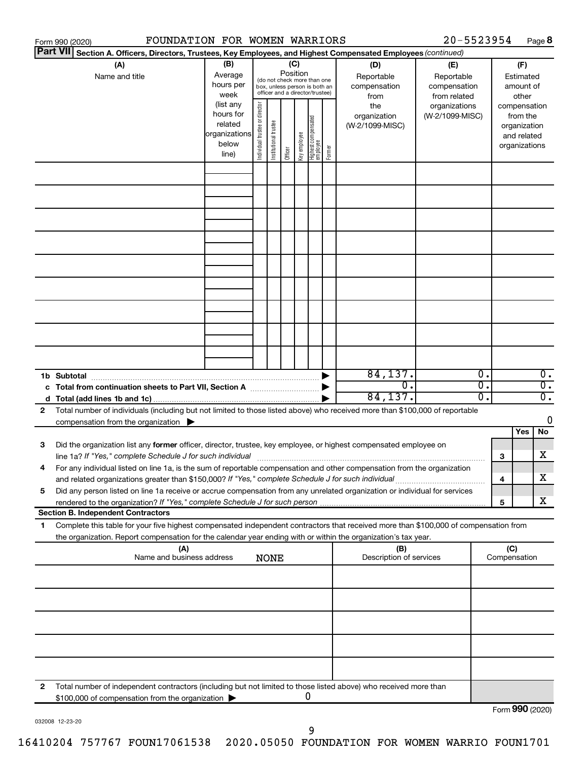Form 990 (2020) FOUNDATION FOR WOMEN WARRIORS 20-5523954 Page **8**

**Part VII** **Section A. Officers, Directors, Trustees, Key Employees, and Highest Compensated Employees** *(continued)*

| (A) Name and title | (B) Average hours per week (list any hours for related organizations below line) | (C) Position (do not check more than one box, unless person is both an officer and a director/trustee): Individual trustee or director | Institutional trustee | Officer | Key employee | Highest compensated employee | Former | (D) Reportable compensation from the organization (W-2/1099-MISC) | (E) Reportable compensation from related organizations (W-2/1099-MISC) | (F) Estimated amount of other compensation from the organization and related organizations |
|---|---|---|---|---|---|---|---|---|---|---|
| | | | | | | | | | | |
| | | | | | | | | | | |
| | | | | | | | | | | |
| | | | | | | | | | | |
| | | | | | | | | | | |
| | | | | | | | | | | |
| | | | | | | | | | | |
| | | | | | | | | | | |
| | | | | | | | | | | |
| **1b Subtotal** | | | | | | | ▶ | 84,137. | 0. | 0. |
| **c Total from continuation sheets to Part VII, Section A** | | | | | | | ▶ | 0. | 0. | 0. |
| **d Total (add lines 1b and 1c)** | | | | | | | ▶ | 84,137. | 0. | 0. |

**2** Total number of individuals (including but not limited to those listed above) who received more than $100,000 of reportable compensation from the organization ▶ 0

| | | | Yes | No |
|---|---|---|---|---|
| **3** | Did the organization list any **former** officer, director, trustee, key employee, or highest compensated employee on line 1a? *If "Yes," complete Schedule J for such individual* | 3 | | X |
| **4** | For any individual listed on line 1a, is the sum of reportable compensation and other compensation from the organization and related organizations greater than $150,000? *If "Yes," complete Schedule J for such individual* | 4 | | X |
| **5** | Did any person listed on line 1a receive or accrue compensation from any unrelated organization or individual for services rendered to the organization? *If "Yes," complete Schedule J for such person* | 5 | | X |

**Section B. Independent Contractors**

**1** Complete this table for your five highest compensated independent contractors that received more than $100,000 of compensation from the organization. Report compensation for the calendar year ending with or within the organization's tax year.

| (A) Name and business address | (B) Description of services | (C) Compensation |
|---|---|---|
| NONE | | |
| | | |
| | | |
| | | |
| | | |
| | | |

**2** Total number of independent contractors (including but not limited to those listed above) who received more than $100,000 of compensation from the organization ▶ 0

Form **990** (2020)

032008 12-23-20

16410204 757767 FOUN17061538 2020.05050 FOUNDATION FOR WOMEN WARRIO FOUN1701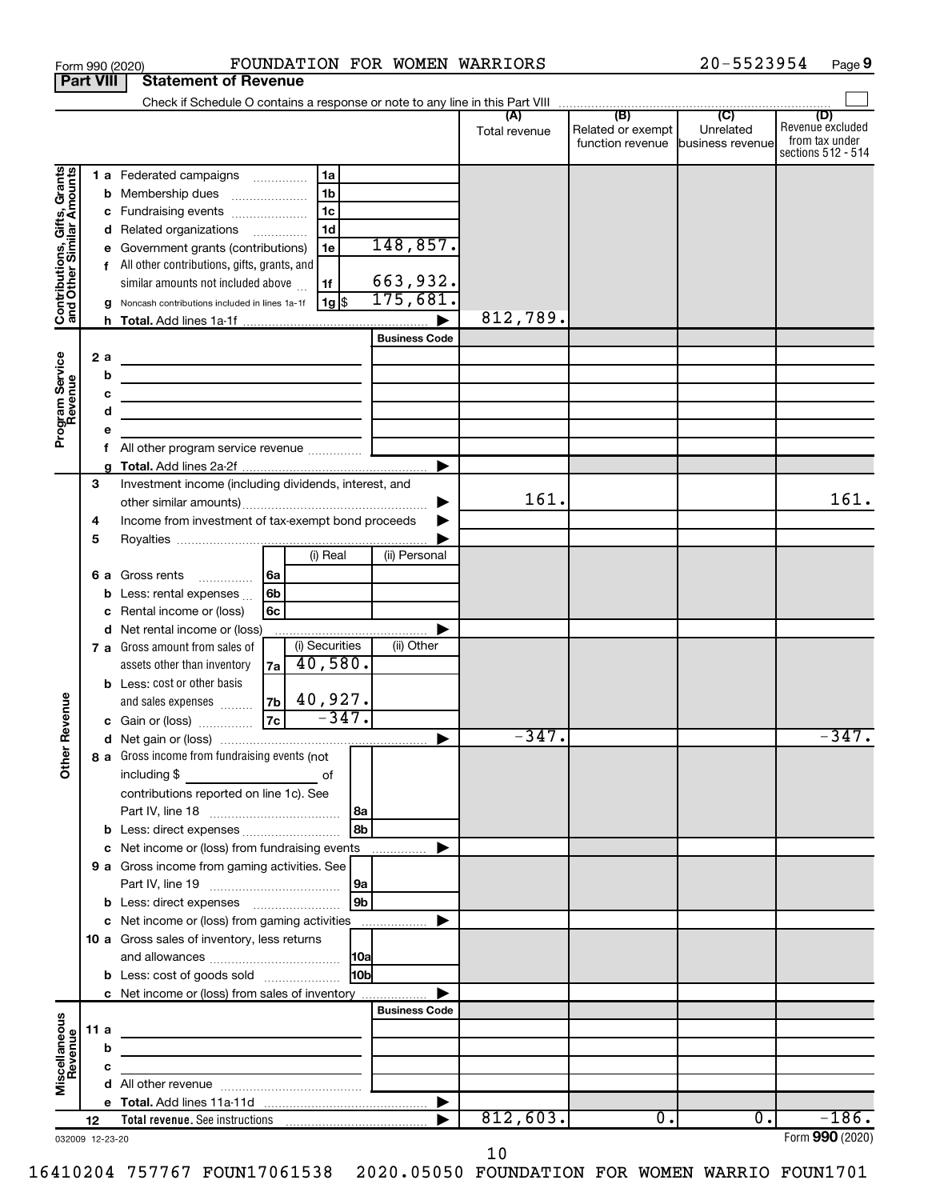Form 990 (2020) FOUNDATION FOR WOMEN WARRIORS 20-5523954 Page 9

**Part VIII Statement of Revenue**

Check if Schedule O contains a response or note to any line in this Part VIII

| | | | (A) Total revenue | (B) Related or exempt function revenue | (C) Unrelated business revenue | (D) Revenue excluded from tax under sections 512 - 514 |
|---|---|---|---|---|---|---|
| **Contributions, Gifts, Grants and Other Similar Amounts** | 1 a Federated campaigns | 1a | | | | |
| | b Membership dues | 1b | | | | |
| | c Fundraising events | 1c | | | | |
| | d Related organizations | 1d | | | | |
| | e Government grants (contributions) | 1e 148,857. | | | | |
| | f All other contributions, gifts, grants, and similar amounts not included above | 1f 663,932. | | | | |
| | g Noncash contributions included in lines 1a-1f | 1g $ 175,681. | | | | |
| | h Total. Add lines 1a-1f | | 812,789. | | | |
| **Program Service Revenue** | | Business Code | | | | |
| | 2 a | | | | | |
| | b | | | | | |
| | c | | | | | |
| | d | | | | | |
| | e | | | | | |
| | f All other program service revenue | | | | | |
| | g Total. Add lines 2a-2f | | | | | |
| **Other Revenue** | 3 Investment income (including dividends, interest, and other similar amounts) | | 161. | | | 161. |
| | 4 Income from investment of tax-exempt bond proceeds | | | | | |
| | 5 Royalties | | | | | |
| | 6 a Gross rents (i) Real / (ii) Personal | 6a | | | | |
| | b Less: rental expenses | 6b | | | | |
| | c Rental income or (loss) | 6c | | | | |
| | d Net rental income or (loss) | | | | | |
| | 7 a Gross amount from sales of assets other than inventory | 7a (i) Securities 40,580. / (ii) Other | | | | |
| | b Less: cost or other basis and sales expenses | 7b (i) Securities 40,927. | | | | |
| | c Gain or (loss) | 7c (i) Securities -347. | | | | |
| | d Net gain or (loss) | | -347. | | | -347. |
| | 8 a Gross income from fundraising events (not including $ of contributions reported on line 1c). See Part IV, line 18 | 8a | | | | |
| | b Less: direct expenses | 8b | | | | |
| | c Net income or (loss) from fundraising events | | | | | |
| | 9 a Gross income from gaming activities. See Part IV, line 19 | 9a | | | | |
| | b Less: direct expenses | 9b | | | | |
| | c Net income or (loss) from gaming activities | | | | | |
| | 10 a Gross sales of inventory, less returns and allowances | 10a | | | | |
| | b Less: cost of goods sold | 10b | | | | |
| | c Net income or (loss) from sales of inventory | | | | | |
| **Miscellaneous Revenue** | | Business Code | | | | |
| | 11 a | | | | | |
| | b | | | | | |
| | c | | | | | |
| | d All other revenue | | | | | |
| | e Total. Add lines 11a-11d | | | | | |
| | 12 Total revenue. See instructions | | 812,603. | 0. | 0. | -186. |

032009 12-23-20

Form 990 (2020)

16410204 757767 FOUN17061538 2020.05050 FOUNDATION FOR WOMEN WARRIO FOUN1701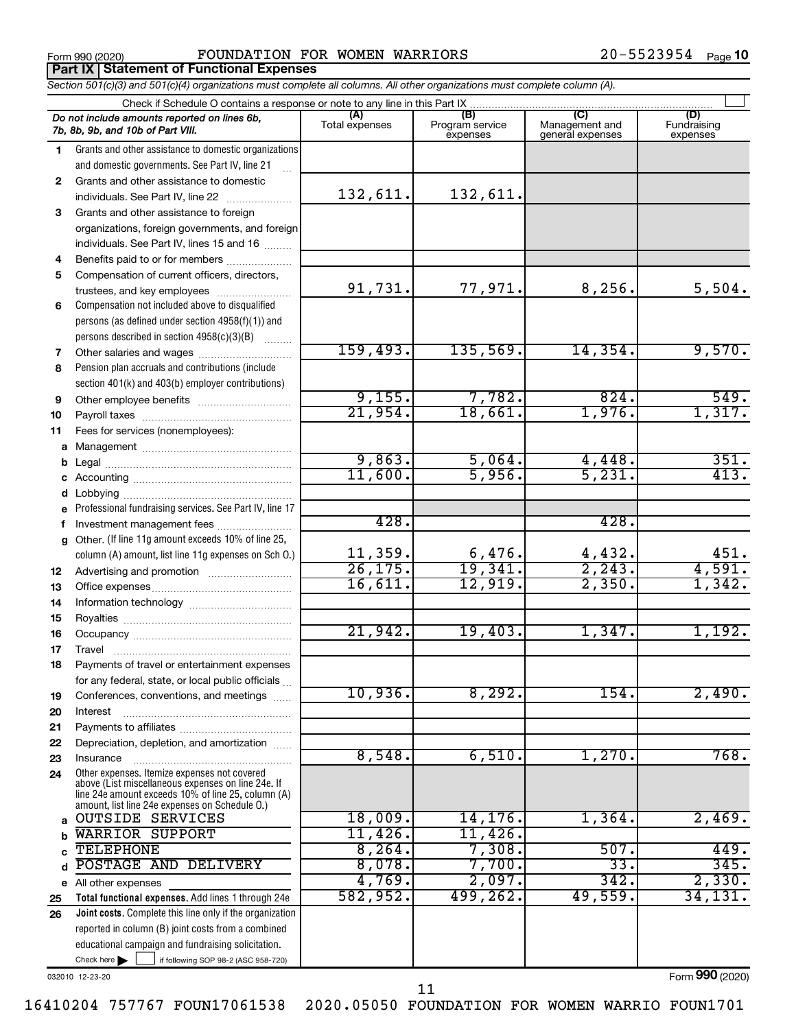Form 990 (2020) FOUNDATION FOR WOMEN WARRIORS 20-5523954

**Part IX Statement of Functional Expenses**

*Section 501(c)(3) and 501(c)(4) organizations must complete all columns. All other organizations must complete column (A).*

Check if Schedule O contains a response or note to any line in this Part IX

| | *Do not include amounts reported on lines 6b, 7b, 8b, 9b, and 10b of Part VIII.* | (A) Total expenses | (B) Program service expenses | (C) Management and general expenses | (D) Fundraising expenses |
|---|---|---|---|---|---|
| 1 | Grants and other assistance to domestic organizations and domestic governments. See Part IV, line 21 | | | | |
| 2 | Grants and other assistance to domestic individuals. See Part IV, line 22 | 132,611. | 132,611. | | |
| 3 | Grants and other assistance to foreign organizations, foreign governments, and foreign individuals. See Part IV, lines 15 and 16 | | | | |
| 4 | Benefits paid to or for members | | | | |
| 5 | Compensation of current officers, directors, trustees, and key employees | 91,731. | 77,971. | 8,256. | 5,504. |
| 6 | Compensation not included above to disqualified persons (as defined under section 4958(f)(1)) and persons described in section 4958(c)(3)(B) | | | | |
| 7 | Other salaries and wages | 159,493. | 135,569. | 14,354. | 9,570. |
| 8 | Pension plan accruals and contributions (include section 401(k) and 403(b) employer contributions) | | | | |
| 9 | Other employee benefits | 9,155. | 7,782. | 824. | 549. |
| 10 | Payroll taxes | 21,954. | 18,661. | 1,976. | 1,317. |
| 11 | Fees for services (nonemployees): | | | | |
| a | Management | | | | |
| b | Legal | 9,863. | 5,064. | 4,448. | 351. |
| c | Accounting | 11,600. | 5,956. | 5,231. | 413. |
| d | Lobbying | | | | |
| e | Professional fundraising services. See Part IV, line 17 | | | | |
| f | Investment management fees | 428. | | 428. | |
| g | Other. (If line 11g amount exceeds 10% of line 25, column (A) amount, list line 11g expenses on Sch O.) | 11,359. | 6,476. | 4,432. | 451. |
| 12 | Advertising and promotion | 26,175. | 19,341. | 2,243. | 4,591. |
| 13 | Office expenses | 16,611. | 12,919. | 2,350. | 1,342. |
| 14 | Information technology | | | | |
| 15 | Royalties | | | | |
| 16 | Occupancy | 21,942. | 19,403. | 1,347. | 1,192. |
| 17 | Travel | | | | |
| 18 | Payments of travel or entertainment expenses for any federal, state, or local public officials | | | | |
| 19 | Conferences, conventions, and meetings | 10,936. | 8,292. | 154. | 2,490. |
| 20 | Interest | | | | |
| 21 | Payments to affiliates | | | | |
| 22 | Depreciation, depletion, and amortization | | | | |
| 23 | Insurance | 8,548. | 6,510. | 1,270. | 768. |
| 24 | Other expenses. Itemize expenses not covered above (List miscellaneous expenses on line 24e. If line 24e amount exceeds 10% of line 25, column (A) amount, list line 24e expenses on Schedule O.) | | | | |
| a | OUTSIDE SERVICES | 18,009. | 14,176. | 1,364. | 2,469. |
| b | WARRIOR SUPPORT | 11,426. | 11,426. | | |
| c | TELEPHONE | 8,264. | 7,308. | 507. | 449. |
| d | POSTAGE AND DELIVERY | 8,078. | 7,700. | 33. | 345. |
| e | All other expenses | 4,769. | 2,097. | 342. | 2,330. |
| 25 | **Total functional expenses.** Add lines 1 through 24e | 582,952. | 499,262. | 49,559. | 34,131. |
| 26 | **Joint costs.** Complete this line only if the organization reported in column (B) joint costs from a combined educational campaign and fundraising solicitation. Check here ☐ if following SOP 98-2 (ASC 958-720) | | | | |

032010 12-23-20

Form **990** (2020)

16410204 757767 FOUN17061538 2020.05050 FOUNDATION FOR WOMEN WARRIO FOUN1701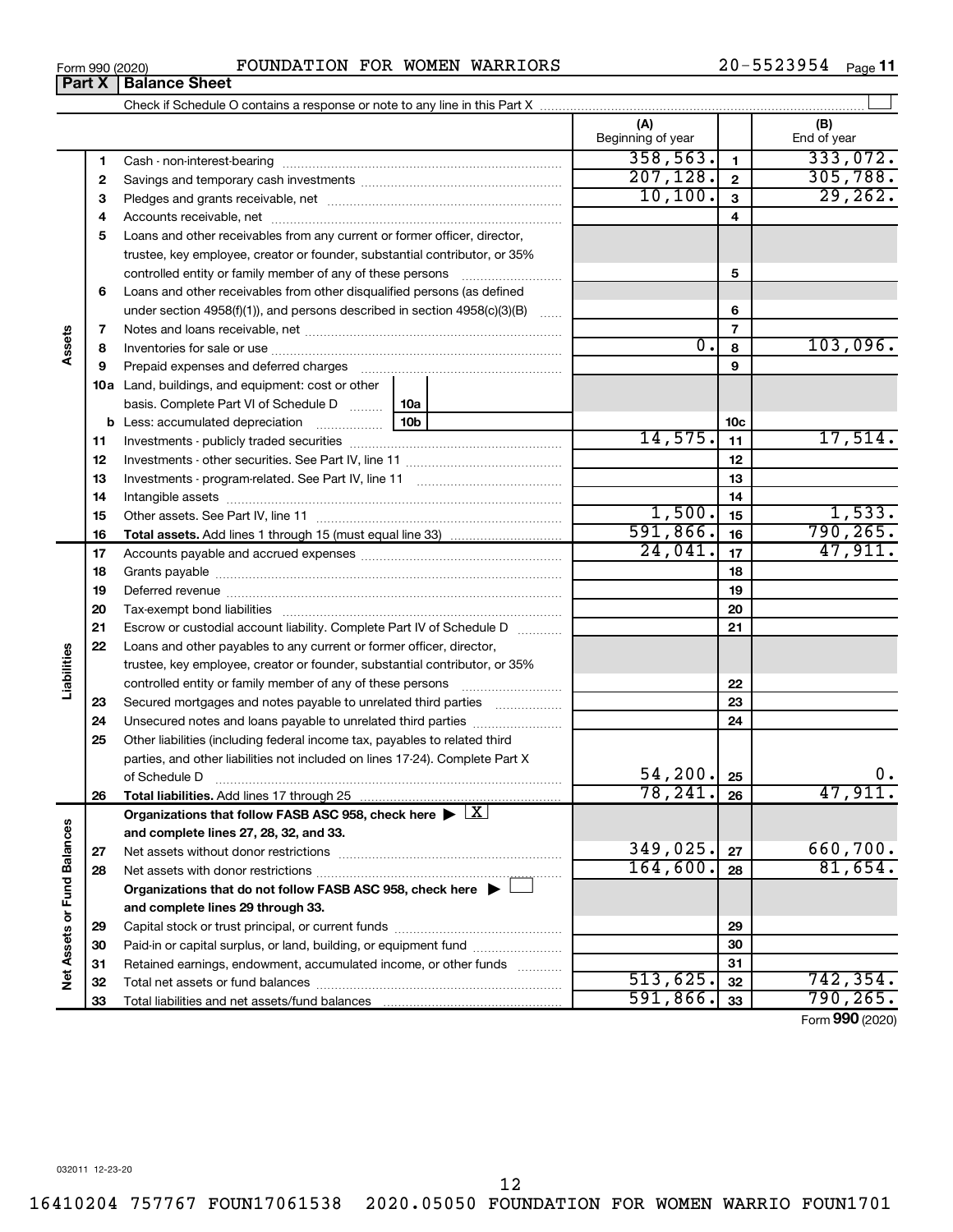Form 990 (2020) FOUNDATION FOR WOMEN WARRIORS 20-5523954 Page **11**

## Part X | Balance Sheet

Check if Schedule O contains a response or note to any line in this Part X

| | | | (A) Beginning of year | | (B) End of year |
|---|---|---|---|---|---|
| **Assets** | 1 | Cash - non-interest-bearing | 358,563. | 1 | 333,072. |
| | 2 | Savings and temporary cash investments | 207,128. | 2 | 305,788. |
| | 3 | Pledges and grants receivable, net | 10,100. | 3 | 29,262. |
| | 4 | Accounts receivable, net | | 4 | |
| | 5 | Loans and other receivables from any current or former officer, director, trustee, key employee, creator or founder, substantial contributor, or 35% controlled entity or family member of any of these persons | | 5 | |
| | 6 | Loans and other receivables from other disqualified persons (as defined under section 4958(f)(1)), and persons described in section 4958(c)(3)(B) | | 6 | |
| | 7 | Notes and loans receivable, net | | 7 | |
| | 8 | Inventories for sale or use | 0. | 8 | 103,096. |
| | 9 | Prepaid expenses and deferred charges | | 9 | |
| | 10a | Land, buildings, and equipment: cost or other basis. Complete Part VI of Schedule D (10a) | | | |
| | b | Less: accumulated depreciation (10b) | | 10c | |
| | 11 | Investments - publicly traded securities | 14,575. | 11 | 17,514. |
| | 12 | Investments - other securities. See Part IV, line 11 | | 12 | |
| | 13 | Investments - program-related. See Part IV, line 11 | | 13 | |
| | 14 | Intangible assets | | 14 | |
| | 15 | Other assets. See Part IV, line 11 | 1,500. | 15 | 1,533. |
| | 16 | **Total assets.** Add lines 1 through 15 (must equal line 33) | 591,866. | 16 | 790,265. |
| **Liabilities** | 17 | Accounts payable and accrued expenses | 24,041. | 17 | 47,911. |
| | 18 | Grants payable | | 18 | |
| | 19 | Deferred revenue | | 19 | |
| | 20 | Tax-exempt bond liabilities | | 20 | |
| | 21 | Escrow or custodial account liability. Complete Part IV of Schedule D | | 21 | |
| | 22 | Loans and other payables to any current or former officer, director, trustee, key employee, creator or founder, substantial contributor, or 35% controlled entity or family member of any of these persons | | 22 | |
| | 23 | Secured mortgages and notes payable to unrelated third parties | | 23 | |
| | 24 | Unsecured notes and loans payable to unrelated third parties | | 24 | |
| | 25 | Other liabilities (including federal income tax, payables to related third parties, and other liabilities not included on lines 17-24). Complete Part X of Schedule D | 54,200. | 25 | 0. |
| | 26 | **Total liabilities.** Add lines 17 through 25 | 78,241. | 26 | 47,911. |
| **Net Assets or Fund Balances** | | **Organizations that follow FASB ASC 958, check here** ▶ [X] **and complete lines 27, 28, 32, and 33.** | | | |
| | 27 | Net assets without donor restrictions | 349,025. | 27 | 660,700. |
| | 28 | Net assets with donor restrictions | 164,600. | 28 | 81,654. |
| | | **Organizations that do not follow FASB ASC 958, check here** ▶ [ ] **and complete lines 29 through 33.** | | | |
| | 29 | Capital stock or trust principal, or current funds | | 29 | |
| | 30 | Paid-in or capital surplus, or land, building, or equipment fund | | 30 | |
| | 31 | Retained earnings, endowment, accumulated income, or other funds | | 31 | |
| | 32 | Total net assets or fund balances | 513,625. | 32 | 742,354. |
| | 33 | Total liabilities and net assets/fund balances | 591,866. | 33 | 790,265. |

Form **990** (2020)

032011 12-23-20

16410204 757767 FOUN17061538 2020.05050 FOUNDATION FOR WOMEN WARRIO FOUN1701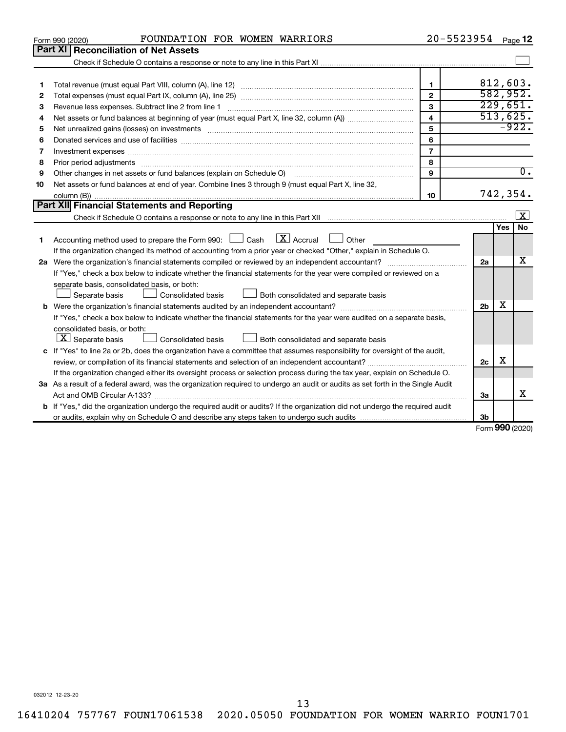Form 990 (2020) FOUNDATION FOR WOMEN WARRIORS 20-5523954 Page 12

## Part XI Reconciliation of Net Assets

Check if Schedule O contains a response or note to any line in this Part XI ☐

| | | | |
|---|---|---|---|
| 1 | Total revenue (must equal Part VIII, column (A), line 12) | 1 | 812,603. |
| 2 | Total expenses (must equal Part IX, column (A), line 25) | 2 | 582,952. |
| 3 | Revenue less expenses. Subtract line 2 from line 1 | 3 | 229,651. |
| 4 | Net assets or fund balances at beginning of year (must equal Part X, line 32, column (A)) | 4 | 513,625. |
| 5 | Net unrealized gains (losses) on investments | 5 | -922. |
| 6 | Donated services and use of facilities | 6 | |
| 7 | Investment expenses | 7 | |
| 8 | Prior period adjustments | 8 | |
| 9 | Other changes in net assets or fund balances (explain on Schedule O) | 9 | 0. |
| 10 | Net assets or fund balances at end of year. Combine lines 3 through 9 (must equal Part X, line 32, column (B)) | 10 | 742,354. |

## Part XII Financial Statements and Reporting

Check if Schedule O contains a response or note to any line in this Part XII ☒

| | | | Yes | No |
|---|---|---|---|---|
| 1 | Accounting method used to prepare the Form 990: ☐ Cash ☒ Accrual ☐ Other<br>If the organization changed its method of accounting from a prior year or checked "Other," explain in Schedule O. | | | |
| 2a | Were the organization's financial statements compiled or reviewed by an independent accountant?<br>If "Yes," check a box below to indicate whether the financial statements for the year were compiled or reviewed on a separate basis, consolidated basis, or both:<br>☐ Separate basis ☐ Consolidated basis ☐ Both consolidated and separate basis | 2a | | X |
| b | Were the organization's financial statements audited by an independent accountant?<br>If "Yes," check a box below to indicate whether the financial statements for the year were audited on a separate basis, consolidated basis, or both:<br>☒ Separate basis ☐ Consolidated basis ☐ Both consolidated and separate basis | 2b | X | |
| c | If "Yes" to line 2a or 2b, does the organization have a committee that assumes responsibility for oversight of the audit, review, or compilation of its financial statements and selection of an independent accountant?<br>If the organization changed either its oversight process or selection process during the tax year, explain on Schedule O. | 2c | X | |
| 3a | As a result of a federal award, was the organization required to undergo an audit or audits as set forth in the Single Audit Act and OMB Circular A-133? | 3a | | X |
| b | If "Yes," did the organization undergo the required audit or audits? If the organization did not undergo the required audit or audits, explain why on Schedule O and describe any steps taken to undergo such audits | 3b | | |

Form **990** (2020)

032012 12-23-20

16410204 757767 FOUN17061538 2020.05050 FOUNDATION FOR WOMEN WARRIO FOUN1701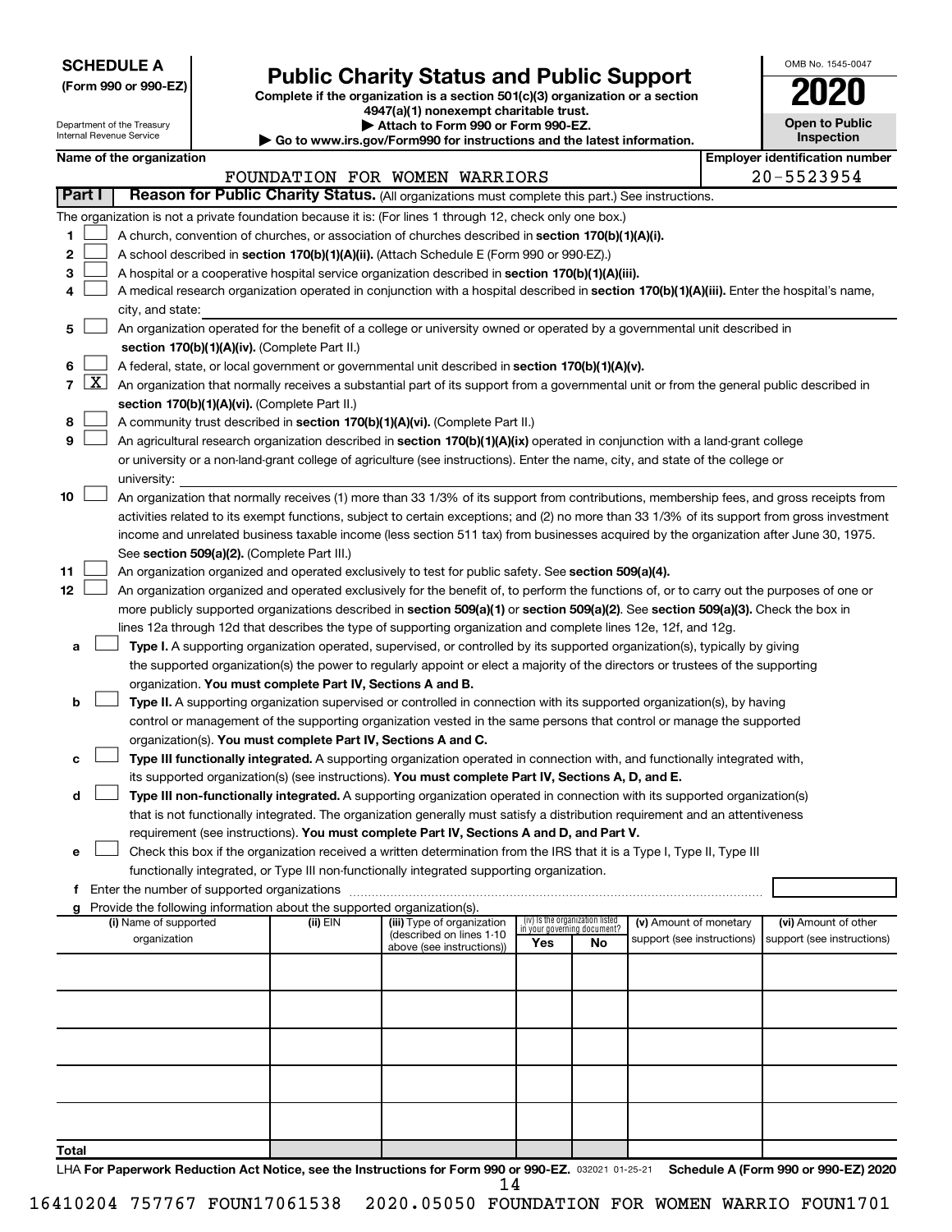**SCHEDULE A**
**(Form 990 or 990-EZ)**

Department of the Treasury
Internal Revenue Service

# Public Charity Status and Public Support

**Complete if the organization is a section 501(c)(3) organization or a section 4947(a)(1) nonexempt charitable trust.**
**▶ Attach to Form 990 or Form 990-EZ.**
**▶ Go to www.irs.gov/Form990 for instructions and the latest information.**

OMB No. 1545-0047

**2020**

**Open to Public Inspection**

**Name of the organization**: FOUNDATION FOR WOMEN WARRIORS

**Employer identification number**: 20-5523954

## Part I — Reason for Public Charity Status. (All organizations must complete this part.) See instructions.

The organization is not a private foundation because it is: (For lines 1 through 12, check only one box.)

1. ☐ A church, convention of churches, or association of churches described in **section 170(b)(1)(A)(i).**
2. ☐ A school described in **section 170(b)(1)(A)(ii).** (Attach Schedule E (Form 990 or 990-EZ).)
3. ☐ A hospital or a cooperative hospital service organization described in **section 170(b)(1)(A)(iii).**
4. ☐ A medical research organization operated in conjunction with a hospital described in **section 170(b)(1)(A)(iii).** Enter the hospital's name, city, and state:
5. ☐ An organization operated for the benefit of a college or university owned or operated by a governmental unit described in **section 170(b)(1)(A)(iv).** (Complete Part II.)
6. ☐ A federal, state, or local government or governmental unit described in **section 170(b)(1)(A)(v).**
7. ☒ An organization that normally receives a substantial part of its support from a governmental unit or from the general public described in **section 170(b)(1)(A)(vi).** (Complete Part II.)
8. ☐ A community trust described in **section 170(b)(1)(A)(vi).** (Complete Part II.)
9. ☐ An agricultural research organization described in **section 170(b)(1)(A)(ix)** operated in conjunction with a land-grant college or university or a non-land-grant college of agriculture (see instructions). Enter the name, city, and state of the college or university:
10. ☐ An organization that normally receives (1) more than 33 1/3% of its support from contributions, membership fees, and gross receipts from activities related to its exempt functions, subject to certain exceptions; and (2) no more than 33 1/3% of its support from gross investment income and unrelated business taxable income (less section 511 tax) from businesses acquired by the organization after June 30, 1975. See **section 509(a)(2).** (Complete Part III.)
11. ☐ An organization organized and operated exclusively to test for public safety. See **section 509(a)(4).**
12. ☐ An organization organized and operated exclusively for the benefit of, to perform the functions of, or to carry out the purposes of one or more publicly supported organizations described in **section 509(a)(1)** or **section 509(a)(2)**. See **section 509(a)(3).** Check the box in lines 12a through 12d that describes the type of supporting organization and complete lines 12e, 12f, and 12g.
   - **a** ☐ **Type I.** A supporting organization operated, supervised, or controlled by its supported organization(s), typically by giving the supported organization(s) the power to regularly appoint or elect a majority of the directors or trustees of the supporting organization. **You must complete Part IV, Sections A and B.**
   - **b** ☐ **Type II.** A supporting organization supervised or controlled in connection with its supported organization(s), by having control or management of the supporting organization vested in the same persons that control or manage the supported organization(s). **You must complete Part IV, Sections A and C.**
   - **c** ☐ **Type III functionally integrated.** A supporting organization operated in connection with, and functionally integrated with, its supported organization(s) (see instructions). **You must complete Part IV, Sections A, D, and E.**
   - **d** ☐ **Type III non-functionally integrated.** A supporting organization operated in connection with its supported organization(s) that is not functionally integrated. The organization generally must satisfy a distribution requirement and an attentiveness requirement (see instructions). **You must complete Part IV, Sections A and D, and Part V.**
   - **e** ☐ Check this box if the organization received a written determination from the IRS that it is a Type I, Type II, Type III functionally integrated, or Type III non-functionally integrated supporting organization.
   - **f** Enter the number of supported organizations
   - **g** Provide the following information about the supported organization(s).

| (i) Name of supported organization | (ii) EIN | (iii) Type of organization (described on lines 1-10 above (see instructions)) | (iv) Is the organization listed in your governing document? Yes | No | (v) Amount of monetary support (see instructions) | (vi) Amount of other support (see instructions) |
|---|---|---|---|---|---|---|
| | | | | | | |
| | | | | | | |
| | | | | | | |
| | | | | | | |
| | | | | | | |
| **Total** | | | | | | |

LHA **For Paperwork Reduction Act Notice, see the Instructions for Form 990 or 990-EZ.** 032021 01-25-21 **Schedule A (Form 990 or 990-EZ) 2020**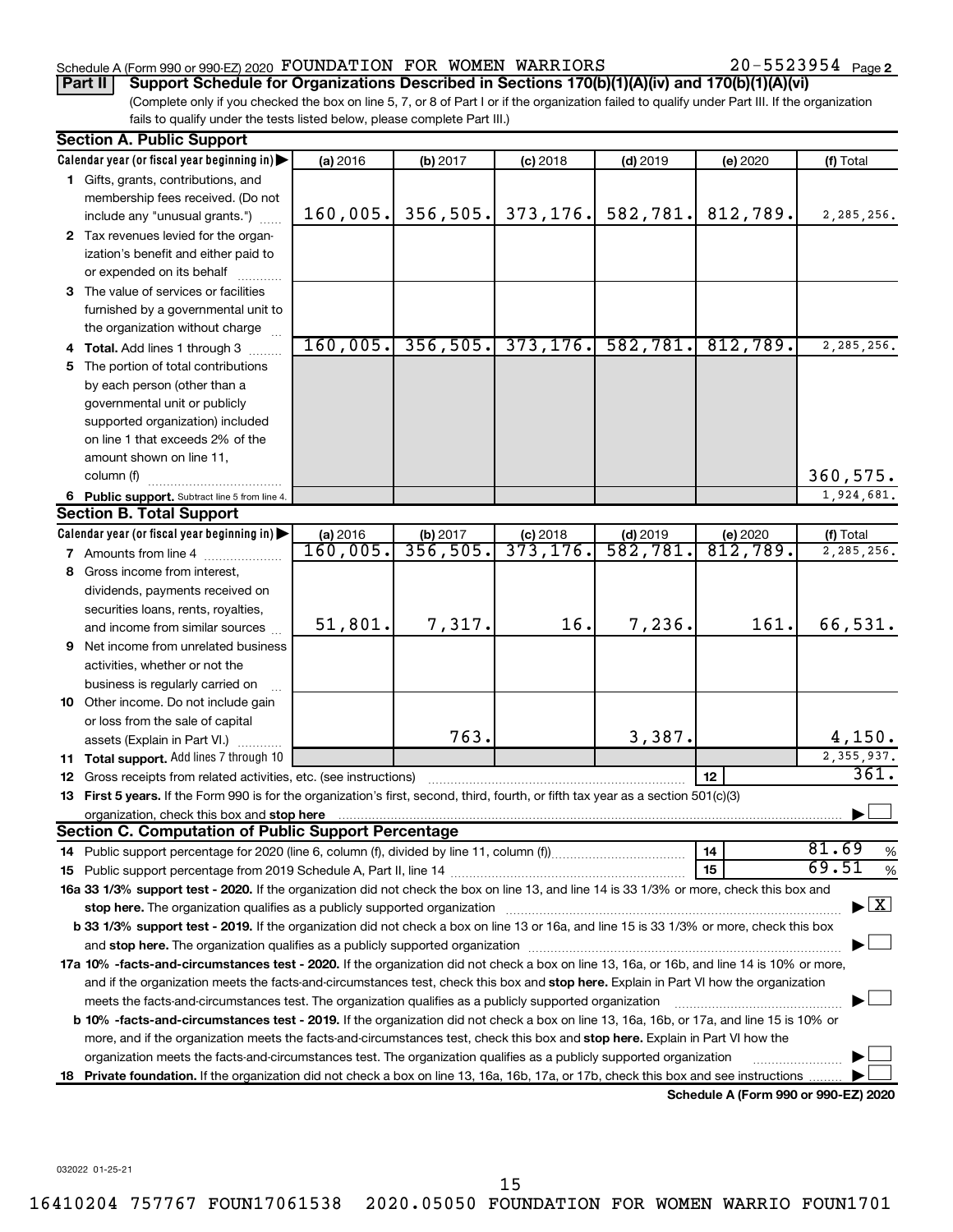Schedule A (Form 990 or 990-EZ) 2020 FOUNDATION FOR WOMEN WARRIORS 20-5523954 Page 2

**Part II Support Schedule for Organizations Described in Sections 170(b)(1)(A)(iv) and 170(b)(1)(A)(vi)**

(Complete only if you checked the box on line 5, 7, or 8 of Part I or if the organization failed to qualify under Part III. If the organization fails to qualify under the tests listed below, please complete Part III.)

**Section A. Public Support**

| Calendar year (or fiscal year beginning in) | (a) 2016 | (b) 2017 | (c) 2018 | (d) 2019 | (e) 2020 | (f) Total |
|---|---|---|---|---|---|---|
| 1 Gifts, grants, contributions, and membership fees received. (Do not include any "unusual grants.") | 160,005. | 356,505. | 373,176. | 582,781. | 812,789. | 2,285,256. |
| 2 Tax revenues levied for the organization's benefit and either paid to or expended on its behalf | | | | | | |
| 3 The value of services or facilities furnished by a governmental unit to the organization without charge | | | | | | |
| 4 Total. Add lines 1 through 3 | 160,005. | 356,505. | 373,176. | 582,781. | 812,789. | 2,285,256. |
| 5 The portion of total contributions by each person (other than a governmental unit or publicly supported organization) included on line 1 that exceeds 2% of the amount shown on line 11, column (f) | | | | | | 360,575. |
| 6 Public support. Subtract line 5 from line 4. | | | | | | 1,924,681. |

**Section B. Total Support**

| Calendar year (or fiscal year beginning in) | (a) 2016 | (b) 2017 | (c) 2018 | (d) 2019 | (e) 2020 | (f) Total |
|---|---|---|---|---|---|---|
| 7 Amounts from line 4 | 160,005. | 356,505. | 373,176. | 582,781. | 812,789. | 2,285,256. |
| 8 Gross income from interest, dividends, payments received on securities loans, rents, royalties, and income from similar sources | 51,801. | 7,317. | 16. | 7,236. | 161. | 66,531. |
| 9 Net income from unrelated business activities, whether or not the business is regularly carried on | | | | | | |
| 10 Other income. Do not include gain or loss from the sale of capital assets (Explain in Part VI.) | | 763. | | 3,387. | | 4,150. |
| 11 Total support. Add lines 7 through 10 | | | | | | 2,355,937. |

12 Gross receipts from related activities, etc. (see instructions) | 12 | 361.

13 **First 5 years.** If the Form 990 is for the organization's first, second, third, fourth, or fifth tax year as a section 501(c)(3) organization, check this box and **stop here** ☐

**Section C. Computation of Public Support Percentage**

14 Public support percentage for 2020 (line 6, column (f), divided by line 11, column (f)) | 14 | 81.69 %

15 Public support percentage from 2019 Schedule A, Part II, line 14 | 15 | 69.51 %

**16a 33 1/3% support test - 2020.** If the organization did not check the box on line 13, and line 14 is 33 1/3% or more, check this box and **stop here.** The organization qualifies as a publicly supported organization ☒

**b 33 1/3% support test - 2019.** If the organization did not check a box on line 13 or 16a, and line 15 is 33 1/3% or more, check this box and **stop here.** The organization qualifies as a publicly supported organization ☐

**17a 10% -facts-and-circumstances test - 2020.** If the organization did not check a box on line 13, 16a, or 16b, and line 14 is 10% or more, and if the organization meets the facts-and-circumstances test, check this box and **stop here.** Explain in Part VI how the organization meets the facts-and-circumstances test. The organization qualifies as a publicly supported organization ☐

**b 10% -facts-and-circumstances test - 2019.** If the organization did not check a box on line 13, 16a, 16b, or 17a, and line 15 is 10% or more, and if the organization meets the facts-and-circumstances test, check this box and **stop here.** Explain in Part VI how the organization meets the facts-and-circumstances test. The organization qualifies as a publicly supported organization ☐

**18 Private foundation.** If the organization did not check a box on line 13, 16a, 16b, 17a, or 17b, check this box and see instructions ☐

**Schedule A (Form 990 or 990-EZ) 2020**

032022 01-25-21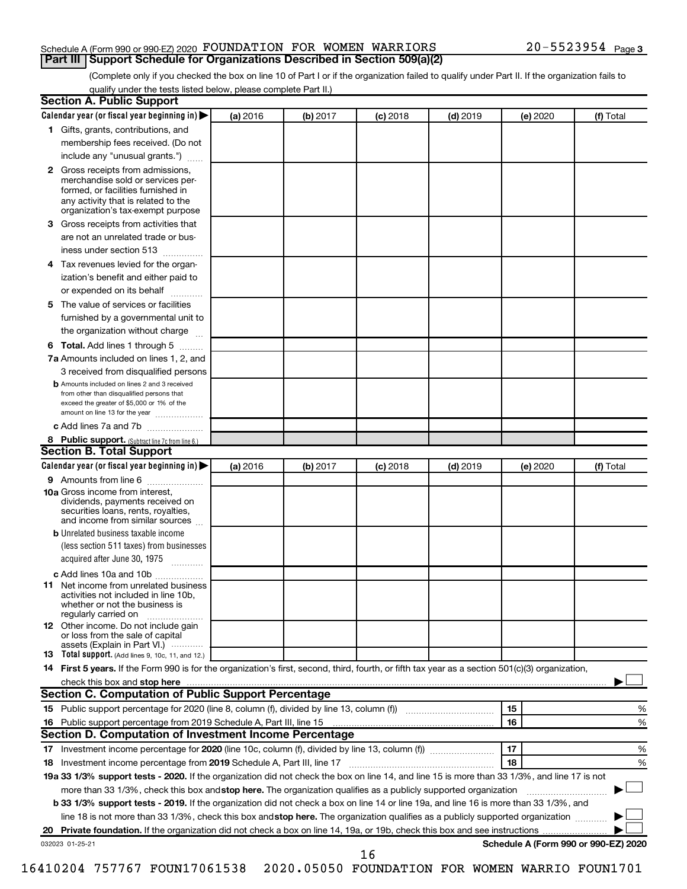Schedule A (Form 990 or 990-EZ) 2020 FOUNDATION FOR WOMEN WARRIORS 20-5523954 Page 3

## Part III Support Schedule for Organizations Described in Section 509(a)(2)

(Complete only if you checked the box on line 10 of Part I or if the organization failed to qualify under Part II. If the organization fails to qualify under the tests listed below, please complete Part II.)

### Section A. Public Support

| Calendar year (or fiscal year beginning in) ▶ | (a) 2016 | (b) 2017 | (c) 2018 | (d) 2019 | (e) 2020 | (f) Total |
|---|---|---|---|---|---|---|
| **1** Gifts, grants, contributions, and membership fees received. (Do not include any "unusual grants.") | | | | | | |
| **2** Gross receipts from admissions, merchandise sold or services performed, or facilities furnished in any activity that is related to the organization's tax-exempt purpose | | | | | | |
| **3** Gross receipts from activities that are not an unrelated trade or business under section 513 | | | | | | |
| **4** Tax revenues levied for the organization's benefit and either paid to or expended on its behalf | | | | | | |
| **5** The value of services or facilities furnished by a governmental unit to the organization without charge | | | | | | |
| **6 Total.** Add lines 1 through 5 | | | | | | |
| **7a** Amounts included on lines 1, 2, and 3 received from disqualified persons | | | | | | |
| **b** Amounts included on lines 2 and 3 received from other than disqualified persons that exceed the greater of $5,000 or 1% of the amount on line 13 for the year | | | | | | |
| **c** Add lines 7a and 7b | | | | | | |
| **8 Public support.** (Subtract line 7c from line 6.) | | | | | | |

### Section B. Total Support

| Calendar year (or fiscal year beginning in) ▶ | (a) 2016 | (b) 2017 | (c) 2018 | (d) 2019 | (e) 2020 | (f) Total |
|---|---|---|---|---|---|---|
| **9** Amounts from line 6 | | | | | | |
| **10a** Gross income from interest, dividends, payments received on securities loans, rents, royalties, and income from similar sources | | | | | | |
| **b** Unrelated business taxable income (less section 511 taxes) from businesses acquired after June 30, 1975 | | | | | | |
| **c** Add lines 10a and 10b | | | | | | |
| **11** Net income from unrelated business activities not included in line 10b, whether or not the business is regularly carried on | | | | | | |
| **12** Other income. Do not include gain or loss from the sale of capital assets (Explain in Part VI.) | | | | | | |
| **13 Total support.** (Add lines 9, 10c, 11, and 12.) | | | | | | |

**14 First 5 years.** If the Form 990 is for the organization's first, second, third, fourth, or fifth tax year as a section 501(c)(3) organization, check this box and **stop here** ▶ ☐

### Section C. Computation of Public Support Percentage

| | | | |
|---|---|---|---|
| **15** Public support percentage for 2020 (line 8, column (f), divided by line 13, column (f)) | 15 | | % |
| **16** Public support percentage from 2019 Schedule A, Part III, line 15 | 16 | | % |

### Section D. Computation of Investment Income Percentage

| | | | |
|---|---|---|---|
| **17** Investment income percentage for **2020** (line 10c, column (f), divided by line 13, column (f)) | 17 | | % |
| **18** Investment income percentage from **2019** Schedule A, Part III, line 17 | 18 | | % |

**19a 33 1/3% support tests - 2020.** If the organization did not check the box on line 14, and line 15 is more than 33 1/3%, and line 17 is not more than 33 1/3%, check this box and **stop here.** The organization qualifies as a publicly supported organization ▶ ☐

**b 33 1/3% support tests - 2019.** If the organization did not check a box on line 14 or line 19a, and line 16 is more than 33 1/3%, and line 18 is not more than 33 1/3%, check this box and **stop here.** The organization qualifies as a publicly supported organization ▶ ☐

**20 Private foundation.** If the organization did not check a box on line 14, 19a, or 19b, check this box and see instructions ▶ ☐

032023 01-25-21 **Schedule A (Form 990 or 990-EZ) 2020**

16410204 757767 FOUN17061538 2020.05050 FOUNDATION FOR WOMEN WARRIO FOUN1701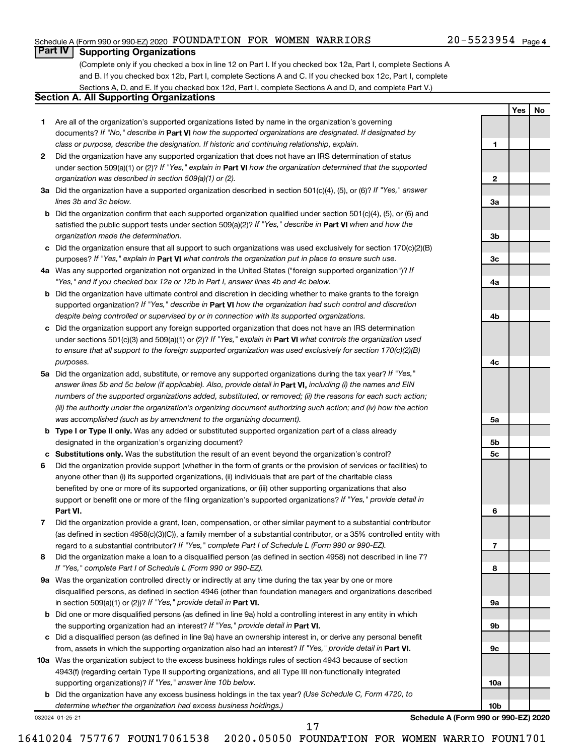Schedule A (Form 990 or 990-EZ) 2020 FOUNDATION FOR WOMEN WARRIORS 20-5523954 Page 4

## Part IV Supporting Organizations

(Complete only if you checked a box in line 12 on Part I. If you checked box 12a, Part I, complete Sections A and B. If you checked box 12b, Part I, complete Sections A and C. If you checked box 12c, Part I, complete Sections A, D, and E. If you checked box 12d, Part I, complete Sections A and D, and complete Part V.)

### Section A. All Supporting Organizations

| | | | Yes | No |
|---|---|---|---|---|
| **1** | Are all of the organization's supported organizations listed by name in the organization's governing documents? *If "No," describe in* **Part VI** *how the supported organizations are designated. If designated by class or purpose, describe the designation. If historic and continuing relationship, explain.* | **1** | | |
| **2** | Did the organization have any supported organization that does not have an IRS determination of status under section 509(a)(1) or (2)? *If "Yes," explain in* **Part VI** *how the organization determined that the supported organization was described in section 509(a)(1) or (2).* | **2** | | |
| **3a** | Did the organization have a supported organization described in section 501(c)(4), (5), or (6)? *If "Yes," answer lines 3b and 3c below.* | **3a** | | |
| **b** | Did the organization confirm that each supported organization qualified under section 501(c)(4), (5), or (6) and satisfied the public support tests under section 509(a)(2)? *If "Yes," describe in* **Part VI** *when and how the organization made the determination.* | **3b** | | |
| **c** | Did the organization ensure that all support to such organizations was used exclusively for section 170(c)(2)(B) purposes? *If "Yes," explain in* **Part VI** *what controls the organization put in place to ensure such use.* | **3c** | | |
| **4a** | Was any supported organization not organized in the United States ("foreign supported organization")? *If "Yes," and if you checked box 12a or 12b in Part I, answer lines 4b and 4c below.* | **4a** | | |
| **b** | Did the organization have ultimate control and discretion in deciding whether to make grants to the foreign supported organization? *If "Yes," describe in* **Part VI** *how the organization had such control and discretion despite being controlled or supervised by or in connection with its supported organizations.* | **4b** | | |
| **c** | Did the organization support any foreign supported organization that does not have an IRS determination under sections 501(c)(3) and 509(a)(1) or (2)? *If "Yes," explain in* **Part VI** *what controls the organization used to ensure that all support to the foreign supported organization was used exclusively for section 170(c)(2)(B) purposes.* | **4c** | | |
| **5a** | Did the organization add, substitute, or remove any supported organizations during the tax year? *If "Yes," answer lines 5b and 5c below (if applicable). Also, provide detail in* **Part VI,** *including (i) the names and EIN numbers of the supported organizations added, substituted, or removed; (ii) the reasons for each such action; (iii) the authority under the organization's organizing document authorizing such action; and (iv) how the action was accomplished (such as by amendment to the organizing document).* | **5a** | | |
| **b** | **Type I or Type II only.** Was any added or substituted supported organization part of a class already designated in the organization's organizing document? | **5b** | | |
| **c** | **Substitutions only.** Was the substitution the result of an event beyond the organization's control? | **5c** | | |
| **6** | Did the organization provide support (whether in the form of grants or the provision of services or facilities) to anyone other than (i) its supported organizations, (ii) individuals that are part of the charitable class benefited by one or more of its supported organizations, or (iii) other supporting organizations that also support or benefit one or more of the filing organization's supported organizations? *If "Yes," provide detail in* **Part VI.** | **6** | | |
| **7** | Did the organization provide a grant, loan, compensation, or other similar payment to a substantial contributor (as defined in section 4958(c)(3)(C)), a family member of a substantial contributor, or a 35% controlled entity with regard to a substantial contributor? *If "Yes," complete Part I of Schedule L (Form 990 or 990-EZ).* | **7** | | |
| **8** | Did the organization make a loan to a disqualified person (as defined in section 4958) not described in line 7? *If "Yes," complete Part I of Schedule L (Form 990 or 990-EZ).* | **8** | | |
| **9a** | Was the organization controlled directly or indirectly at any time during the tax year by one or more disqualified persons, as defined in section 4946 (other than foundation managers and organizations described in section 509(a)(1) or (2))? *If "Yes," provide detail in* **Part VI.** | **9a** | | |
| **b** | Did one or more disqualified persons (as defined in line 9a) hold a controlling interest in any entity in which the supporting organization had an interest? *If "Yes," provide detail in* **Part VI.** | **9b** | | |
| **c** | Did a disqualified person (as defined in line 9a) have an ownership interest in, or derive any personal benefit from, assets in which the supporting organization also had an interest? *If "Yes," provide detail in* **Part VI.** | **9c** | | |
| **10a** | Was the organization subject to the excess business holdings rules of section 4943 because of section 4943(f) (regarding certain Type II supporting organizations, and all Type III non-functionally integrated supporting organizations)? *If "Yes," answer line 10b below.* | **10a** | | |
| **b** | Did the organization have any excess business holdings in the tax year? *(Use Schedule C, Form 4720, to determine whether the organization had excess business holdings.)* | **10b** | | |

032024 01-25-21

**Schedule A (Form 990 or 990-EZ) 2020**

16410204 757767 FOUN17061538 2020.05050 FOUNDATION FOR WOMEN WARRIO FOUN1701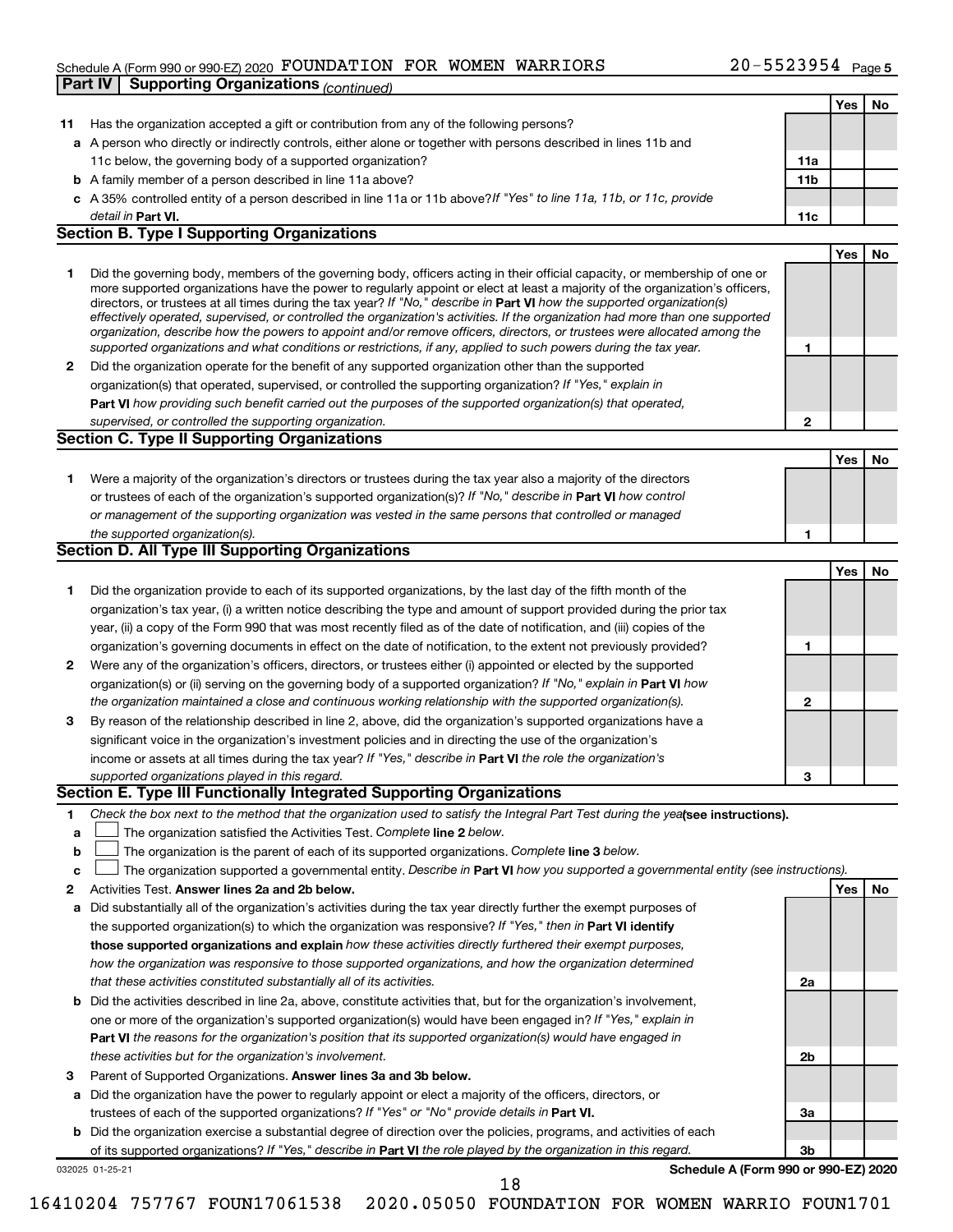Schedule A (Form 990 or 990-EZ) 2020 FOUNDATION FOR WOMEN WARRIORS 20-5523954 Page 5

## Part IV | Supporting Organizations *(continued)*

| | | | Yes | No |
|---|---|---|---|---|
| **11** | Has the organization accepted a gift or contribution from any of the following persons? | | | |
| **a** | A person who directly or indirectly controls, either alone or together with persons described in lines 11b and 11c below, the governing body of a supported organization? | **11a** | | |
| **b** | A family member of a person described in line 11a above? | **11b** | | |
| **c** | A 35% controlled entity of a person described in line 11a or 11b above? *If "Yes" to line 11a, 11b, or 11c, provide detail in* **Part VI.** | **11c** | | |

### Section B. Type I Supporting Organizations

| | | | Yes | No |
|---|---|---|---|---|
| **1** | Did the governing body, members of the governing body, officers acting in their official capacity, or membership of one or more supported organizations have the power to regularly appoint or elect at least a majority of the organization's officers, directors, or trustees at all times during the tax year? *If "No," describe in* **Part VI** *how the supported organization(s) effectively operated, supervised, or controlled the organization's activities. If the organization had more than one supported organization, describe how the powers to appoint and/or remove officers, directors, or trustees were allocated among the supported organizations and what conditions or restrictions, if any, applied to such powers during the tax year.* | **1** | | |
| **2** | Did the organization operate for the benefit of any supported organization other than the supported organization(s) that operated, supervised, or controlled the supporting organization? *If "Yes," explain in* **Part VI** *how providing such benefit carried out the purposes of the supported organization(s) that operated, supervised, or controlled the supporting organization.* | **2** | | |

### Section C. Type II Supporting Organizations

| | | | Yes | No |
|---|---|---|---|---|
| **1** | Were a majority of the organization's directors or trustees during the tax year also a majority of the directors or trustees of each of the organization's supported organization(s)? *If "No," describe in* **Part VI** *how control or management of the supporting organization was vested in the same persons that controlled or managed the supported organization(s).* | **1** | | |

### Section D. All Type III Supporting Organizations

| | | | Yes | No |
|---|---|---|---|---|
| **1** | Did the organization provide to each of its supported organizations, by the last day of the fifth month of the organization's tax year, (i) a written notice describing the type and amount of support provided during the prior tax year, (ii) a copy of the Form 990 that was most recently filed as of the date of notification, and (iii) copies of the organization's governing documents in effect on the date of notification, to the extent not previously provided? | **1** | | |
| **2** | Were any of the organization's officers, directors, or trustees either (i) appointed or elected by the supported organization(s) or (ii) serving on the governing body of a supported organization? *If "No," explain in* **Part VI** *how the organization maintained a close and continuous working relationship with the supported organization(s).* | **2** | | |
| **3** | By reason of the relationship described in line 2, above, did the organization's supported organizations have a significant voice in the organization's investment policies and in directing the use of the organization's income or assets at all times during the tax year? *If "Yes," describe in* **Part VI** *the role the organization's supported organizations played in this regard.* | **3** | | |

### Section E. Type III Functionally Integrated Supporting Organizations

**1** *Check the box next to the method that the organization used to satisfy the Integral Part Test during the year* **(see instructions).**

- **a** ☐ The organization satisfied the Activities Test. *Complete* **line 2** *below.*
- **b** ☐ The organization is the parent of each of its supported organizations. *Complete* **line 3** *below.*
- **c** ☐ The organization supported a governmental entity. *Describe in* **Part VI** *how you supported a governmental entity (see instructions).*

| | | | Yes | No |
|---|---|---|---|---|
| **2** | Activities Test. **Answer lines 2a and 2b below.** | | | |
| **a** | Did substantially all of the organization's activities during the tax year directly further the exempt purposes of the supported organization(s) to which the organization was responsive? *If "Yes," then in* **Part VI identify those supported organizations and explain** *how these activities directly furthered their exempt purposes, how the organization was responsive to those supported organizations, and how the organization determined that these activities constituted substantially all of its activities.* | **2a** | | |
| **b** | Did the activities described in line 2a, above, constitute activities that, but for the organization's involvement, one or more of the organization's supported organization(s) would have been engaged in? *If "Yes," explain in* **Part VI** *the reasons for the organization's position that its supported organization(s) would have engaged in these activities but for the organization's involvement.* | **2b** | | |
| **3** | Parent of Supported Organizations. **Answer lines 3a and 3b below.** | | | |
| **a** | Did the organization have the power to regularly appoint or elect a majority of the officers, directors, or trustees of each of the supported organizations? *If "Yes" or "No" provide details in* **Part VI.** | **3a** | | |
| **b** | Did the organization exercise a substantial degree of direction over the policies, programs, and activities of each of its supported organizations? *If "Yes," describe in* **Part VI** *the role played by the organization in this regard.* | **3b** | | |

032025 01-25-21 **Schedule A (Form 990 or 990-EZ) 2020**

16410204 757767 FOUN17061538 2020.05050 FOUNDATION FOR WOMEN WARRIO FOUN1701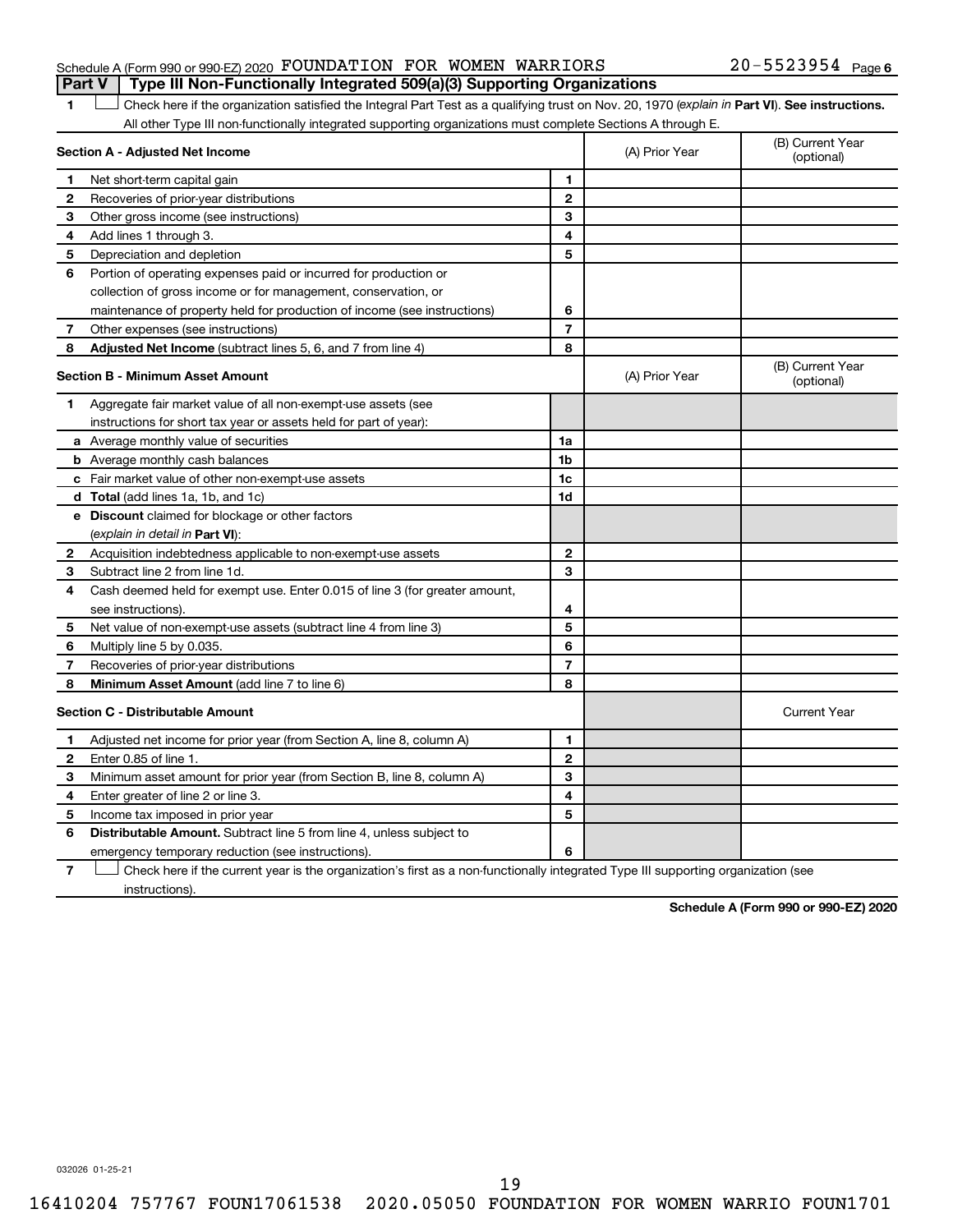Schedule A (Form 990 or 990-EZ) 2020 FOUNDATION FOR WOMEN WARRIORS 20-5523954 Page 6

**Part V | Type III Non-Functionally Integrated 509(a)(3) Supporting Organizations**

1 ☐ Check here if the organization satisfied the Integral Part Test as a qualifying trust on Nov. 20, 1970 (*explain in* **Part VI**). **See instructions.** All other Type III non-functionally integrated supporting organizations must complete Sections A through E.

| **Section A - Adjusted Net Income** | | | (A) Prior Year | (B) Current Year (optional) |
|---|---|---|---|---|
| 1 | Net short-term capital gain | 1 | | |
| 2 | Recoveries of prior-year distributions | 2 | | |
| 3 | Other gross income (see instructions) | 3 | | |
| 4 | Add lines 1 through 3. | 4 | | |
| 5 | Depreciation and depletion | 5 | | |
| 6 | Portion of operating expenses paid or incurred for production or collection of gross income or for management, conservation, or maintenance of property held for production of income (see instructions) | 6 | | |
| 7 | Other expenses (see instructions) | 7 | | |
| 8 | **Adjusted Net Income** (subtract lines 5, 6, and 7 from line 4) | 8 | | |

| **Section B - Minimum Asset Amount** | | | (A) Prior Year | (B) Current Year (optional) |
|---|---|---|---|---|
| 1 | Aggregate fair market value of all non-exempt-use assets (see instructions for short tax year or assets held for part of year): | | | |
| a | Average monthly value of securities | 1a | | |
| b | Average monthly cash balances | 1b | | |
| c | Fair market value of other non-exempt-use assets | 1c | | |
| d | **Total** (add lines 1a, 1b, and 1c) | 1d | | |
| e | **Discount** claimed for blockage or other factors (*explain in detail in* **Part VI**): | | | |
| 2 | Acquisition indebtedness applicable to non-exempt-use assets | 2 | | |
| 3 | Subtract line 2 from line 1d. | 3 | | |
| 4 | Cash deemed held for exempt use. Enter 0.015 of line 3 (for greater amount, see instructions). | 4 | | |
| 5 | Net value of non-exempt-use assets (subtract line 4 from line 3) | 5 | | |
| 6 | Multiply line 5 by 0.035. | 6 | | |
| 7 | Recoveries of prior-year distributions | 7 | | |
| 8 | **Minimum Asset Amount** (add line 7 to line 6) | 8 | | |

| **Section C - Distributable Amount** | | | | Current Year |
|---|---|---|---|---|
| 1 | Adjusted net income for prior year (from Section A, line 8, column A) | 1 | | |
| 2 | Enter 0.85 of line 1. | 2 | | |
| 3 | Minimum asset amount for prior year (from Section B, line 8, column A) | 3 | | |
| 4 | Enter greater of line 2 or line 3. | 4 | | |
| 5 | Income tax imposed in prior year | 5 | | |
| 6 | **Distributable Amount.** Subtract line 5 from line 4, unless subject to emergency temporary reduction (see instructions). | 6 | | |

7 ☐ Check here if the current year is the organization's first as a non-functionally integrated Type III supporting organization (see instructions).

**Schedule A (Form 990 or 990-EZ) 2020**

032026 01-25-21

16410204 757767 FOUN17061538 2020.05050 FOUNDATION FOR WOMEN WARRIO FOUN1701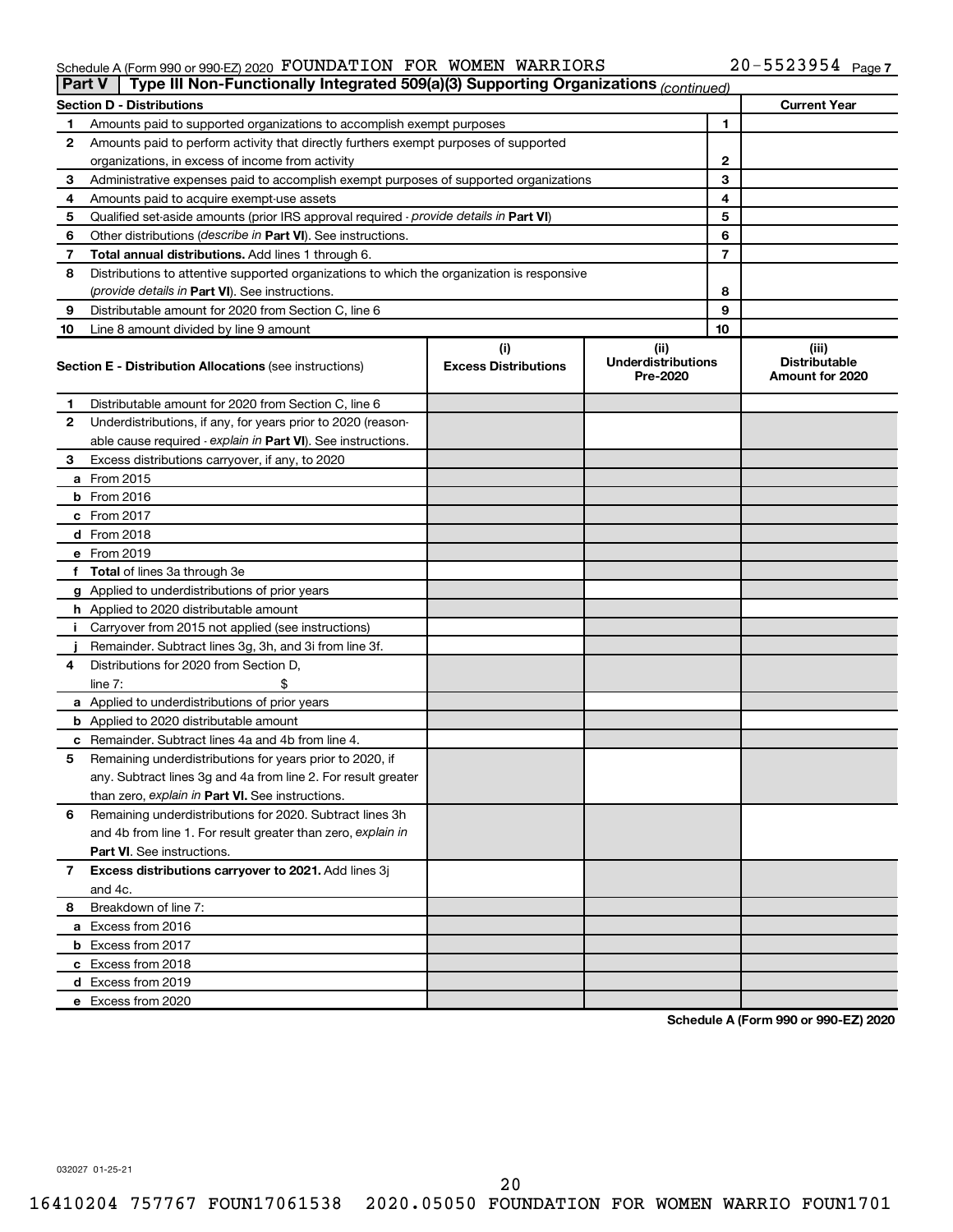Schedule A (Form 990 or 990-EZ) 2020 FOUNDATION FOR WOMEN WARRIORS 20-5523954 Page 7

## Part V | Type III Non-Functionally Integrated 509(a)(3) Supporting Organizations *(continued)*

| Section D - Distributions | | | Current Year |
|---|---|---|---|
| 1 | Amounts paid to supported organizations to accomplish exempt purposes | 1 | |
| 2 | Amounts paid to perform activity that directly furthers exempt purposes of supported organizations, in excess of income from activity | 2 | |
| 3 | Administrative expenses paid to accomplish exempt purposes of supported organizations | 3 | |
| 4 | Amounts paid to acquire exempt-use assets | 4 | |
| 5 | Qualified set-aside amounts (prior IRS approval required - *provide details in* **Part VI**) | 5 | |
| 6 | Other distributions (*describe in* **Part VI**). See instructions. | 6 | |
| 7 | **Total annual distributions.** Add lines 1 through 6. | 7 | |
| 8 | Distributions to attentive supported organizations to which the organization is responsive (*provide details in* **Part VI**). See instructions. | 8 | |
| 9 | Distributable amount for 2020 from Section C, line 6 | 9 | |
| 10 | Line 8 amount divided by line 9 amount | 10 | |

| **Section E - Distribution Allocations** (see instructions) | (i) Excess Distributions | (ii) Underdistributions Pre-2020 | (iii) Distributable Amount for 2020 |
|---|---|---|---|
| **1** Distributable amount for 2020 from Section C, line 6 | | | |
| **2** Underdistributions, if any, for years prior to 2020 (reasonable cause required - *explain in* **Part VI**). See instructions. | | | |
| **3** Excess distributions carryover, if any, to 2020 | | | |
| **a** From 2015 | | | |
| **b** From 2016 | | | |
| **c** From 2017 | | | |
| **d** From 2018 | | | |
| **e** From 2019 | | | |
| **f** **Total** of lines 3a through 3e | | | |
| **g** Applied to underdistributions of prior years | | | |
| **h** Applied to 2020 distributable amount | | | |
| **i** Carryover from 2015 not applied (see instructions) | | | |
| **j** Remainder. Subtract lines 3g, 3h, and 3i from line 3f. | | | |
| **4** Distributions for 2020 from Section D, line 7: $ | | | |
| **a** Applied to underdistributions of prior years | | | |
| **b** Applied to 2020 distributable amount | | | |
| **c** Remainder. Subtract lines 4a and 4b from line 4. | | | |
| **5** Remaining underdistributions for years prior to 2020, if any. Subtract lines 3g and 4a from line 2. For result greater than zero, *explain in* **Part VI.** See instructions. | | | |
| **6** Remaining underdistributions for 2020. Subtract lines 3h and 4b from line 1. For result greater than zero, *explain in* **Part VI**. See instructions. | | | |
| **7** **Excess distributions carryover to 2021.** Add lines 3j and 4c. | | | |
| **8** Breakdown of line 7: | | | |
| **a** Excess from 2016 | | | |
| **b** Excess from 2017 | | | |
| **c** Excess from 2018 | | | |
| **d** Excess from 2019 | | | |
| **e** Excess from 2020 | | | |

**Schedule A (Form 990 or 990-EZ) 2020**

032027 01-25-21

16410204 757767 FOUN17061538 2020.05050 FOUNDATION FOR WOMEN WARRIO FOUN1701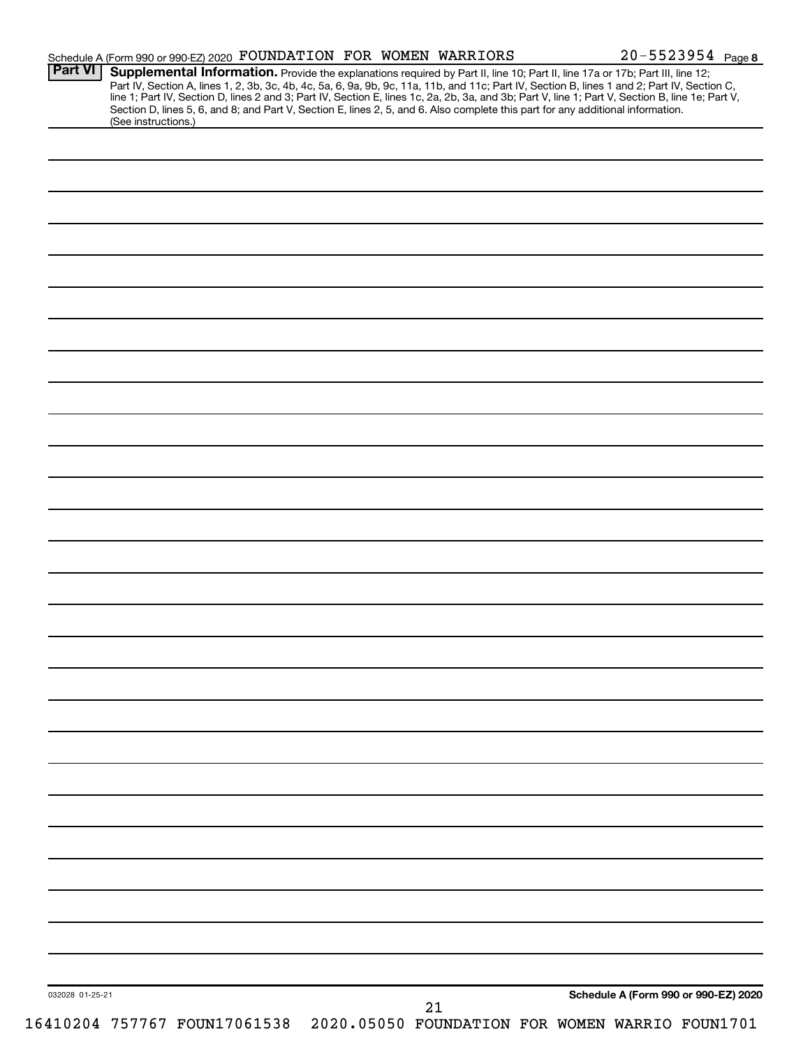Schedule A (Form 990 or 990-EZ) 2020 FOUNDATION FOR WOMEN WARRIORS 20-5523954 Page 8

**Part VI** **Supplemental Information.** Provide the explanations required by Part II, line 10; Part II, line 17a or 17b; Part III, line 12; Part IV, Section A, lines 1, 2, 3b, 3c, 4b, 4c, 5a, 6, 9a, 9b, 9c, 11a, 11b, and 11c; Part IV, Section B, lines 1 and 2; Part IV, Section C, line 1; Part IV, Section D, lines 2 and 3; Part IV, Section E, lines 1c, 2a, 2b, 3a, and 3b; Part V, line 1; Part V, Section B, line 1e; Part V, Section D, lines 5, 6, and 8; and Part V, Section E, lines 2, 5, and 6. Also complete this part for any additional information. (See instructions.)

032028 01-25-21

**Schedule A (Form 990 or 990-EZ) 2020**

16410204 757767 FOUN17061538 2020.05050 FOUNDATION FOR WOMEN WARRIO FOUN1701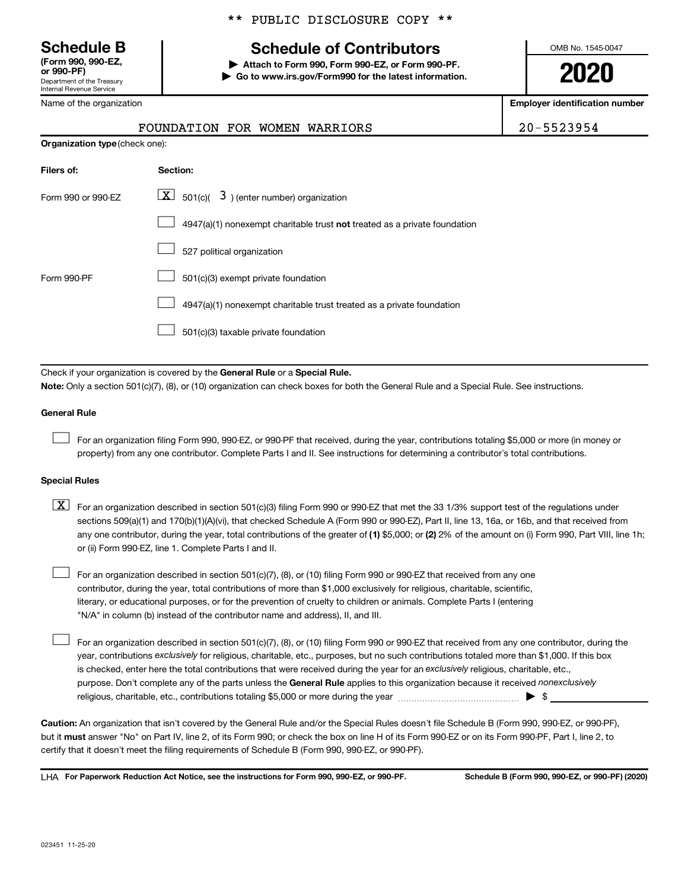\*\* PUBLIC DISCLOSURE COPY \*\*

# Schedule B

**(Form 990, 990-EZ, or 990-PF)**
Department of the Treasury
Internal Revenue Service

## Schedule of Contributors

▶ **Attach to Form 990, Form 990-EZ, or Form 990-PF.**
▶ **Go to www.irs.gov/Form990 for the latest information.**

OMB No. 1545-0047

**2020**

| Name of the organization | Employer identification number |
|---|---|
| FOUNDATION FOR WOMEN WARRIORS | 20-5523954 |

**Organization type** (check one):

| Filers of: | Section: |
|---|---|
| Form 990 or 990-EZ | [X] 501(c)( 3 ) (enter number) organization |
| | [ ] 4947(a)(1) nonexempt charitable trust **not** treated as a private foundation |
| | [ ] 527 political organization |
| Form 990-PF | [ ] 501(c)(3) exempt private foundation |
| | [ ] 4947(a)(1) nonexempt charitable trust treated as a private foundation |
| | [ ] 501(c)(3) taxable private foundation |

Check if your organization is covered by the **General Rule** or a **Special Rule.**

**Note:** Only a section 501(c)(7), (8), or (10) organization can check boxes for both the General Rule and a Special Rule. See instructions.

**General Rule**

[ ] For an organization filing Form 990, 990-EZ, or 990-PF that received, during the year, contributions totaling $5,000 or more (in money or property) from any one contributor. Complete Parts I and II. See instructions for determining a contributor's total contributions.

**Special Rules**

[X] For an organization described in section 501(c)(3) filing Form 990 or 990-EZ that met the 33 1/3% support test of the regulations under sections 509(a)(1) and 170(b)(1)(A)(vi), that checked Schedule A (Form 990 or 990-EZ), Part II, line 13, 16a, or 16b, and that received from any one contributor, during the year, total contributions of the greater of **(1)** $5,000; or **(2)** 2% of the amount on (i) Form 990, Part VIII, line 1h; or (ii) Form 990-EZ, line 1. Complete Parts I and II.

[ ] For an organization described in section 501(c)(7), (8), or (10) filing Form 990 or 990-EZ that received from any one contributor, during the year, total contributions of more than $1,000 exclusively for religious, charitable, scientific, literary, or educational purposes, or for the prevention of cruelty to children or animals. Complete Parts I (entering "N/A" in column (b) instead of the contributor name and address), II, and III.

[ ] For an organization described in section 501(c)(7), (8), or (10) filing Form 990 or 990-EZ that received from any one contributor, during the year, contributions *exclusively* for religious, charitable, etc., purposes, but no such contributions totaled more than $1,000. If this box is checked, enter here the total contributions that were received during the year for an *exclusively* religious, charitable, etc., purpose. Don't complete any of the parts unless the **General Rule** applies to this organization because it received *nonexclusively* religious, charitable, etc., contributions totaling $5,000 or more during the year ▶ $

**Caution:** An organization that isn't covered by the General Rule and/or the Special Rules doesn't file Schedule B (Form 990, 990-EZ, or 990-PF), but it **must** answer "No" on Part IV, line 2, of its Form 990; or check the box on line H of its Form 990-EZ or on its Form 990-PF, Part I, line 2, to certify that it doesn't meet the filing requirements of Schedule B (Form 990, 990-EZ, or 990-PF).

LHA **For Paperwork Reduction Act Notice, see the instructions for Form 990, 990-EZ, or 990-PF.** **Schedule B (Form 990, 990-EZ, or 990-PF) (2020)**

023451 11-25-20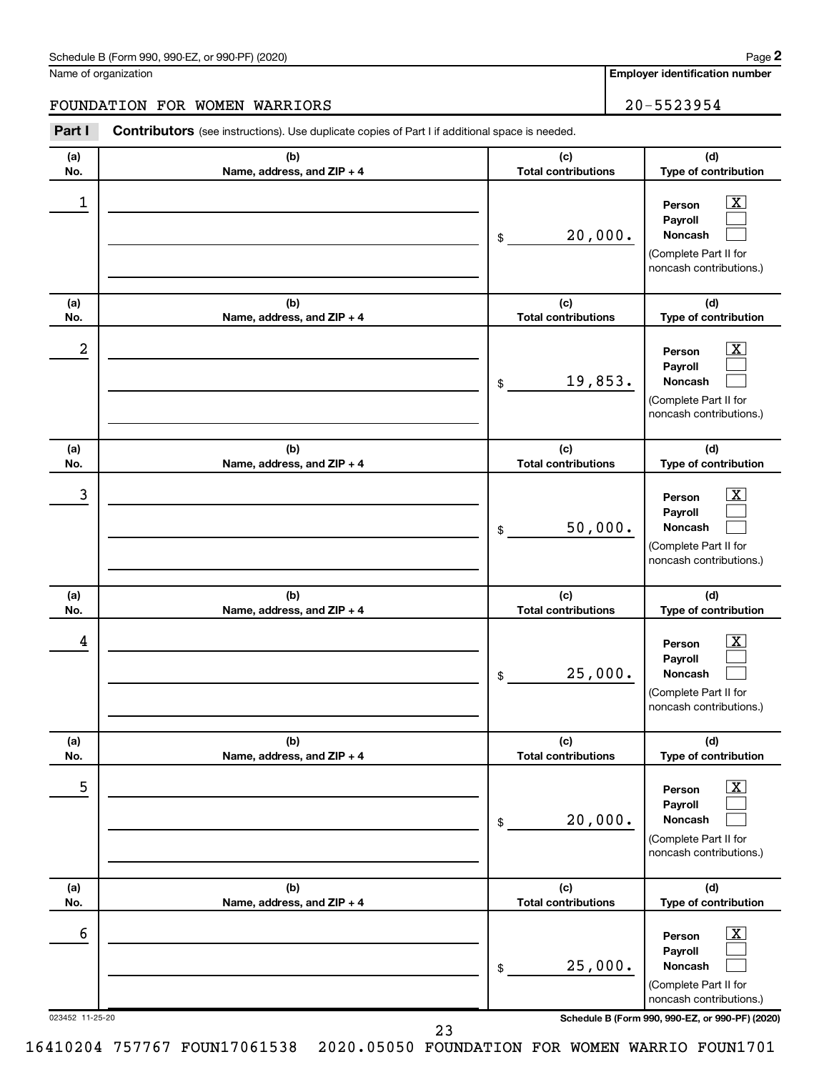Name of organization

FOUNDATION FOR WOMEN WARRIORS

**Employer identification number**

20-5523954

**Part I** **Contributors** (see instructions). Use duplicate copies of Part I if additional space is needed.

| (a) No. | (b) Name, address, and ZIP + 4 | (c) Total contributions | (d) Type of contribution |
|---|---|---|---|
| 1 | | $ 20,000. | Person [X] Payroll [ ] Noncash [ ] (Complete Part II for noncash contributions.) |
| 2 | | $ 19,853. | Person [X] Payroll [ ] Noncash [ ] (Complete Part II for noncash contributions.) |
| 3 | | $ 50,000. | Person [X] Payroll [ ] Noncash [ ] (Complete Part II for noncash contributions.) |
| 4 | | $ 25,000. | Person [X] Payroll [ ] Noncash [ ] (Complete Part II for noncash contributions.) |
| 5 | | $ 20,000. | Person [X] Payroll [ ] Noncash [ ] (Complete Part II for noncash contributions.) |
| 6 | | $ 25,000. | Person [X] Payroll [ ] Noncash [ ] (Complete Part II for noncash contributions.) |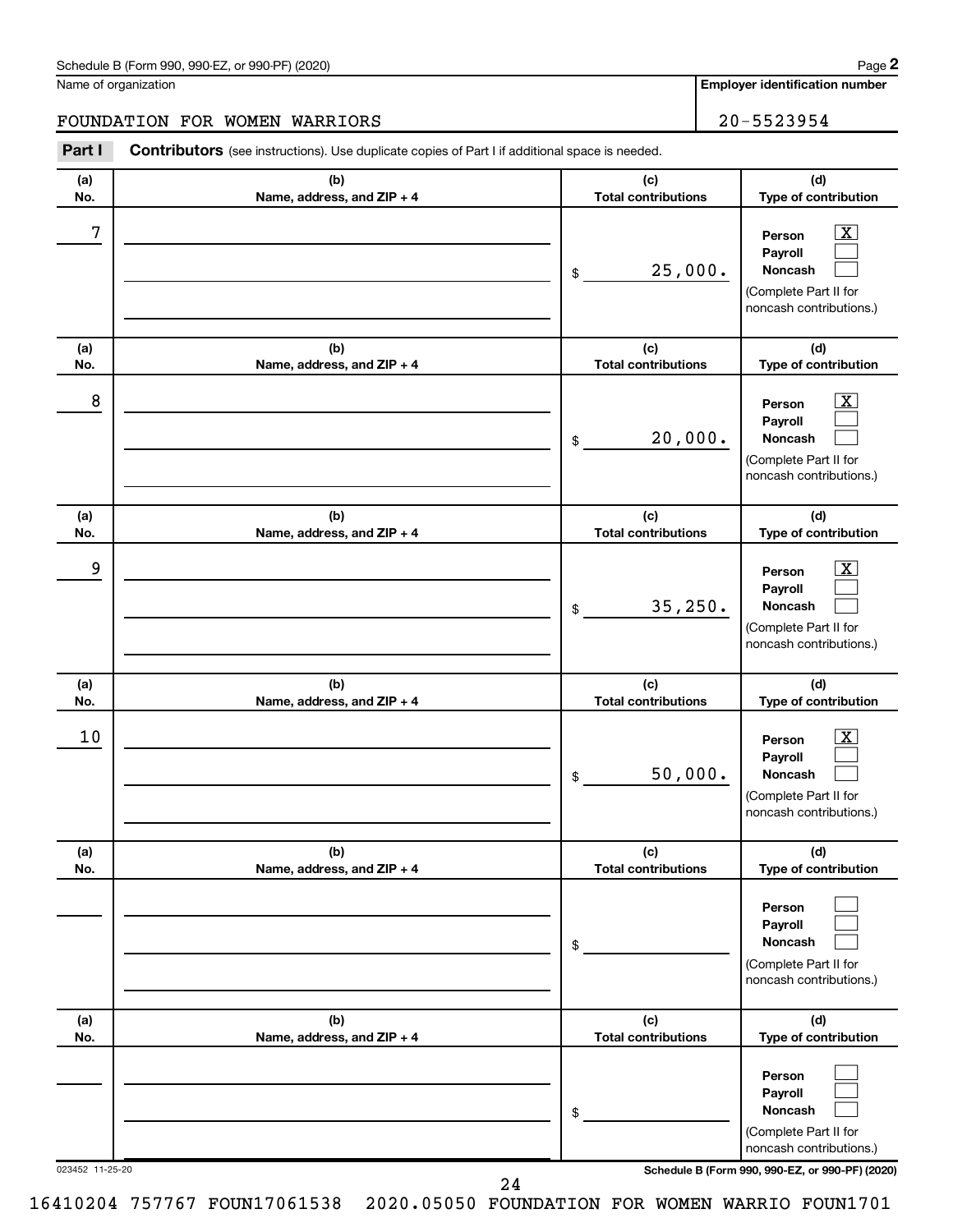Schedule B (Form 990, 990-EZ, or 990-PF) (2020)

Name of organization: FOUNDATION FOR WOMEN WARRIORS

Employer identification number: 20-5523954

**Part I** **Contributors** (see instructions). Use duplicate copies of Part I if additional space is needed.

| (a) No. | (b) Name, address, and ZIP + 4 | (c) Total contributions | (d) Type of contribution |
|---|---|---|---|
| 7 | | $ 25,000. | Person [X] Payroll [ ] Noncash [ ] (Complete Part II for noncash contributions.) |
| 8 | | $ 20,000. | Person [X] Payroll [ ] Noncash [ ] (Complete Part II for noncash contributions.) |
| 9 | | $ 35,250. | Person [X] Payroll [ ] Noncash [ ] (Complete Part II for noncash contributions.) |
| 10 | | $ 50,000. | Person [X] Payroll [ ] Noncash [ ] (Complete Part II for noncash contributions.) |
| | | $ | Person [ ] Payroll [ ] Noncash [ ] (Complete Part II for noncash contributions.) |
| | | $ | Person [ ] Payroll [ ] Noncash [ ] (Complete Part II for noncash contributions.) |

023452 11-25-20

16410204 757767 FOUN17061538 2020.05050 FOUNDATION FOR WOMEN WARRIO FOUN1701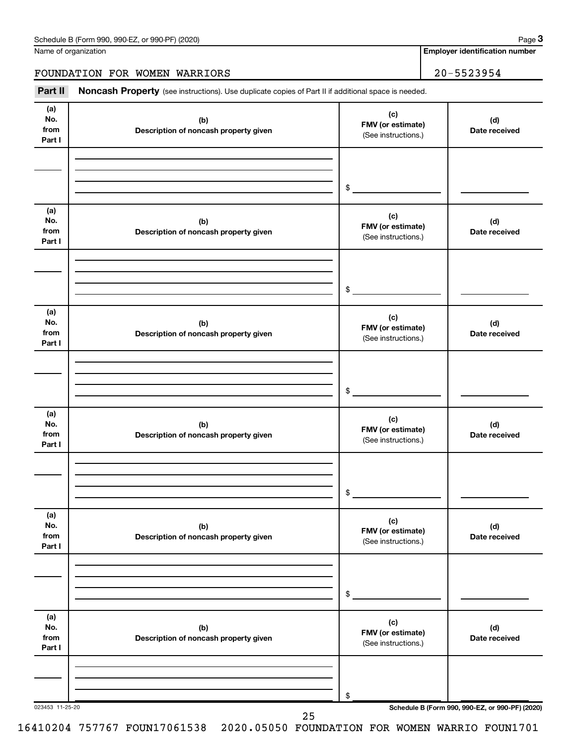Name of organization

FOUNDATION FOR WOMEN WARRIORS

**Employer identification number**

20-5523954

**Part II** **Noncash Property** (see instructions). Use duplicate copies of Part II if additional space is needed.

| (a) No. from Part I | (b) Description of noncash property given | (c) FMV (or estimate) (See instructions.) | (d) Date received |
|---|---|---|---|
| | | $ | |

| (a) No. from Part I | (b) Description of noncash property given | (c) FMV (or estimate) (See instructions.) | (d) Date received |
|---|---|---|---|
| | | $ | |

| (a) No. from Part I | (b) Description of noncash property given | (c) FMV (or estimate) (See instructions.) | (d) Date received |
|---|---|---|---|
| | | $ | |

| (a) No. from Part I | (b) Description of noncash property given | (c) FMV (or estimate) (See instructions.) | (d) Date received |
|---|---|---|---|
| | | $ | |

| (a) No. from Part I | (b) Description of noncash property given | (c) FMV (or estimate) (See instructions.) | (d) Date received |
|---|---|---|---|
| | | $ | |

| (a) No. from Part I | (b) Description of noncash property given | (c) FMV (or estimate) (See instructions.) | (d) Date received |
|---|---|---|---|
| | | $ | |

023453 11-25-20

**Schedule B (Form 990, 990-EZ, or 990-PF) (2020)**

16410204 757767 FOUN17061538 2020.05050 FOUNDATION FOR WOMEN WARRIO FOUN1701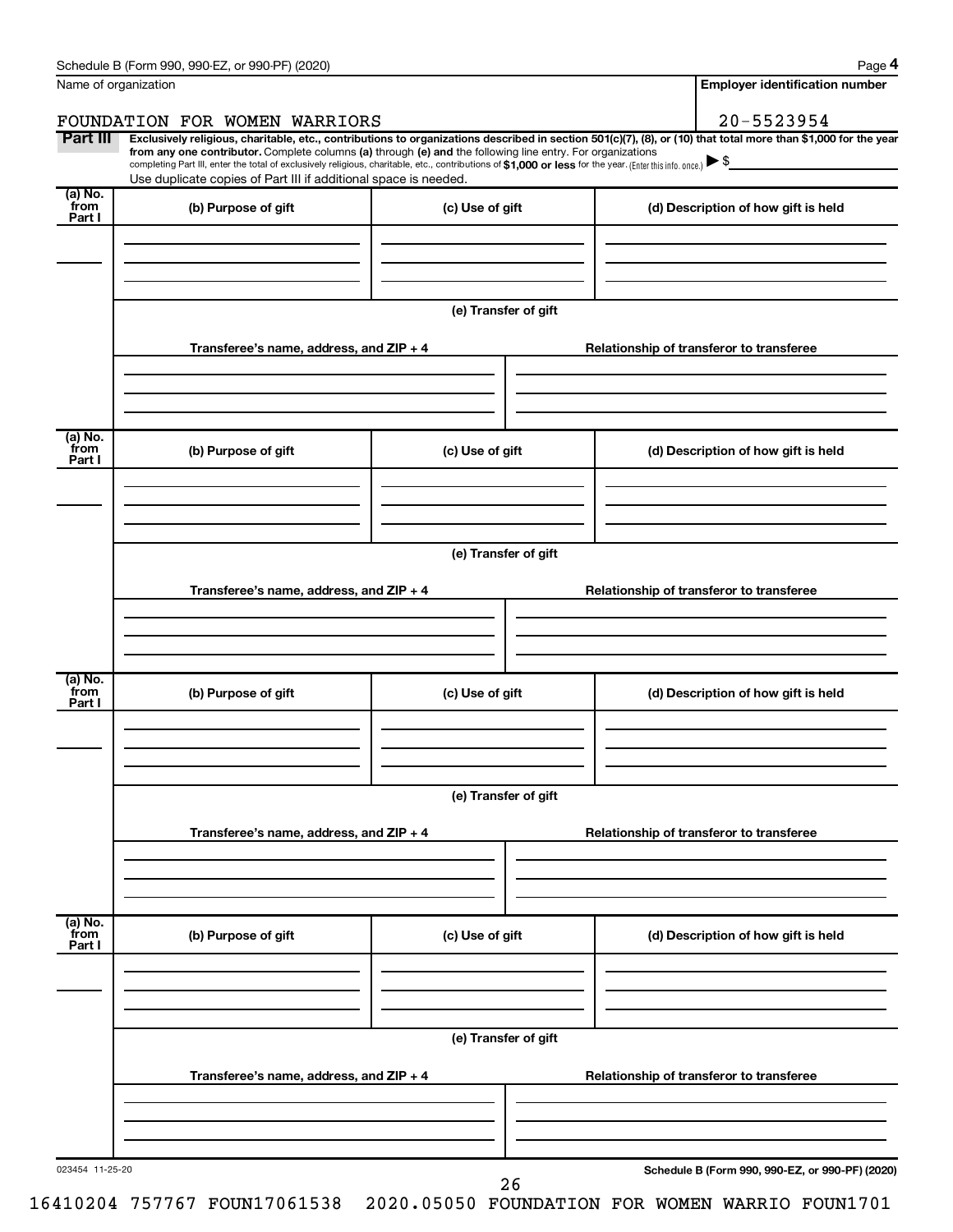Name of organization

FOUNDATION FOR WOMEN WARRIORS

**Employer identification number**

20-5523954

**Part III** **Exclusively religious, charitable, etc., contributions to organizations described in section 501(c)(7), (8), or (10) that total more than $1,000 for the year from any one contributor.** Complete columns **(a)** through **(e)** and the following line entry. For organizations completing Part III, enter the total of exclusively religious, charitable, etc., contributions of **$1,000 or less** for the year. (Enter this info. once.) ▶ $

Use duplicate copies of Part III if additional space is needed.

| (a) No. from Part I | (b) Purpose of gift | (c) Use of gift | (d) Description of how gift is held |
|---|---|---|---|
| | | | |

**(e) Transfer of gift**

| Transferee's name, address, and ZIP + 4 | Relationship of transferor to transferee |
|---|---|
| | |

| (a) No. from Part I | (b) Purpose of gift | (c) Use of gift | (d) Description of how gift is held |
|---|---|---|---|
| | | | |

**(e) Transfer of gift**

| Transferee's name, address, and ZIP + 4 | Relationship of transferor to transferee |
|---|---|
| | |

| (a) No. from Part I | (b) Purpose of gift | (c) Use of gift | (d) Description of how gift is held |
|---|---|---|---|
| | | | |

**(e) Transfer of gift**

| Transferee's name, address, and ZIP + 4 | Relationship of transferor to transferee |
|---|---|
| | |

| (a) No. from Part I | (b) Purpose of gift | (c) Use of gift | (d) Description of how gift is held |
|---|---|---|---|
| | | | |

**(e) Transfer of gift**

| Transferee's name, address, and ZIP + 4 | Relationship of transferor to transferee |
|---|---|
| | |

023454 11-25-20

**Schedule B (Form 990, 990-EZ, or 990-PF) (2020)**

16410204 757767 FOUN17061538 2020.05050 FOUNDATION FOR WOMEN WARRIO FOUN1701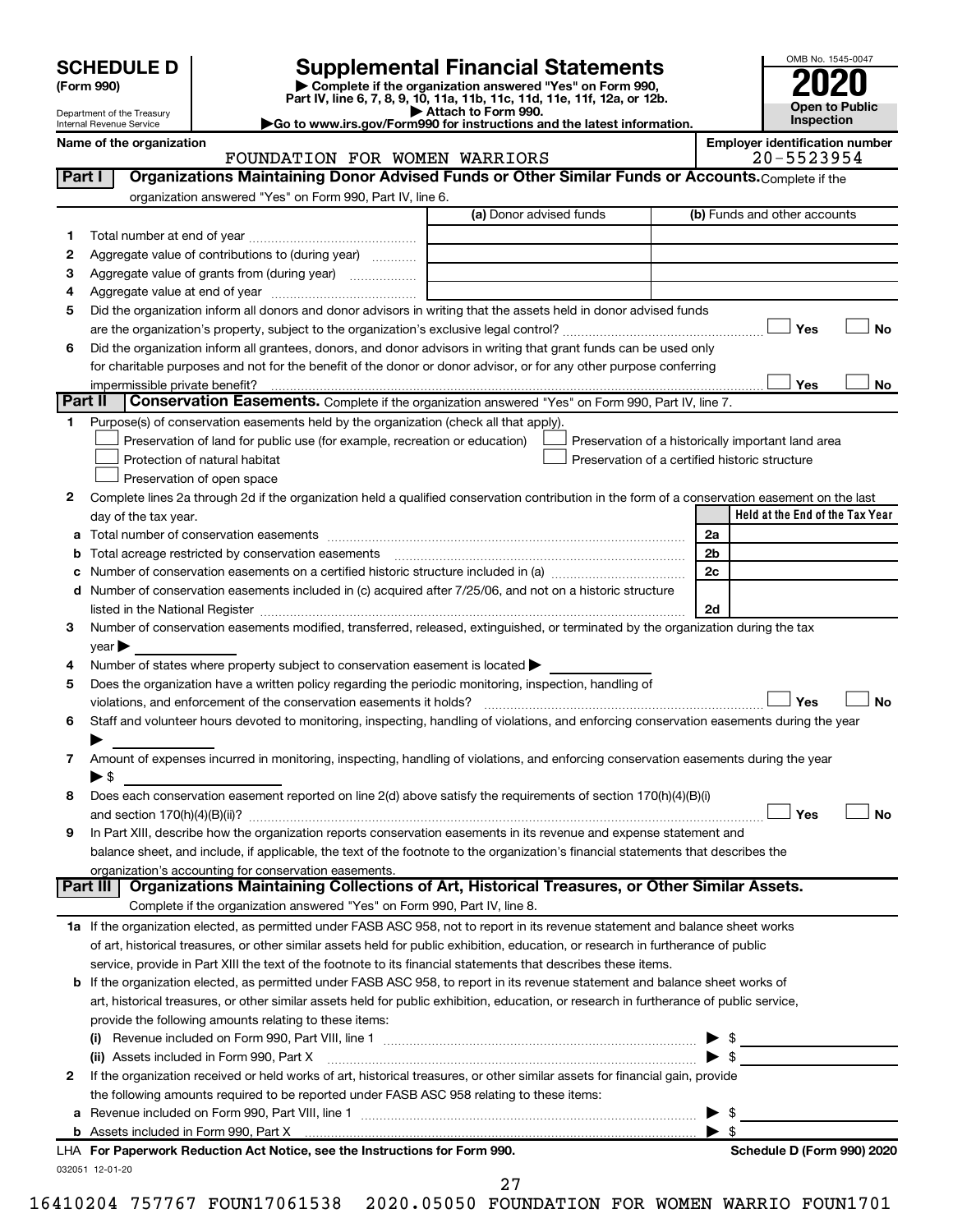# SCHEDULE D (Form 990)

Department of the Treasury
Internal Revenue Service

## Supplemental Financial Statements

▶ Complete if the organization answered "Yes" on Form 990, Part IV, line 6, 7, 8, 9, 10, 11a, 11b, 11c, 11d, 11e, 11f, 12a, or 12b.
▶ Attach to Form 990.
▶Go to www.irs.gov/Form990 for instructions and the latest information.

OMB No. 1545-0047

**2020**

**Open to Public Inspection**

**Name of the organization:** FOUNDATION FOR WOMEN WARRIORS

**Employer identification number:** 20-5523954

## Part I — Organizations Maintaining Donor Advised Funds or Other Similar Funds or Accounts.

Complete if the organization answered "Yes" on Form 990, Part IV, line 6.

| | | (a) Donor advised funds | (b) Funds and other accounts |
|---|---|---|---|
| 1 | Total number at end of year | | |
| 2 | Aggregate value of contributions to (during year) | | |
| 3 | Aggregate value of grants from (during year) | | |
| 4 | Aggregate value at end of year | | |

5 Did the organization inform all donors and donor advisors in writing that the assets held in donor advised funds are the organization's property, subject to the organization's exclusive legal control? ☐ Yes ☐ No

6 Did the organization inform all grantees, donors, and donor advisors in writing that grant funds can be used only for charitable purposes and not for the benefit of the donor or donor advisor, or for any other purpose conferring impermissible private benefit? ☐ Yes ☐ No

## Part II — Conservation Easements.

Complete if the organization answered "Yes" on Form 990, Part IV, line 7.

1 Purpose(s) of conservation easements held by the organization (check all that apply).

- ☐ Preservation of land for public use (for example, recreation or education)
- ☐ Protection of natural habitat
- ☐ Preservation of open space
- ☐ Preservation of a historically important land area
- ☐ Preservation of a certified historic structure

2 Complete lines 2a through 2d if the organization held a qualified conservation contribution in the form of a conservation easement on the last day of the tax year.

| | | | Held at the End of the Tax Year |
|---|---|---|---|
| a | Total number of conservation easements | 2a | |
| b | Total acreage restricted by conservation easements | 2b | |
| c | Number of conservation easements on a certified historic structure included in (a) | 2c | |
| d | Number of conservation easements included in (c) acquired after 7/25/06, and not on a historic structure listed in the National Register | 2d | |

3 Number of conservation easements modified, transferred, released, extinguished, or terminated by the organization during the tax year ▶

4 Number of states where property subject to conservation easement is located ▶

5 Does the organization have a written policy regarding the periodic monitoring, inspection, handling of violations, and enforcement of the conservation easements it holds? ☐ Yes ☐ No

6 Staff and volunteer hours devoted to monitoring, inspecting, handling of violations, and enforcing conservation easements during the year ▶

7 Amount of expenses incurred in monitoring, inspecting, handling of violations, and enforcing conservation easements during the year ▶ $

8 Does each conservation easement reported on line 2(d) above satisfy the requirements of section 170(h)(4)(B)(i) and section 170(h)(4)(B)(ii)? ☐ Yes ☐ No

9 In Part XIII, describe how the organization reports conservation easements in its revenue and expense statement and balance sheet, and include, if applicable, the text of the footnote to the organization's financial statements that describes the organization's accounting for conservation easements.

## Part III — Organizations Maintaining Collections of Art, Historical Treasures, or Other Similar Assets.

Complete if the organization answered "Yes" on Form 990, Part IV, line 8.

1a If the organization elected, as permitted under FASB ASC 958, not to report in its revenue statement and balance sheet works of art, historical treasures, or other similar assets held for public exhibition, education, or research in furtherance of public service, provide in Part XIII the text of the footnote to its financial statements that describes these items.

b If the organization elected, as permitted under FASB ASC 958, to report in its revenue statement and balance sheet works of art, historical treasures, or other similar assets held for public exhibition, education, or research in furtherance of public service, provide the following amounts relating to these items:

(i) Revenue included on Form 990, Part VIII, line 1 ▶ $

(ii) Assets included in Form 990, Part X ▶ $

2 If the organization received or held works of art, historical treasures, or other similar assets for financial gain, provide the following amounts required to be reported under FASB ASC 958 relating to these items:

a Revenue included on Form 990, Part VIII, line 1 ▶ $

b Assets included in Form 990, Part X ▶ $

**LHA For Paperwork Reduction Act Notice, see the Instructions for Form 990.** **Schedule D (Form 990) 2020**

032051 12-01-20

16410204 757767 FOUN17061538 2020.05050 FOUNDATION FOR WOMEN WARRIO FOUN1701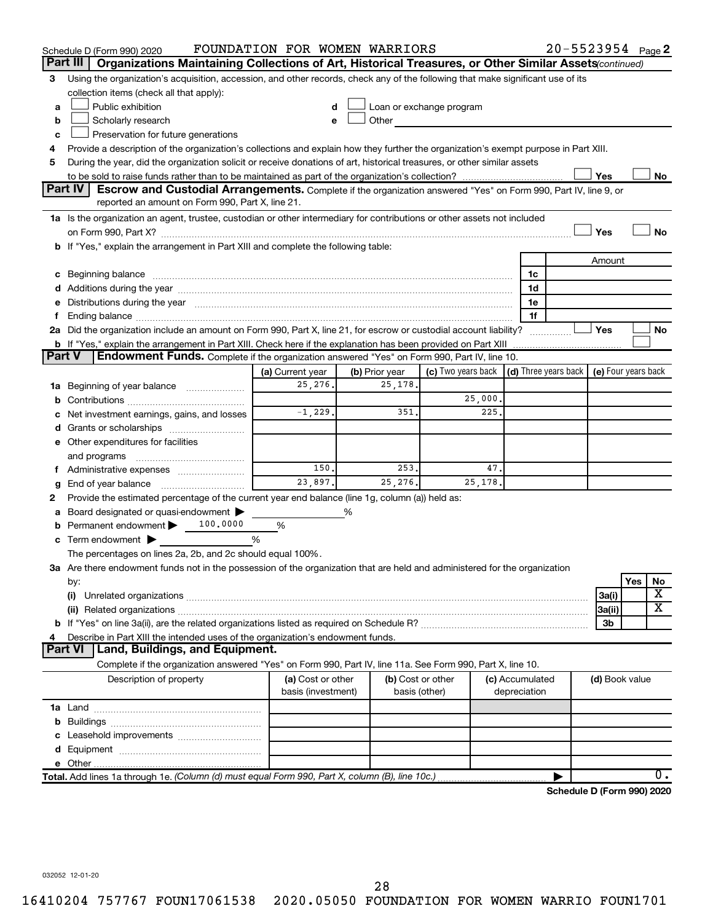Schedule D (Form 990) 2020 FOUNDATION FOR WOMEN WARRIORS 20-5523954 Page 2

## Part III Organizations Maintaining Collections of Art, Historical Treasures, or Other Similar Assets *(continued)*

3 Using the organization's acquisition, accession, and other records, check any of the following that make significant use of its collection items (check all that apply):

- a ☐ Public exhibition
- b ☐ Scholarly research
- c ☐ Preservation for future generations
- d ☐ Loan or exchange program
- e ☐ Other

4 Provide a description of the organization's collections and explain how they further the organization's exempt purpose in Part XIII.

5 During the year, did the organization solicit or receive donations of art, historical treasures, or other similar assets to be sold to raise funds rather than to be maintained as part of the organization's collection? ☐ Yes ☐ No

## Part IV Escrow and Custodial Arrangements.

Complete if the organization answered "Yes" on Form 990, Part IV, line 9, or reported an amount on Form 990, Part X, line 21.

1a Is the organization an agent, trustee, custodian or other intermediary for contributions or other assets not included on Form 990, Part X? ☐ Yes ☐ No

b If "Yes," explain the arrangement in Part XIII and complete the following table:

| | | Amount |
|---|---|---|
| c Beginning balance | 1c | |
| d Additions during the year | 1d | |
| e Distributions during the year | 1e | |
| f Ending balance | 1f | |

2a Did the organization include an amount on Form 990, Part X, line 21, for escrow or custodial account liability? ☐ Yes ☐ No

b If "Yes," explain the arrangement in Part XIII. Check here if the explanation has been provided on Part XIII ☐

## Part V Endowment Funds.

Complete if the organization answered "Yes" on Form 990, Part IV, line 10.

| | (a) Current year | (b) Prior year | (c) Two years back | (d) Three years back | (e) Four years back |
|---|---|---|---|---|---|
| 1a Beginning of year balance | 25,276. | 25,178. | | | |
| b Contributions | | | 25,000. | | |
| c Net investment earnings, gains, and losses | -1,229. | 351. | 225. | | |
| d Grants or scholarships | | | | | |
| e Other expenditures for facilities and programs | | | | | |
| f Administrative expenses | 150. | 253. | 47. | | |
| g End of year balance | 23,897. | 25,276. | 25,178. | | |

2 Provide the estimated percentage of the current year end balance (line 1g, column (a)) held as:

- a Board designated or quasi-endowment ▶ ______ %
- b Permanent endowment ▶ 100.0000 %
- c Term endowment ▶ ______ %

The percentages on lines 2a, 2b, and 2c should equal 100%.

3a Are there endowment funds not in the possession of the organization that are held and administered for the organization by:

| | | Yes | No |
|---|---|---|---|
| (i) Unrelated organizations | 3a(i) | | X |
| (ii) Related organizations | 3a(ii) | | X |
| b If "Yes" on line 3a(ii), are the related organizations listed as required on Schedule R? | 3b | | |

4 Describe in Part XIII the intended uses of the organization's endowment funds.

## Part VI Land, Buildings, and Equipment.

Complete if the organization answered "Yes" on Form 990, Part IV, line 11a. See Form 990, Part X, line 10.

| Description of property | (a) Cost or other basis (investment) | (b) Cost or other basis (other) | (c) Accumulated depreciation | (d) Book value |
|---|---|---|---|---|
| 1a Land | | | | |
| b Buildings | | | | |
| c Leasehold improvements | | | | |
| d Equipment | | | | |
| e Other | | | | |
| **Total.** Add lines 1a through 1e. *(Column (d) must equal Form 990, Part X, column (B), line 10c.)* | | | | 0. |

**Schedule D (Form 990) 2020**

032052 12-01-20

16410204 757767 FOUN17061538 2020.05050 FOUNDATION FOR WOMEN WARRIO FOUN1701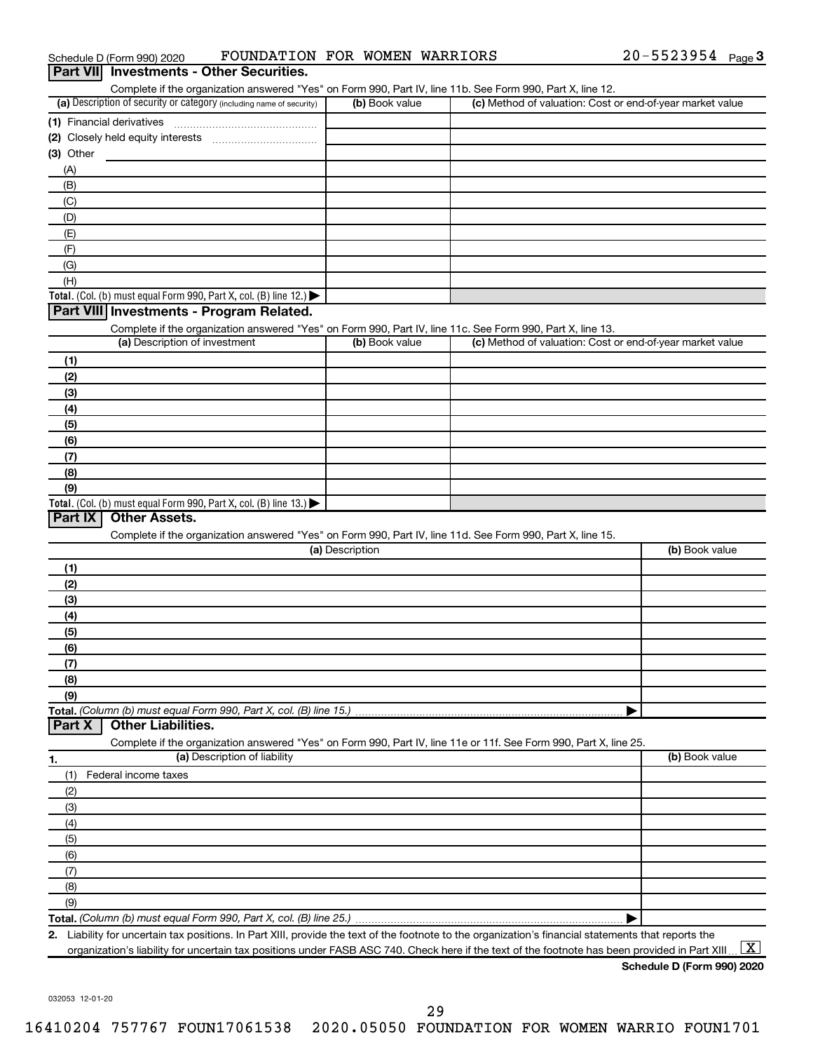Schedule D (Form 990) 2020 FOUNDATION FOR WOMEN WARRIORS 20-5523954 Page 3

## Part VII Investments - Other Securities.

Complete if the organization answered "Yes" on Form 990, Part IV, line 11b. See Form 990, Part X, line 12.

| (a) Description of security or category (including name of security) | (b) Book value | (c) Method of valuation: Cost or end-of-year market value |
|---|---|---|
| (1) Financial derivatives | | |
| (2) Closely held equity interests | | |
| (3) Other | | |
| (A) | | |
| (B) | | |
| (C) | | |
| (D) | | |
| (E) | | |
| (F) | | |
| (G) | | |
| (H) | | |
| **Total.** (Col. (b) must equal Form 990, Part X, col. (B) line 12.) ▶ | | |

## Part VIII Investments - Program Related.

Complete if the organization answered "Yes" on Form 990, Part IV, line 11c. See Form 990, Part X, line 13.

| (a) Description of investment | (b) Book value | (c) Method of valuation: Cost or end-of-year market value |
|---|---|---|
| (1) | | |
| (2) | | |
| (3) | | |
| (4) | | |
| (5) | | |
| (6) | | |
| (7) | | |
| (8) | | |
| (9) | | |
| **Total.** (Col. (b) must equal Form 990, Part X, col. (B) line 13.) ▶ | | |

## Part IX Other Assets.

Complete if the organization answered "Yes" on Form 990, Part IV, line 11d. See Form 990, Part X, line 15.

| (a) Description | (b) Book value |
|---|---|
| (1) | |
| (2) | |
| (3) | |
| (4) | |
| (5) | |
| (6) | |
| (7) | |
| (8) | |
| (9) | |
| **Total.** *(Column (b) must equal Form 990, Part X, col. (B) line 15.)* ▶ | |

## Part X Other Liabilities.

Complete if the organization answered "Yes" on Form 990, Part IV, line 11e or 11f. See Form 990, Part X, line 25.

| 1. (a) Description of liability | (b) Book value |
|---|---|
| (1) Federal income taxes | |
| (2) | |
| (3) | |
| (4) | |
| (5) | |
| (6) | |
| (7) | |
| (8) | |
| (9) | |
| **Total.** *(Column (b) must equal Form 990, Part X, col. (B) line 25.)* ▶ | |

**2.** Liability for uncertain tax positions. In Part XIII, provide the text of the footnote to the organization's financial statements that reports the organization's liability for uncertain tax positions under FASB ASC 740. Check here if the text of the footnote has been provided in Part XIII ... [X]

**Schedule D (Form 990) 2020**

032053 12-01-20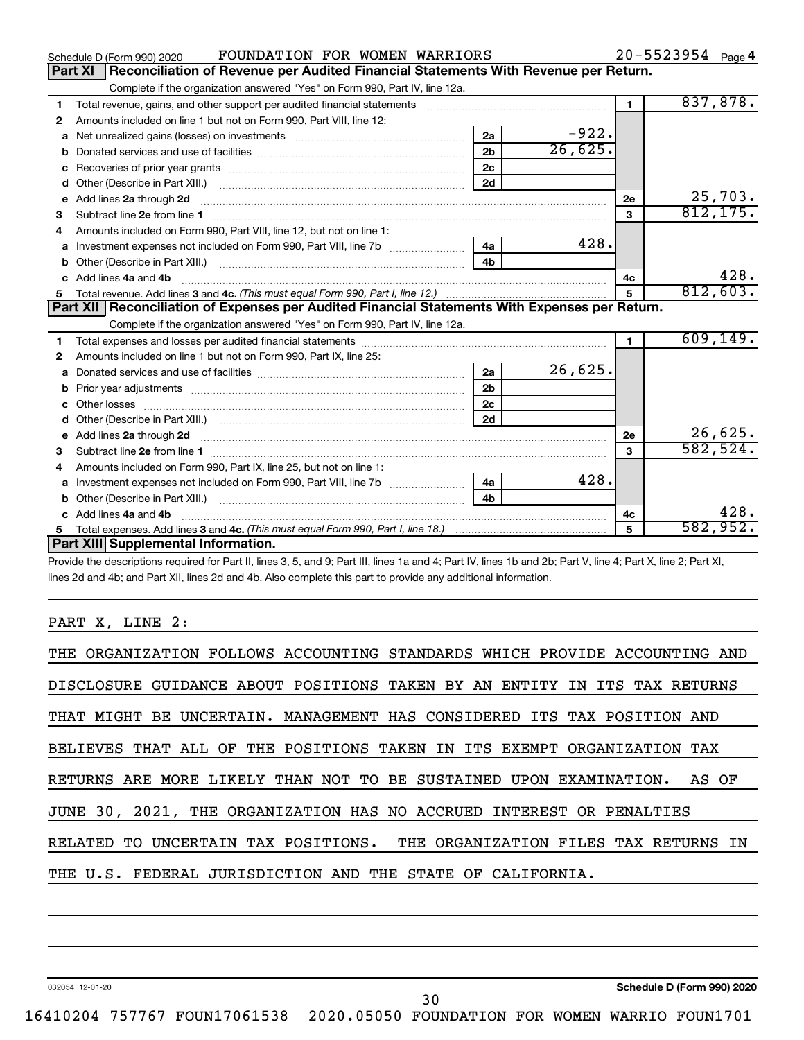Schedule D (Form 990) 2020 FOUNDATION FOR WOMEN WARRIORS 20-5523954 Page 4

## Part XI Reconciliation of Revenue per Audited Financial Statements With Revenue per Return.

Complete if the organization answered "Yes" on Form 990, Part IV, line 12a.

| | | | | | |
|---|---|---|---|---|---|
| 1 | Total revenue, gains, and other support per audited financial statements | | | 1 | 837,878. |
| 2 | Amounts included on line 1 but not on Form 990, Part VIII, line 12: | | | | |
| a | Net unrealized gains (losses) on investments | 2a | -922. | | |
| b | Donated services and use of facilities | 2b | 26,625. | | |
| c | Recoveries of prior year grants | 2c | | | |
| d | Other (Describe in Part XIII.) | 2d | | | |
| e | Add lines 2a through 2d | | | 2e | 25,703. |
| 3 | Subtract line 2e from line 1 | | | 3 | 812,175. |
| 4 | Amounts included on Form 990, Part VIII, line 12, but not on line 1: | | | | |
| a | Investment expenses not included on Form 990, Part VIII, line 7b | 4a | 428. | | |
| b | Other (Describe in Part XIII.) | 4b | | | |
| c | Add lines 4a and 4b | | | 4c | 428. |
| 5 | Total revenue. Add lines 3 and 4c. *(This must equal Form 990, Part I, line 12.)* | | | 5 | 812,603. |

## Part XII Reconciliation of Expenses per Audited Financial Statements With Expenses per Return.

Complete if the organization answered "Yes" on Form 990, Part IV, line 12a.

| | | | | | |
|---|---|---|---|---|---|
| 1 | Total expenses and losses per audited financial statements | | | 1 | 609,149. |
| 2 | Amounts included on line 1 but not on Form 990, Part IX, line 25: | | | | |
| a | Donated services and use of facilities | 2a | 26,625. | | |
| b | Prior year adjustments | 2b | | | |
| c | Other losses | 2c | | | |
| d | Other (Describe in Part XIII.) | 2d | | | |
| e | Add lines 2a through 2d | | | 2e | 26,625. |
| 3 | Subtract line 2e from line 1 | | | 3 | 582,524. |
| 4 | Amounts included on Form 990, Part IX, line 25, but not on line 1: | | | | |
| a | Investment expenses not included on Form 990, Part VIII, line 7b | 4a | 428. | | |
| b | Other (Describe in Part XIII.) | 4b | | | |
| c | Add lines 4a and 4b | | | 4c | 428. |
| 5 | Total expenses. Add lines 3 and 4c. *(This must equal Form 990, Part I, line 18.)* | | | 5 | 582,952. |

## Part XIII Supplemental Information.

Provide the descriptions required for Part II, lines 3, 5, and 9; Part III, lines 1a and 4; Part IV, lines 1b and 2b; Part V, line 4; Part X, line 2; Part XI, lines 2d and 4b; and Part XII, lines 2d and 4b. Also complete this part to provide any additional information.

PART X, LINE 2:

THE ORGANIZATION FOLLOWS ACCOUNTING STANDARDS WHICH PROVIDE ACCOUNTING AND DISCLOSURE GUIDANCE ABOUT POSITIONS TAKEN BY AN ENTITY IN ITS TAX RETURNS THAT MIGHT BE UNCERTAIN. MANAGEMENT HAS CONSIDERED ITS TAX POSITION AND BELIEVES THAT ALL OF THE POSITIONS TAKEN IN ITS EXEMPT ORGANIZATION TAX RETURNS ARE MORE LIKELY THAN NOT TO BE SUSTAINED UPON EXAMINATION. AS OF JUNE 30, 2021, THE ORGANIZATION HAS NO ACCRUED INTEREST OR PENALTIES RELATED TO UNCERTAIN TAX POSITIONS. THE ORGANIZATION FILES TAX RETURNS IN THE U.S. FEDERAL JURISDICTION AND THE STATE OF CALIFORNIA.

032054 12-01-20 Schedule D (Form 990) 2020

16410204 757767 FOUN17061538 2020.05050 FOUNDATION FOR WOMEN WARRIO FOUN1701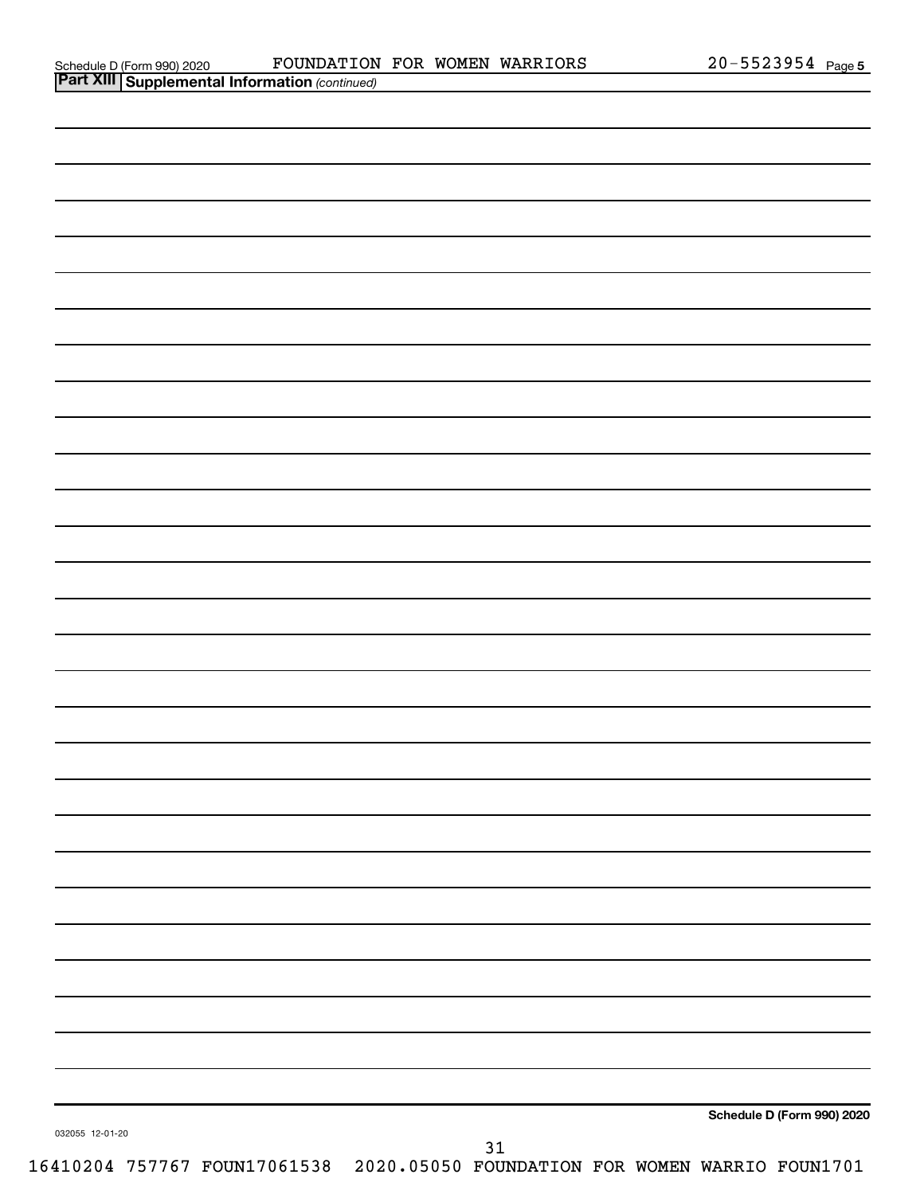Schedule D (Form 990) 2020 FOUNDATION FOR WOMEN WARRIORS 20-5523954 Page 5

**Part XIII Supplemental Information** *(continued)*

**Schedule D (Form 990) 2020**

032055 12-01-20

16410204 757767 FOUN17061538 2020.05050 FOUNDATION FOR WOMEN WARRIO FOUN1701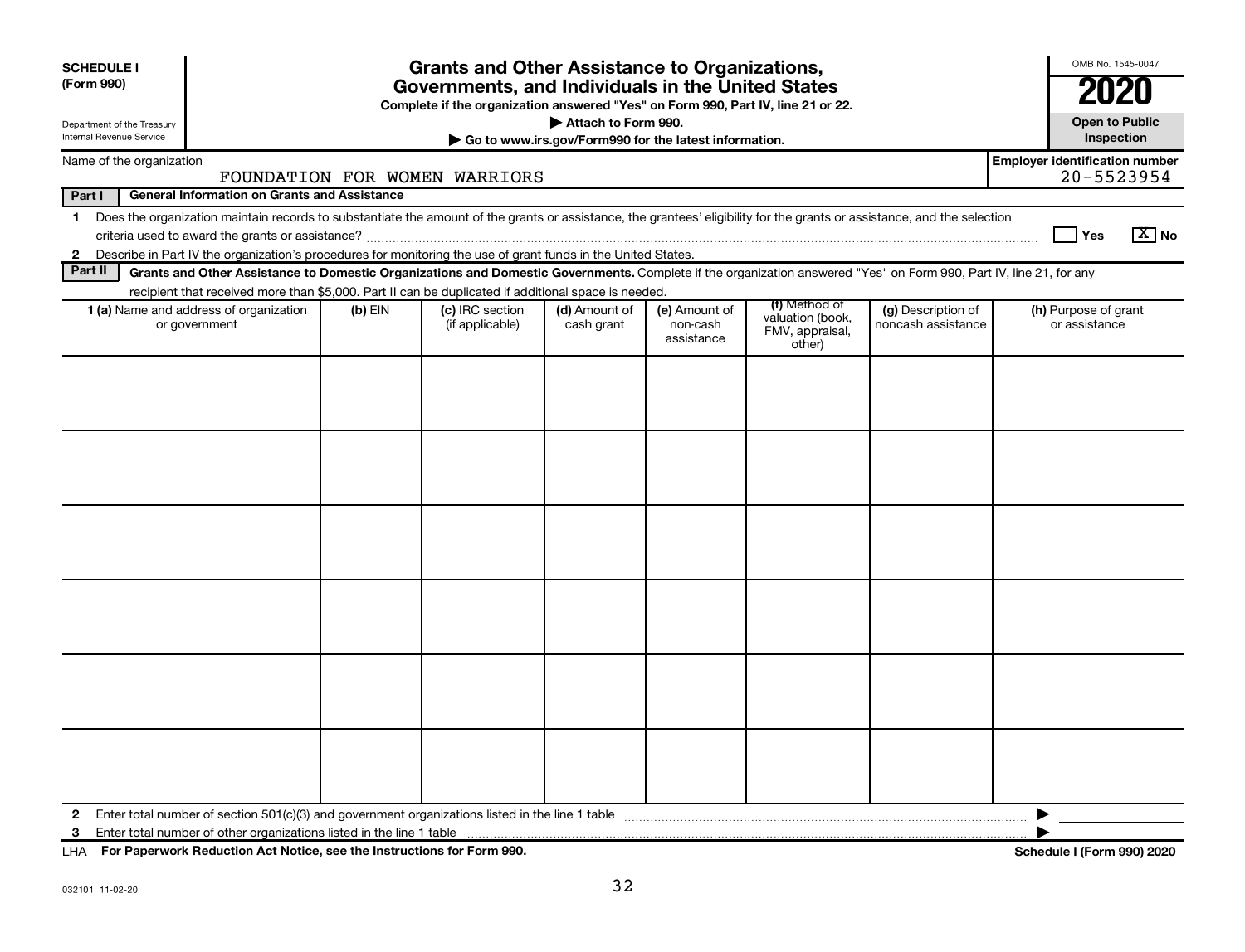**SCHEDULE I**
**(Form 990)**

Department of the Treasury
Internal Revenue Service

# Grants and Other Assistance to Organizations, Governments, and Individuals in the United States

**Complete if the organization answered "Yes" on Form 990, Part IV, line 21 or 22.**

**▶ Attach to Form 990.**

**▶ Go to www.irs.gov/Form990 for the latest information.**

OMB No. 1545-0047

**2020**

**Open to Public Inspection**

Name of the organization: FOUNDATION FOR WOMEN WARRIORS

**Employer identification number:** 20-5523954

**Part I — General Information on Grants and Assistance**

1 Does the organization maintain records to substantiate the amount of the grants or assistance, the grantees' eligibility for the grants or assistance, and the selection criteria used to award the grants or assistance? ☐ Yes ☒ No

2 Describe in Part IV the organization's procedures for monitoring the use of grant funds in the United States.

**Part II — Grants and Other Assistance to Domestic Organizations and Domestic Governments.** Complete if the organization answered "Yes" on Form 990, Part IV, line 21, for any recipient that received more than $5,000. Part II can be duplicated if additional space is needed.

| 1 (a) Name and address of organization or government | (b) EIN | (c) IRC section (if applicable) | (d) Amount of cash grant | (e) Amount of non-cash assistance | (f) Method of valuation (book, FMV, appraisal, other) | (g) Description of noncash assistance | (h) Purpose of grant or assistance |
|---|---|---|---|---|---|---|---|
| | | | | | | | |
| | | | | | | | |
| | | | | | | | |
| | | | | | | | |
| | | | | | | | |
| | | | | | | | |

2 Enter total number of section 501(c)(3) and government organizations listed in the line 1 table ▶

3 Enter total number of other organizations listed in the line 1 table ▶

LHA **For Paperwork Reduction Act Notice, see the Instructions for Form 990.** **Schedule I (Form 990) 2020**

032101 11-02-20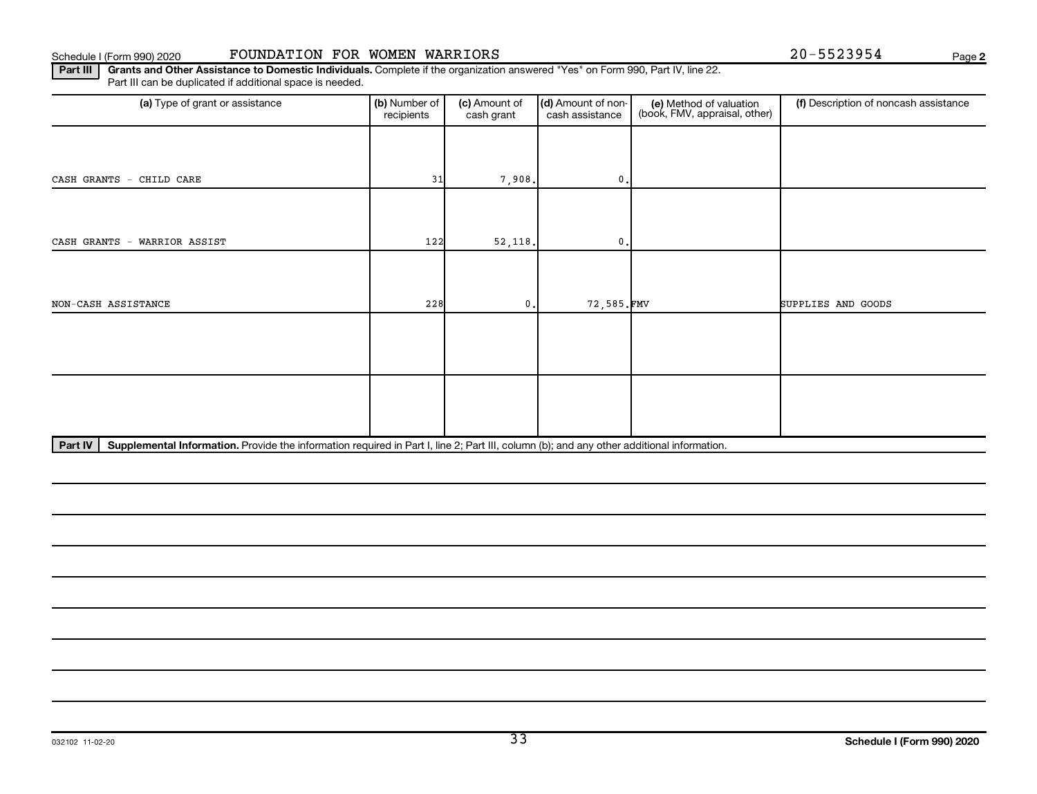Schedule I (Form 990) 2020 FOUNDATION FOR WOMEN WARRIORS 20-5523954

**Part III** **Grants and Other Assistance to Domestic Individuals.** Complete if the organization answered "Yes" on Form 990, Part IV, line 22. Part III can be duplicated if additional space is needed.

| (a) Type of grant or assistance | (b) Number of recipients | (c) Amount of cash grant | (d) Amount of non-cash assistance | (e) Method of valuation (book, FMV, appraisal, other) | (f) Description of noncash assistance |
|---|---|---|---|---|---|
| CASH GRANTS - CHILD CARE | 31 | 7,908. | 0. | | |
| CASH GRANTS - WARRIOR ASSIST | 122 | 52,118. | 0. | | |
| NON-CASH ASSISTANCE | 228 | 0. | 72,585. | FMV | SUPPLIES AND GOODS |
| | | | | | |
| | | | | | |

**Part IV** **Supplemental Information.** Provide the information required in Part I, line 2; Part III, column (b); and any other additional information.

032102 11-02-20

**Schedule I (Form 990) 2020**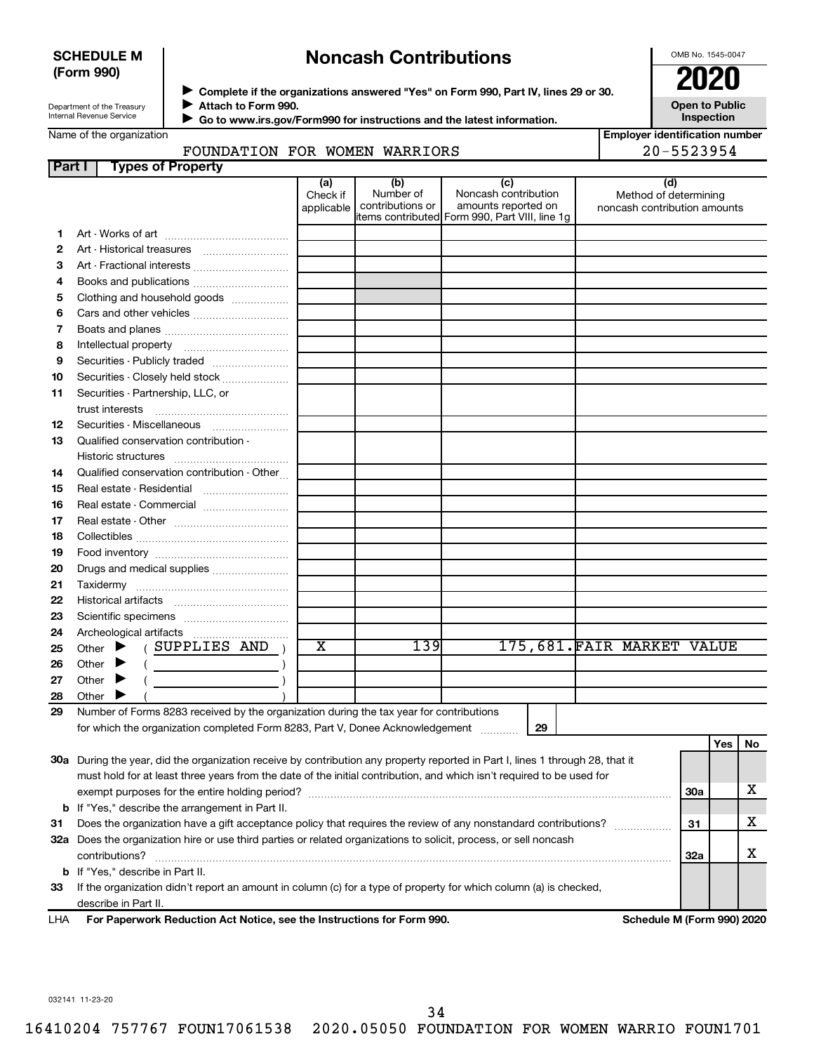**SCHEDULE M (Form 990)**

Department of the Treasury
Internal Revenue Service

# Noncash Contributions

▶ Complete if the organizations answered "Yes" on Form 990, Part IV, lines 29 or 30.
▶ Attach to Form 990.
▶ Go to www.irs.gov/Form990 for instructions and the latest information.

OMB No. 1545-0047

**2020**

**Open to Public Inspection**

| Name of the organization | Employer identification number |
|---|---|
| FOUNDATION FOR WOMEN WARRIORS | 20-5523954 |

**Part I — Types of Property**

| | | (a) Check if applicable | (b) Number of contributions or items contributed | (c) Noncash contribution amounts reported on Form 990, Part VIII, line 1g | (d) Method of determining noncash contribution amounts |
|---|---|---|---|---|---|
| 1 | Art - Works of art | | | | |
| 2 | Art - Historical treasures | | | | |
| 3 | Art - Fractional interests | | | | |
| 4 | Books and publications | | | | |
| 5 | Clothing and household goods | | | | |
| 6 | Cars and other vehicles | | | | |
| 7 | Boats and planes | | | | |
| 8 | Intellectual property | | | | |
| 9 | Securities - Publicly traded | | | | |
| 10 | Securities - Closely held stock | | | | |
| 11 | Securities - Partnership, LLC, or trust interests | | | | |
| 12 | Securities - Miscellaneous | | | | |
| 13 | Qualified conservation contribution - Historic structures | | | | |
| 14 | Qualified conservation contribution - Other | | | | |
| 15 | Real estate - Residential | | | | |
| 16 | Real estate - Commercial | | | | |
| 17 | Real estate - Other | | | | |
| 18 | Collectibles | | | | |
| 19 | Food inventory | | | | |
| 20 | Drugs and medical supplies | | | | |
| 21 | Taxidermy | | | | |
| 22 | Historical artifacts | | | | |
| 23 | Scientific specimens | | | | |
| 24 | Archeological artifacts | | | | |
| 25 | Other ▶ ( SUPPLIES AND ) | X | 139 | 175,681. | FAIR MARKET VALUE |
| 26 | Other ▶ ( ) | | | | |
| 27 | Other ▶ ( ) | | | | |
| 28 | Other ▶ ( ) | | | | |

29 Number of Forms 8283 received by the organization during the tax year for contributions for which the organization completed Form 8283, Part V, Donee Acknowledgement ..... **29**

| | | Line | Yes | No |
|---|---|---|---|---|
| 30a | During the year, did the organization receive by contribution any property reported in Part I, lines 1 through 28, that it must hold for at least three years from the date of the initial contribution, and which isn't required to be used for exempt purposes for the entire holding period? | 30a | | X |
| b | If "Yes," describe the arrangement in Part II. | | | |
| 31 | Does the organization have a gift acceptance policy that requires the review of any nonstandard contributions? | 31 | | X |
| 32a | Does the organization hire or use third parties or related organizations to solicit, process, or sell noncash contributions? | 32a | | X |
| b | If "Yes," describe in Part II. | | | |
| 33 | If the organization didn't report an amount in column (c) for a type of property for which column (a) is checked, describe in Part II. | | | |

LHA **For Paperwork Reduction Act Notice, see the Instructions for Form 990.** **Schedule M (Form 990) 2020**

032141 11-23-20

16410204 757767 FOUN17061538 2020.05050 FOUNDATION FOR WOMEN WARRIO FOUN1701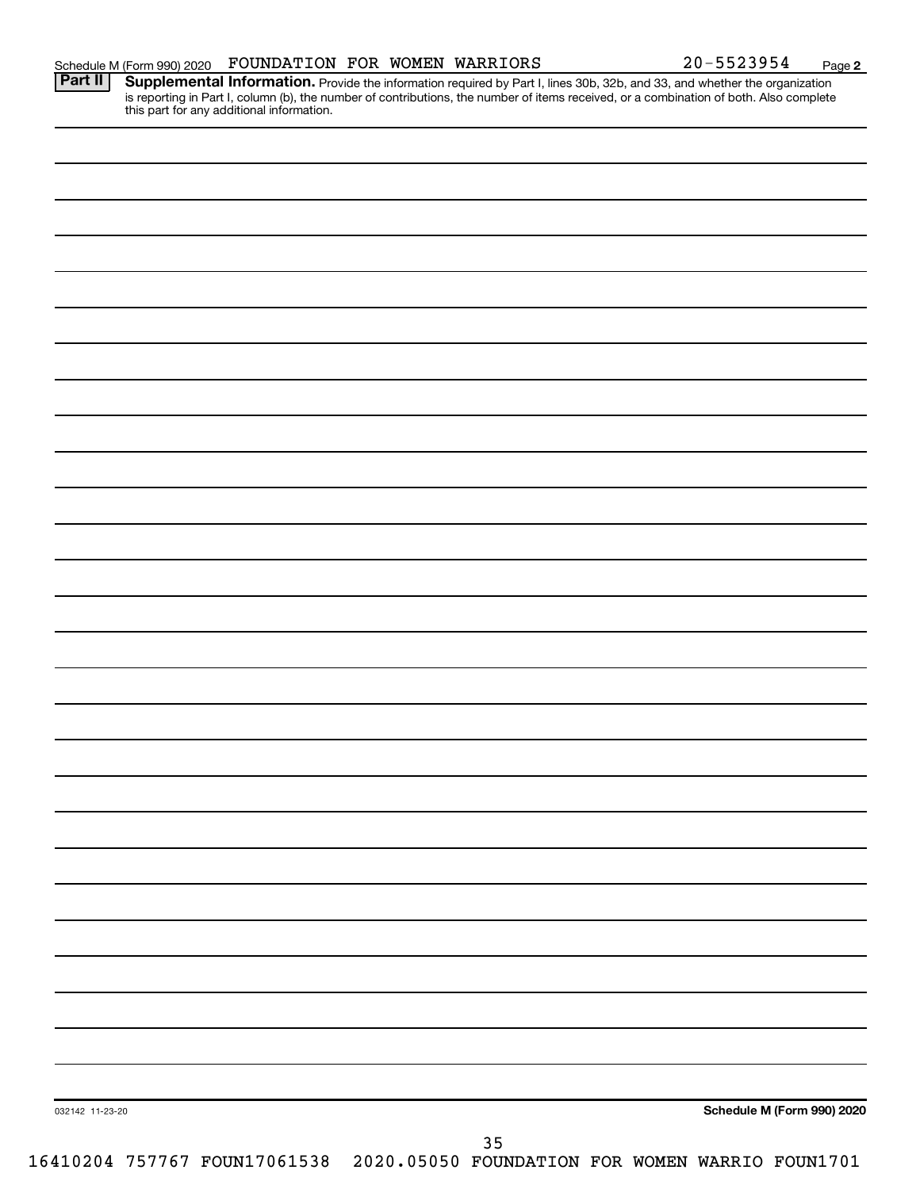Schedule M (Form 990) 2020 FOUNDATION FOR WOMEN WARRIORS 20-5523954 Page 2

**Part II** **Supplemental Information.** Provide the information required by Part I, lines 30b, 32b, and 33, and whether the organization is reporting in Part I, column (b), the number of contributions, the number of items received, or a combination of both. Also complete this part for any additional information.

032142 11-23-20 **Schedule M (Form 990) 2020**

16410204 757767 FOUN17061538 2020.05050 FOUNDATION FOR WOMEN WARRIO FOUN1701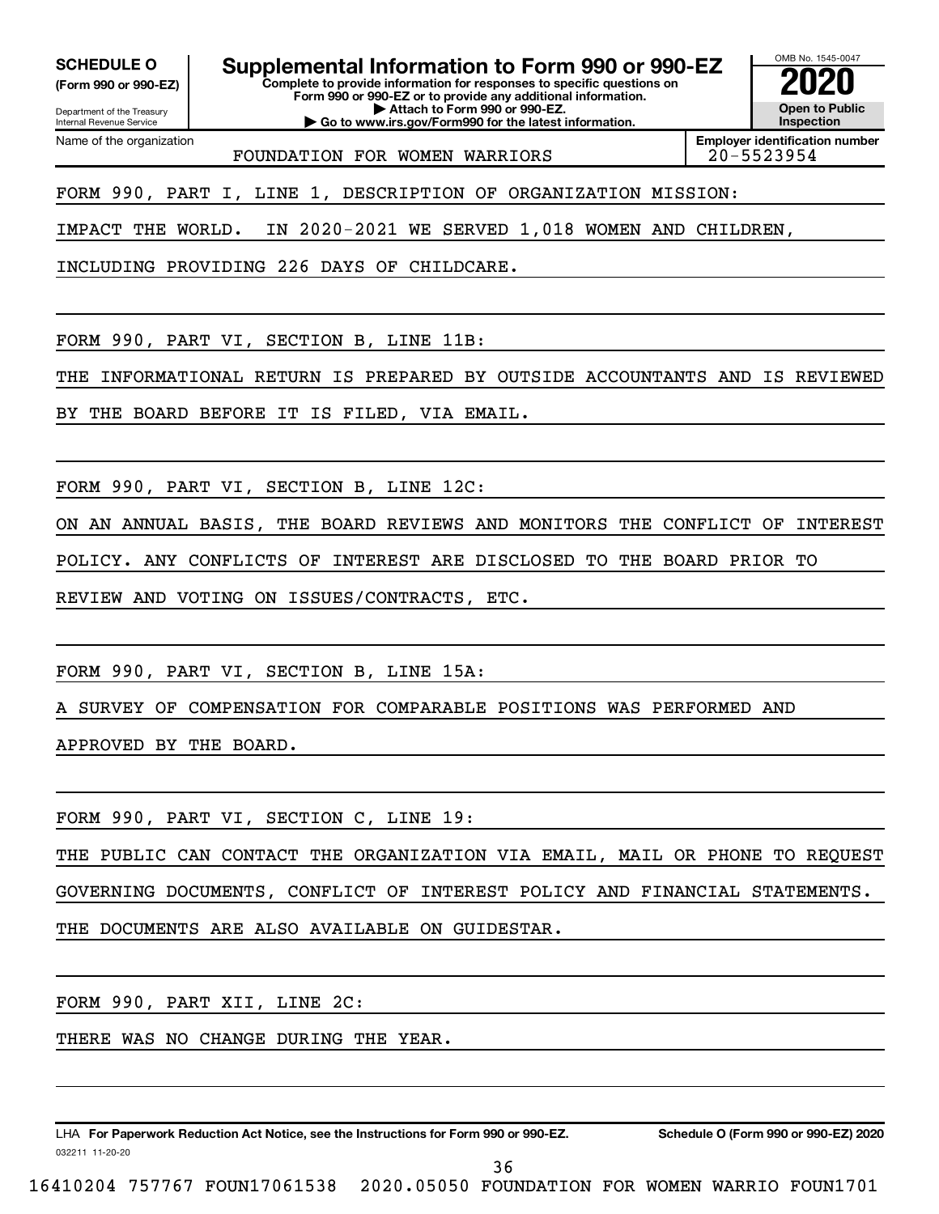**SCHEDULE O**
**(Form 990 or 990-EZ)**

Department of the Treasury
Internal Revenue Service

# Supplemental Information to Form 990 or 990-EZ

**Complete to provide information for responses to specific questions on Form 990 or 990-EZ or to provide any additional information.**
**▶ Attach to Form 990 or 990-EZ.**
**▶ Go to www.irs.gov/Form990 for the latest information.**

OMB No. 1545-0047
**2020**
**Open to Public Inspection**

Name of the organization: FOUNDATION FOR WOMEN WARRIORS

**Employer identification number:** 20-5523954

FORM 990, PART I, LINE 1, DESCRIPTION OF ORGANIZATION MISSION:

IMPACT THE WORLD. IN 2020-2021 WE SERVED 1,018 WOMEN AND CHILDREN, INCLUDING PROVIDING 226 DAYS OF CHILDCARE.

FORM 990, PART VI, SECTION B, LINE 11B:

THE INFORMATIONAL RETURN IS PREPARED BY OUTSIDE ACCOUNTANTS AND IS REVIEWED BY THE BOARD BEFORE IT IS FILED, VIA EMAIL.

FORM 990, PART VI, SECTION B, LINE 12C:

ON AN ANNUAL BASIS, THE BOARD REVIEWS AND MONITORS THE CONFLICT OF INTEREST POLICY. ANY CONFLICTS OF INTEREST ARE DISCLOSED TO THE BOARD PRIOR TO REVIEW AND VOTING ON ISSUES/CONTRACTS, ETC.

FORM 990, PART VI, SECTION B, LINE 15A:

A SURVEY OF COMPENSATION FOR COMPARABLE POSITIONS WAS PERFORMED AND APPROVED BY THE BOARD.

FORM 990, PART VI, SECTION C, LINE 19:

THE PUBLIC CAN CONTACT THE ORGANIZATION VIA EMAIL, MAIL OR PHONE TO REQUEST GOVERNING DOCUMENTS, CONFLICT OF INTEREST POLICY AND FINANCIAL STATEMENTS. THE DOCUMENTS ARE ALSO AVAILABLE ON GUIDESTAR.

FORM 990, PART XII, LINE 2C:

THERE WAS NO CHANGE DURING THE YEAR.

LHA **For Paperwork Reduction Act Notice, see the Instructions for Form 990 or 990-EZ.** **Schedule O (Form 990 or 990-EZ) 2020**

032211 11-20-20

16410204 757767 FOUN17061538 2020.05050 FOUNDATION FOR WOMEN WARRIO FOUN1701